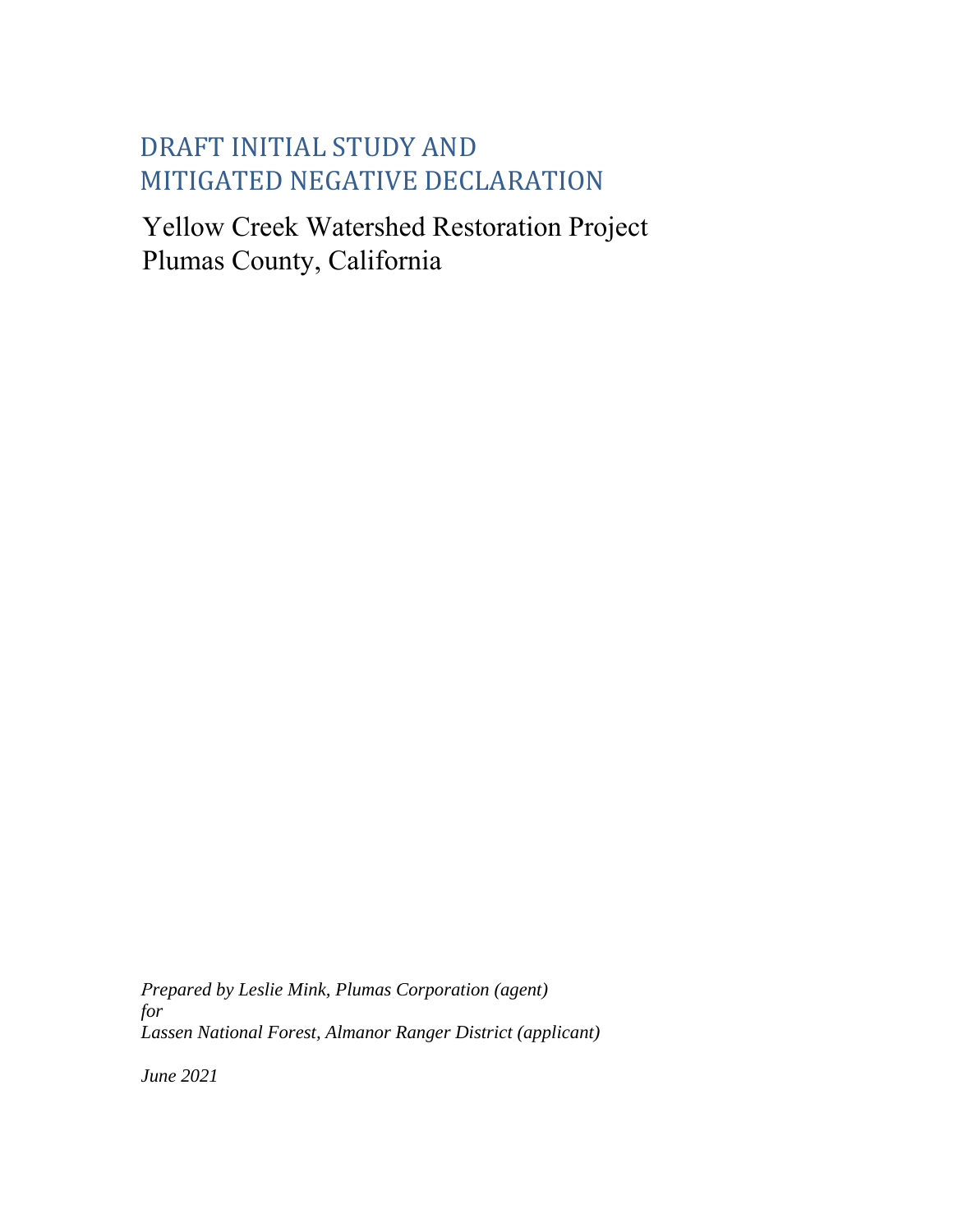# DRAFT INITIAL STUDY AND MITIGATED NEGATIVE DECLARATION

## Yellow Creek Watershed Restoration Project
## Plumas County, California

*Prepared by Leslie Mink, Plumas Corporation (agent)*
*for*
*Lassen National Forest, Almanor Ranger District (applicant)*

*June 2021*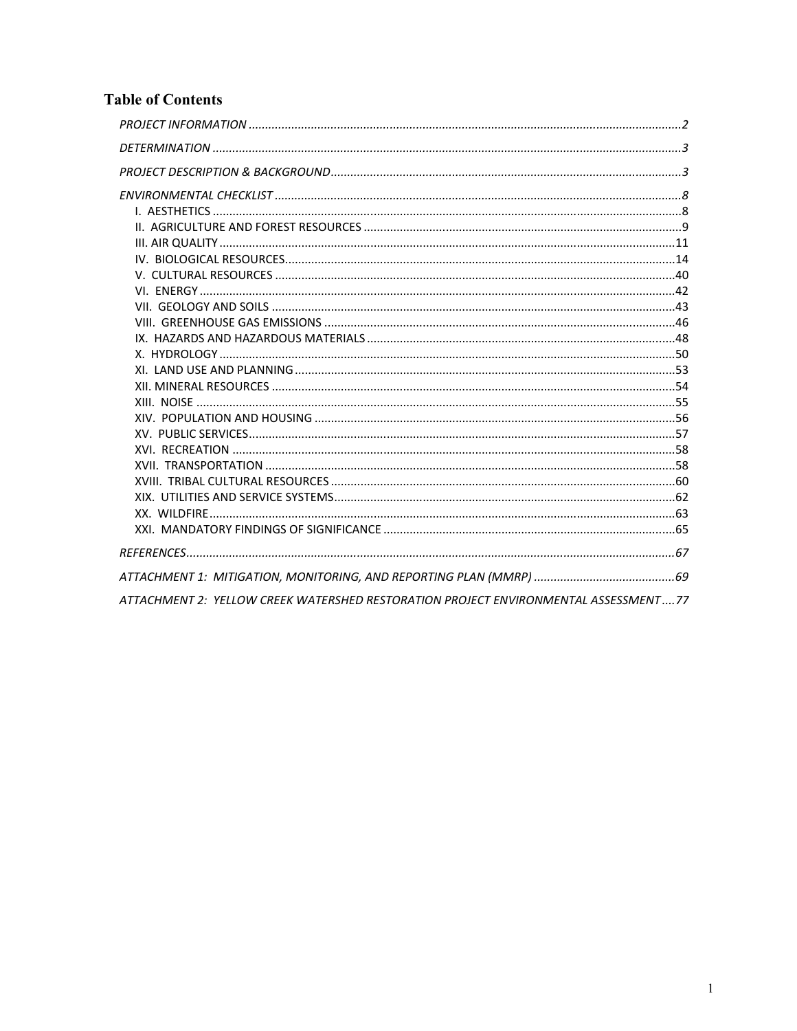## Table of Contents

*PROJECT INFORMATION* ..... 2

*DETERMINATION* ..... 3

*PROJECT DESCRIPTION & BACKGROUND* ..... 3

*ENVIRONMENTAL CHECKLIST* ..... 8

- I. AESTHETICS ..... 8
- II. AGRICULTURE AND FOREST RESOURCES ..... 9
- III. AIR QUALITY ..... 11
- IV. BIOLOGICAL RESOURCES ..... 14
- V. CULTURAL RESOURCES ..... 40
- VI. ENERGY ..... 42
- VII. GEOLOGY AND SOILS ..... 43
- VIII. GREENHOUSE GAS EMISSIONS ..... 46
- IX. HAZARDS AND HAZARDOUS MATERIALS ..... 48
- X. HYDROLOGY ..... 50
- XI. LAND USE AND PLANNING ..... 53
- XII. MINERAL RESOURCES ..... 54
- XIII. NOISE ..... 55
- XIV. POPULATION AND HOUSING ..... 56
- XV. PUBLIC SERVICES ..... 57
- XVI. RECREATION ..... 58
- XVII. TRANSPORTATION ..... 58
- XVIII. TRIBAL CULTURAL RESOURCES ..... 60
- XIX. UTILITIES AND SERVICE SYSTEMS ..... 62
- XX. WILDFIRE ..... 63
- XXI. MANDATORY FINDINGS OF SIGNIFICANCE ..... 65

*REFERENCES* ..... 67

*ATTACHMENT 1: MITIGATION, MONITORING, AND REPORTING PLAN (MMRP)* ..... 69

*ATTACHMENT 2: YELLOW CREEK WATERSHED RESTORATION PROJECT ENVIRONMENTAL ASSESSMENT* ..... 77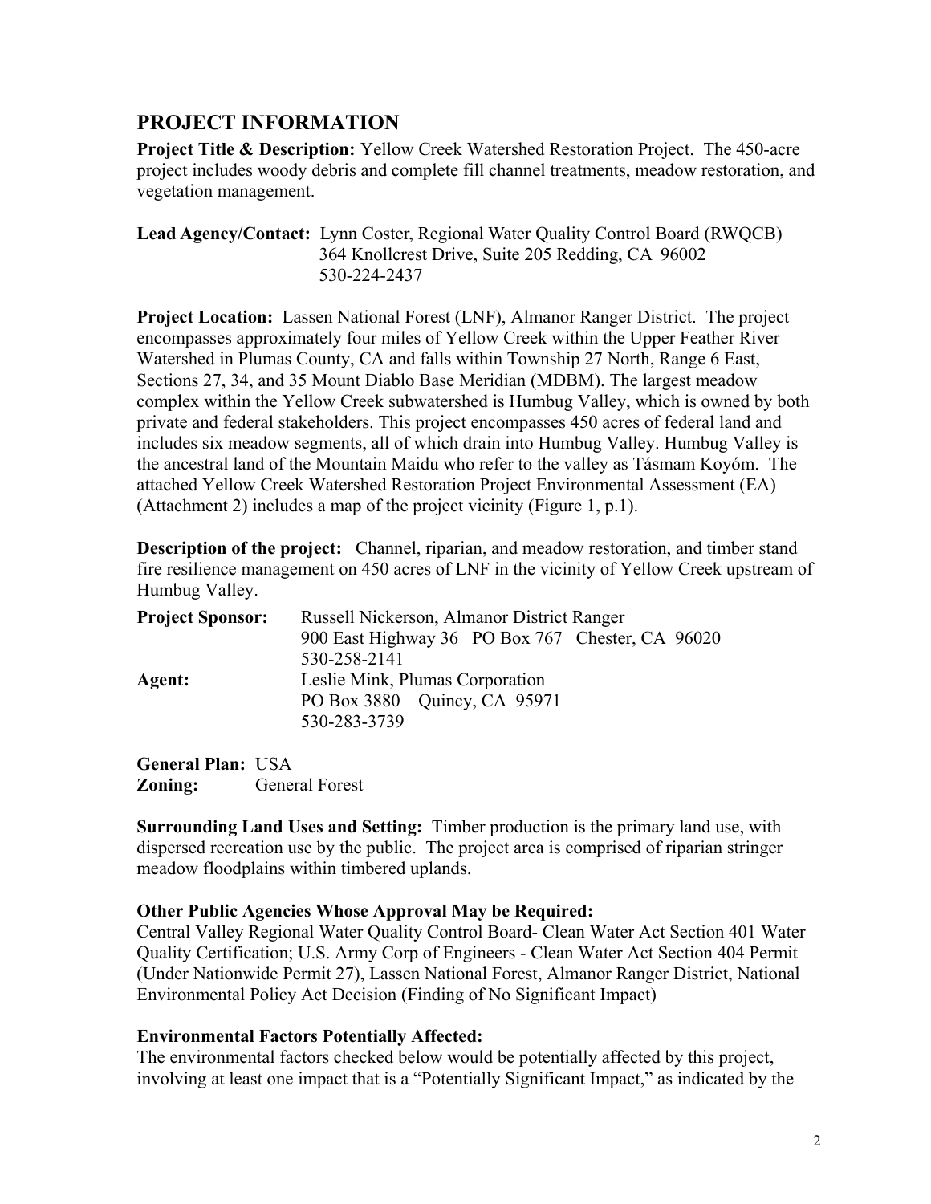## PROJECT INFORMATION

**Project Title & Description:** Yellow Creek Watershed Restoration Project. The 450-acre project includes woody debris and complete fill channel treatments, meadow restoration, and vegetation management.

**Lead Agency/Contact:** Lynn Coster, Regional Water Quality Control Board (RWQCB)
364 Knollcrest Drive, Suite 205 Redding, CA 96002
530-224-2437

**Project Location:** Lassen National Forest (LNF), Almanor Ranger District. The project encompasses approximately four miles of Yellow Creek within the Upper Feather River Watershed in Plumas County, CA and falls within Township 27 North, Range 6 East, Sections 27, 34, and 35 Mount Diablo Base Meridian (MDBM). The largest meadow complex within the Yellow Creek subwatershed is Humbug Valley, which is owned by both private and federal stakeholders. This project encompasses 450 acres of federal land and includes six meadow segments, all of which drain into Humbug Valley. Humbug Valley is the ancestral land of the Mountain Maidu who refer to the valley as Tásmam Koyóm. The attached Yellow Creek Watershed Restoration Project Environmental Assessment (EA) (Attachment 2) includes a map of the project vicinity (Figure 1, p.1).

**Description of the project:** Channel, riparian, and meadow restoration, and timber stand fire resilience management on 450 acres of LNF in the vicinity of Yellow Creek upstream of Humbug Valley.

**Project Sponsor:** Russell Nickerson, Almanor District Ranger
900 East Highway 36 PO Box 767 Chester, CA 96020
530-258-2141

**Agent:** Leslie Mink, Plumas Corporation
PO Box 3880 Quincy, CA 95971
530-283-3739

**General Plan:** USA
**Zoning:** General Forest

**Surrounding Land Uses and Setting:** Timber production is the primary land use, with dispersed recreation use by the public. The project area is comprised of riparian stringer meadow floodplains within timbered uplands.

**Other Public Agencies Whose Approval May be Required:**
Central Valley Regional Water Quality Control Board- Clean Water Act Section 401 Water Quality Certification; U.S. Army Corp of Engineers - Clean Water Act Section 404 Permit (Under Nationwide Permit 27), Lassen National Forest, Almanor Ranger District, National Environmental Policy Act Decision (Finding of No Significant Impact)

**Environmental Factors Potentially Affected:**
The environmental factors checked below would be potentially affected by this project, involving at least one impact that is a "Potentially Significant Impact," as indicated by the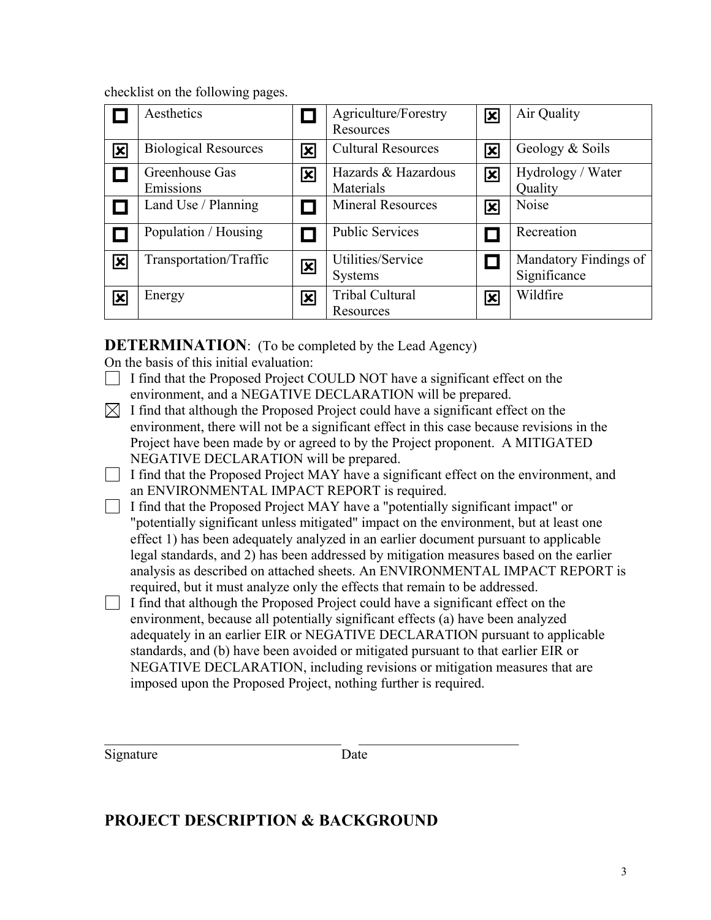checklist on the following pages.

| | | | | | |
|---|---|---|---|---|---|
| ☐ | Aesthetics | ☐ | Agriculture/Forestry Resources | ☒ | Air Quality |
| ☒ | Biological Resources | ☒ | Cultural Resources | ☒ | Geology & Soils |
| ☐ | Greenhouse Gas Emissions | ☒ | Hazards & Hazardous Materials | ☒ | Hydrology / Water Quality |
| ☐ | Land Use / Planning | ☐ | Mineral Resources | ☒ | Noise |
| ☐ | Population / Housing | ☐ | Public Services | ☐ | Recreation |
| ☒ | Transportation/Traffic | ☒ | Utilities/Service Systems | ☐ | Mandatory Findings of Significance |
| ☒ | Energy | ☒ | Tribal Cultural Resources | ☒ | Wildfire |

**DETERMINATION**: (To be completed by the Lead Agency)

On the basis of this initial evaluation:

☐ I find that the Proposed Project COULD NOT have a significant effect on the environment, and a NEGATIVE DECLARATION will be prepared.

☒ I find that although the Proposed Project could have a significant effect on the environment, there will not be a significant effect in this case because revisions in the Project have been made by or agreed to by the Project proponent. A MITIGATED NEGATIVE DECLARATION will be prepared.

☐ I find that the Proposed Project MAY have a significant effect on the environment, and an ENVIRONMENTAL IMPACT REPORT is required.

☐ I find that the Proposed Project MAY have a "potentially significant impact" or "potentially significant unless mitigated" impact on the environment, but at least one effect 1) has been adequately analyzed in an earlier document pursuant to applicable legal standards, and 2) has been addressed by mitigation measures based on the earlier analysis as described on attached sheets. An ENVIRONMENTAL IMPACT REPORT is required, but it must analyze only the effects that remain to be addressed.

☐ I find that although the Proposed Project could have a significant effect on the environment, because all potentially significant effects (a) have been analyzed adequately in an earlier EIR or NEGATIVE DECLARATION pursuant to applicable standards, and (b) have been avoided or mitigated pursuant to that earlier EIR or NEGATIVE DECLARATION, including revisions or mitigation measures that are imposed upon the Proposed Project, nothing further is required.

\_\_\_\_\_\_\_\_\_\_\_\_\_\_\_\_\_\_\_\_\_\_\_\_\_\_\_\_\_\_\_\_\_\_ \_\_\_\_\_\_\_\_\_\_\_\_\_\_\_\_\_\_\_\_\_\_\_

Signature Date

## PROJECT DESCRIPTION & BACKGROUND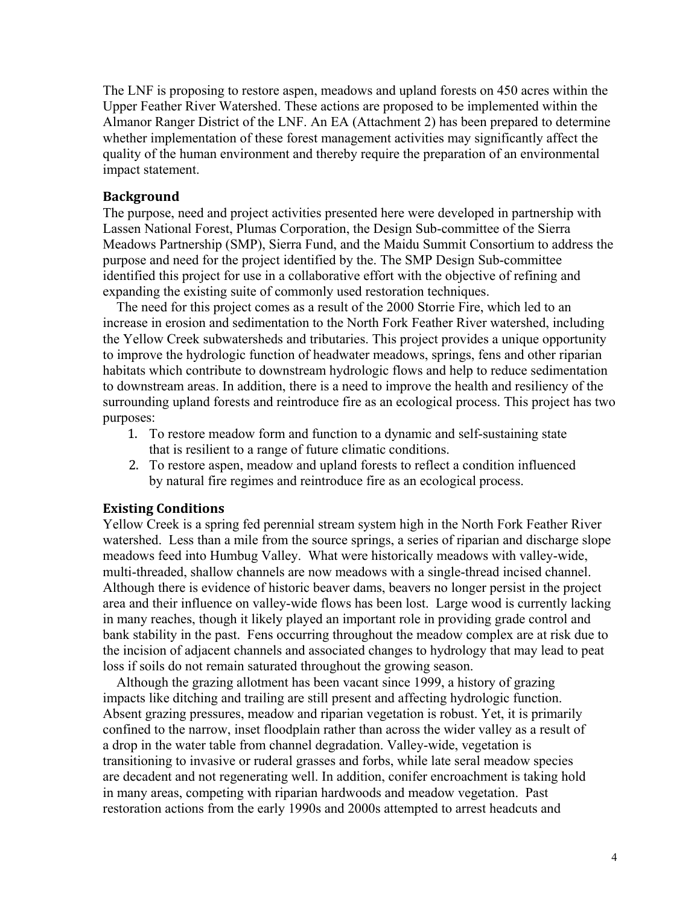The LNF is proposing to restore aspen, meadows and upland forests on 450 acres within the Upper Feather River Watershed. These actions are proposed to be implemented within the Almanor Ranger District of the LNF. An EA (Attachment 2) has been prepared to determine whether implementation of these forest management activities may significantly affect the quality of the human environment and thereby require the preparation of an environmental impact statement.

## Background

The purpose, need and project activities presented here were developed in partnership with Lassen National Forest, Plumas Corporation, the Design Sub-committee of the Sierra Meadows Partnership (SMP), Sierra Fund, and the Maidu Summit Consortium to address the purpose and need for the project identified by the. The SMP Design Sub-committee identified this project for use in a collaborative effort with the objective of refining and expanding the existing suite of commonly used restoration techniques.

The need for this project comes as a result of the 2000 Storrie Fire, which led to an increase in erosion and sedimentation to the North Fork Feather River watershed, including the Yellow Creek subwatersheds and tributaries. This project provides a unique opportunity to improve the hydrologic function of headwater meadows, springs, fens and other riparian habitats which contribute to downstream hydrologic flows and help to reduce sedimentation to downstream areas. In addition, there is a need to improve the health and resiliency of the surrounding upland forests and reintroduce fire as an ecological process. This project has two purposes:

1. To restore meadow form and function to a dynamic and self-sustaining state that is resilient to a range of future climatic conditions.
2. To restore aspen, meadow and upland forests to reflect a condition influenced by natural fire regimes and reintroduce fire as an ecological process.

## Existing Conditions

Yellow Creek is a spring fed perennial stream system high in the North Fork Feather River watershed. Less than a mile from the source springs, a series of riparian and discharge slope meadows feed into Humbug Valley. What were historically meadows with valley-wide, multi-threaded, shallow channels are now meadows with a single-thread incised channel. Although there is evidence of historic beaver dams, beavers no longer persist in the project area and their influence on valley-wide flows has been lost. Large wood is currently lacking in many reaches, though it likely played an important role in providing grade control and bank stability in the past. Fens occurring throughout the meadow complex are at risk due to the incision of adjacent channels and associated changes to hydrology that may lead to peat loss if soils do not remain saturated throughout the growing season.

Although the grazing allotment has been vacant since 1999, a history of grazing impacts like ditching and trailing are still present and affecting hydrologic function. Absent grazing pressures, meadow and riparian vegetation is robust. Yet, it is primarily confined to the narrow, inset floodplain rather than across the wider valley as a result of a drop in the water table from channel degradation. Valley-wide, vegetation is transitioning to invasive or ruderal grasses and forbs, while late seral meadow species are decadent and not regenerating well. In addition, conifer encroachment is taking hold in many areas, competing with riparian hardwoods and meadow vegetation. Past restoration actions from the early 1990s and 2000s attempted to arrest headcuts and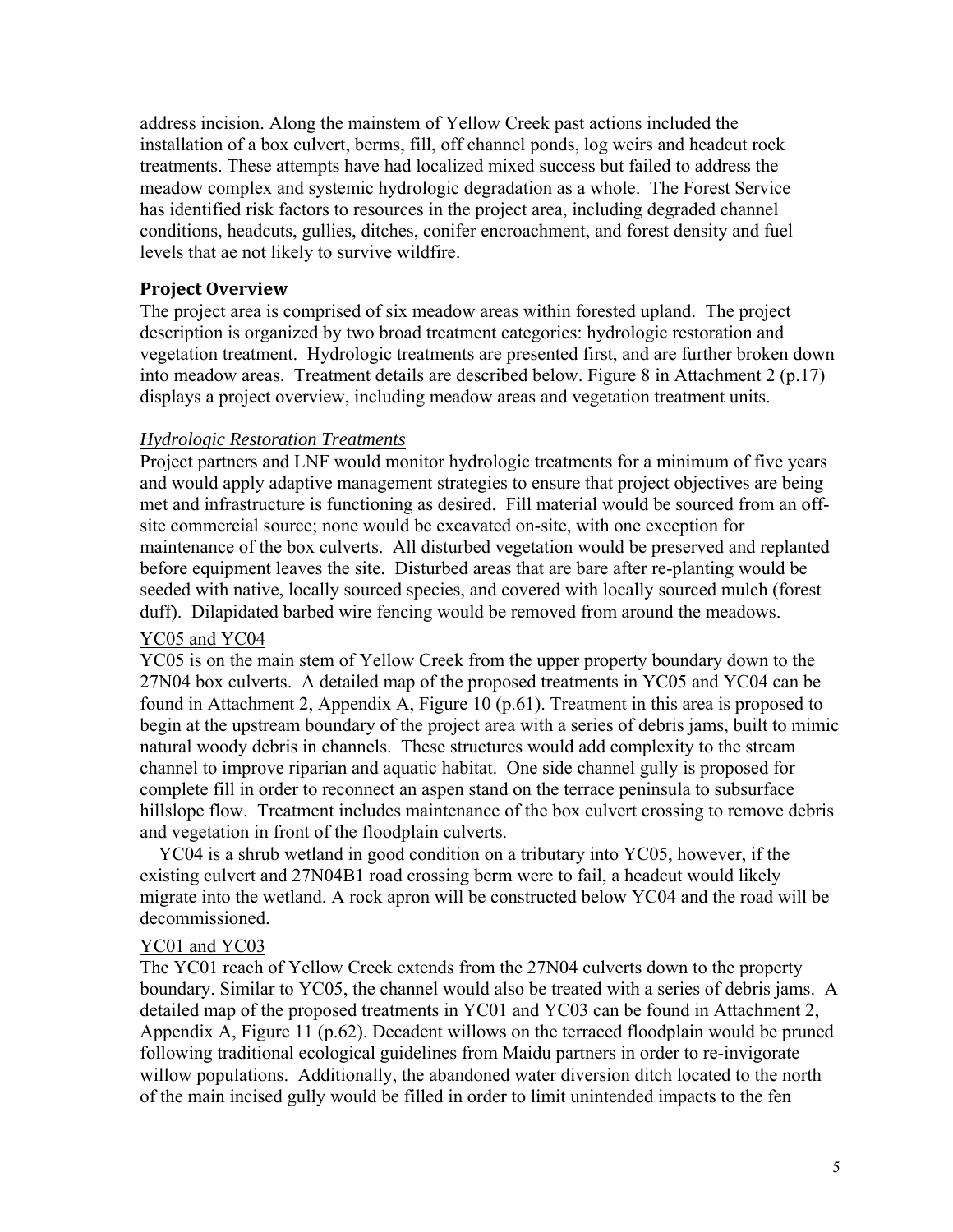address incision. Along the mainstem of Yellow Creek past actions included the installation of a box culvert, berms, fill, off channel ponds, log weirs and headcut rock treatments. These attempts have had localized mixed success but failed to address the meadow complex and systemic hydrologic degradation as a whole. The Forest Service has identified risk factors to resources in the project area, including degraded channel conditions, headcuts, gullies, ditches, conifer encroachment, and forest density and fuel levels that ae not likely to survive wildfire.

## Project Overview

The project area is comprised of six meadow areas within forested upland. The project description is organized by two broad treatment categories: hydrologic restoration and vegetation treatment. Hydrologic treatments are presented first, and are further broken down into meadow areas. Treatment details are described below. Figure 8 in Attachment 2 (p.17) displays a project overview, including meadow areas and vegetation treatment units.

### *Hydrologic Restoration Treatments*

Project partners and LNF would monitor hydrologic treatments for a minimum of five years and would apply adaptive management strategies to ensure that project objectives are being met and infrastructure is functioning as desired. Fill material would be sourced from an off-site commercial source; none would be excavated on-site, with one exception for maintenance of the box culverts. All disturbed vegetation would be preserved and replanted before equipment leaves the site. Disturbed areas that are bare after re-planting would be seeded with native, locally sourced species, and covered with locally sourced mulch (forest duff). Dilapidated barbed wire fencing would be removed from around the meadows.

#### YC05 and YC04

YC05 is on the main stem of Yellow Creek from the upper property boundary down to the 27N04 box culverts. A detailed map of the proposed treatments in YC05 and YC04 can be found in Attachment 2, Appendix A, Figure 10 (p.61). Treatment in this area is proposed to begin at the upstream boundary of the project area with a series of debris jams, built to mimic natural woody debris in channels. These structures would add complexity to the stream channel to improve riparian and aquatic habitat. One side channel gully is proposed for complete fill in order to reconnect an aspen stand on the terrace peninsula to subsurface hillslope flow. Treatment includes maintenance of the box culvert crossing to remove debris and vegetation in front of the floodplain culverts.

YC04 is a shrub wetland in good condition on a tributary into YC05, however, if the existing culvert and 27N04B1 road crossing berm were to fail, a headcut would likely migrate into the wetland. A rock apron will be constructed below YC04 and the road will be decommissioned.

#### YC01 and YC03

The YC01 reach of Yellow Creek extends from the 27N04 culverts down to the property boundary. Similar to YC05, the channel would also be treated with a series of debris jams. A detailed map of the proposed treatments in YC01 and YC03 can be found in Attachment 2, Appendix A, Figure 11 (p.62). Decadent willows on the terraced floodplain would be pruned following traditional ecological guidelines from Maidu partners in order to re-invigorate willow populations. Additionally, the abandoned water diversion ditch located to the north of the main incised gully would be filled in order to limit unintended impacts to the fen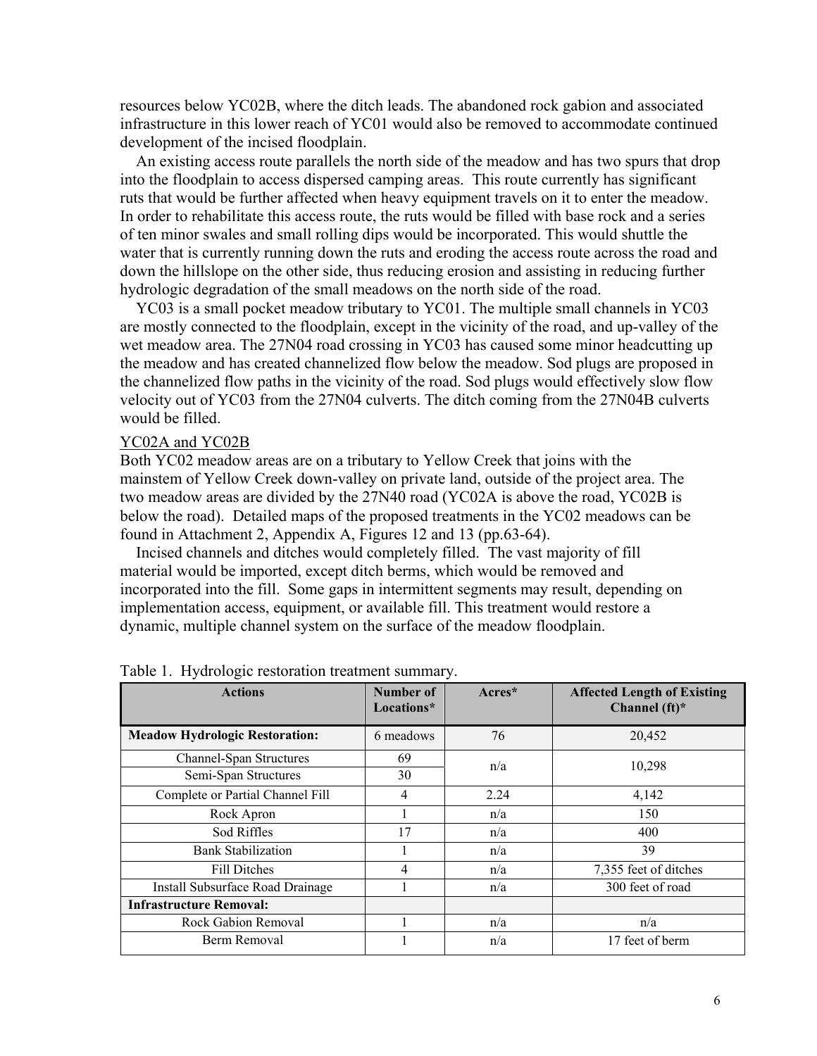resources below YC02B, where the ditch leads. The abandoned rock gabion and associated infrastructure in this lower reach of YC01 would also be removed to accommodate continued development of the incised floodplain.

An existing access route parallels the north side of the meadow and has two spurs that drop into the floodplain to access dispersed camping areas. This route currently has significant ruts that would be further affected when heavy equipment travels on it to enter the meadow. In order to rehabilitate this access route, the ruts would be filled with base rock and a series of ten minor swales and small rolling dips would be incorporated. This would shuttle the water that is currently running down the ruts and eroding the access route across the road and down the hillslope on the other side, thus reducing erosion and assisting in reducing further hydrologic degradation of the small meadows on the north side of the road.

YC03 is a small pocket meadow tributary to YC01. The multiple small channels in YC03 are mostly connected to the floodplain, except in the vicinity of the road, and up-valley of the wet meadow area. The 27N04 road crossing in YC03 has caused some minor headcutting up the meadow and has created channelized flow below the meadow. Sod plugs are proposed in the channelized flow paths in the vicinity of the road. Sod plugs would effectively slow flow velocity out of YC03 from the 27N04 culverts. The ditch coming from the 27N04B culverts would be filled.

YC02A and YC02B

Both YC02 meadow areas are on a tributary to Yellow Creek that joins with the mainstem of Yellow Creek down-valley on private land, outside of the project area. The two meadow areas are divided by the 27N40 road (YC02A is above the road, YC02B is below the road). Detailed maps of the proposed treatments in the YC02 meadows can be found in Attachment 2, Appendix A, Figures 12 and 13 (pp.63-64).

Incised channels and ditches would completely filled. The vast majority of fill material would be imported, except ditch berms, which would be removed and incorporated into the fill. Some gaps in intermittent segments may result, depending on implementation access, equipment, or available fill. This treatment would restore a dynamic, multiple channel system on the surface of the meadow floodplain.

Table 1. Hydrologic restoration treatment summary.

| Actions | Number of Locations* | Acres* | Affected Length of Existing Channel (ft)* |
|---|---|---|---|
| **Meadow Hydrologic Restoration:** | 6 meadows | 76 | 20,452 |
| Channel-Span Structures | 69 | n/a | 10,298 |
| Semi-Span Structures | 30 | | |
| Complete or Partial Channel Fill | 4 | 2.24 | 4,142 |
| Rock Apron | 1 | n/a | 150 |
| Sod Riffles | 17 | n/a | 400 |
| Bank Stabilization | 1 | n/a | 39 |
| Fill Ditches | 4 | n/a | 7,355 feet of ditches |
| Install Subsurface Road Drainage | 1 | n/a | 300 feet of road |
| **Infrastructure Removal:** | | | |
| Rock Gabion Removal | 1 | n/a | n/a |
| Berm Removal | 1 | n/a | 17 feet of berm |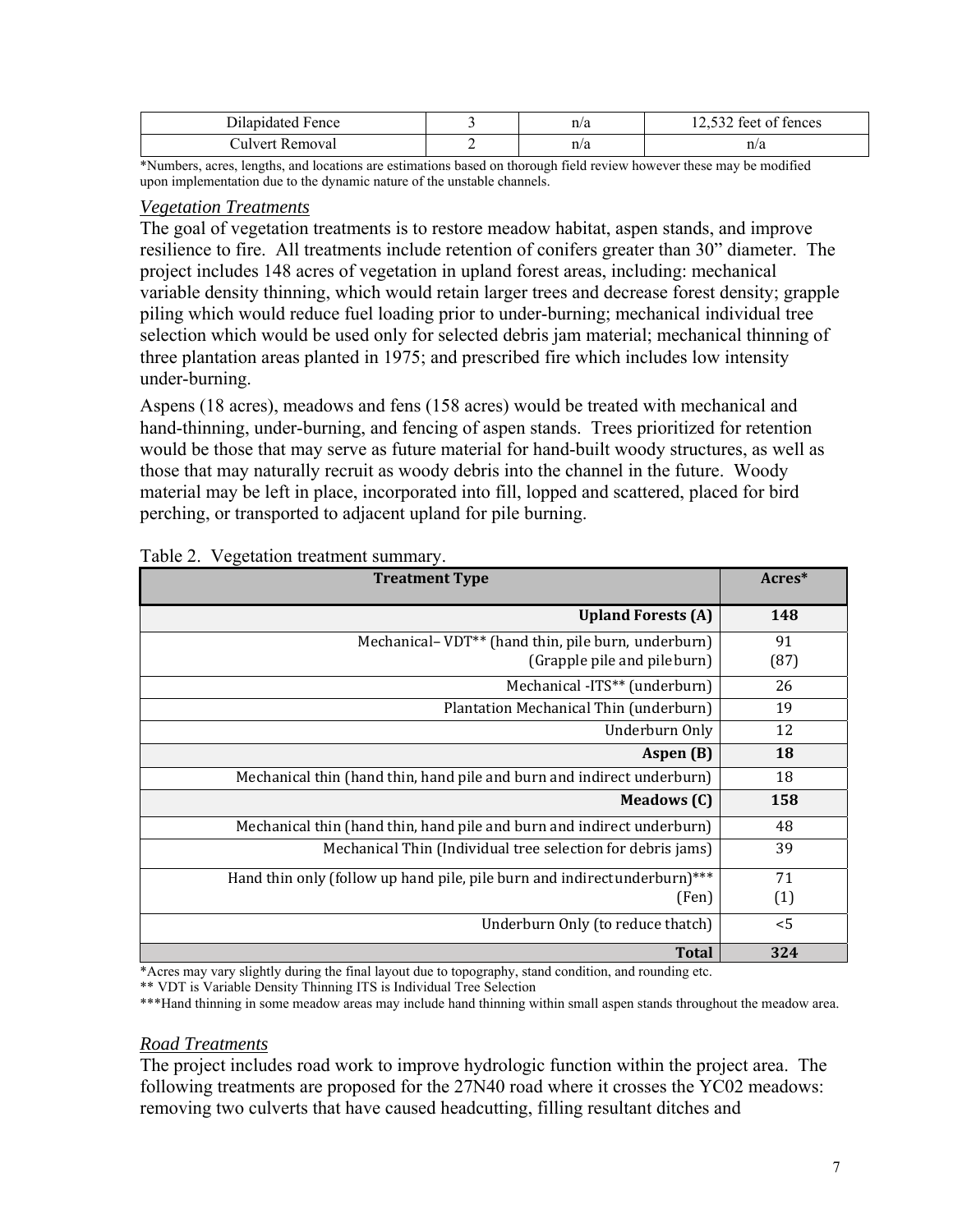| Dilapidated Fence | 3 | n/a | 12,532 feet of fences |
|---|---|---|---|
| Culvert Removal | 2 | n/a | n/a |

*Numbers, acres, lengths, and locations are estimations based on thorough field review however these may be modified upon implementation due to the dynamic nature of the unstable channels.

### *Vegetation Treatments*

The goal of vegetation treatments is to restore meadow habitat, aspen stands, and improve resilience to fire. All treatments include retention of conifers greater than 30" diameter. The project includes 148 acres of vegetation in upland forest areas, including: mechanical variable density thinning, which would retain larger trees and decrease forest density; grapple piling which would reduce fuel loading prior to under-burning; mechanical individual tree selection which would be used only for selected debris jam material; mechanical thinning of three plantation areas planted in 1975; and prescribed fire which includes low intensity under-burning.

Aspens (18 acres), meadows and fens (158 acres) would be treated with mechanical and hand-thinning, under-burning, and fencing of aspen stands. Trees prioritized for retention would be those that may serve as future material for hand-built woody structures, as well as those that may naturally recruit as woody debris into the channel in the future. Woody material may be left in place, incorporated into fill, lopped and scattered, placed for bird perching, or transported to adjacent upland for pile burning.

Table 2. Vegetation treatment summary.

| Treatment Type | Acres* |
|---|---|
| **Upland Forests (A)** | **148** |
| Mechanical– VDT** (hand thin, pile burn, underburn)<br>(Grapple pile and pile burn) | 91<br>(87) |
| Mechanical -ITS** (underburn) | 26 |
| Plantation Mechanical Thin (underburn) | 19 |
| Underburn Only | 12 |
| **Aspen (B)** | **18** |
| Mechanical thin (hand thin, hand pile and burn and indirect underburn) | 18 |
| **Meadows (C)** | **158** |
| Mechanical thin (hand thin, hand pile and burn and indirect underburn) | 48 |
| Mechanical Thin (Individual tree selection for debris jams) | 39 |
| Hand thin only (follow up hand pile, pile burn and indirect underburn)***<br>(Fen) | 71<br>(1) |
| Underburn Only (to reduce thatch) | <5 |
| **Total** | **324** |

*Acres may vary slightly during the final layout due to topography, stand condition, and rounding etc.

** VDT is Variable Density Thinning ITS is Individual Tree Selection

***Hand thinning in some meadow areas may include hand thinning within small aspen stands throughout the meadow area.

### *Road Treatments*

The project includes road work to improve hydrologic function within the project area. The following treatments are proposed for the 27N40 road where it crosses the YC02 meadows: removing two culverts that have caused headcutting, filling resultant ditches and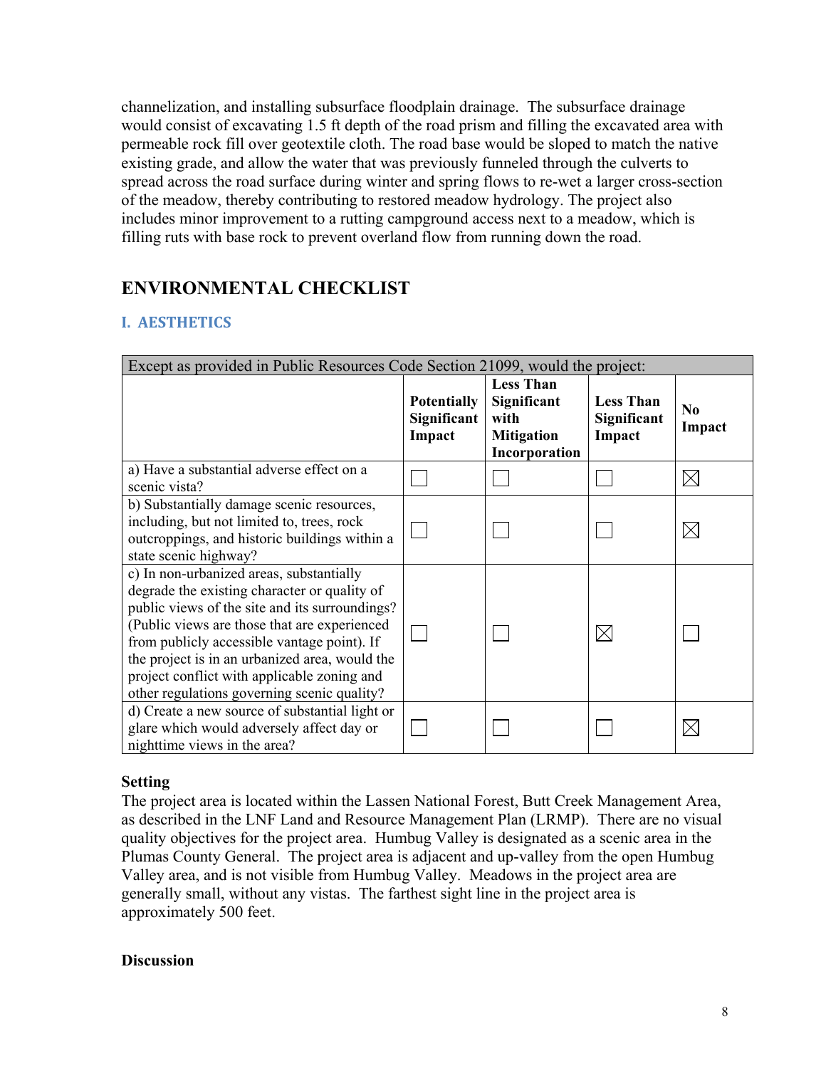channelization, and installing subsurface floodplain drainage. The subsurface drainage would consist of excavating 1.5 ft depth of the road prism and filling the excavated area with permeable rock fill over geotextile cloth. The road base would be sloped to match the native existing grade, and allow the water that was previously funneled through the culverts to spread across the road surface during winter and spring flows to re-wet a larger cross-section of the meadow, thereby contributing to restored meadow hydrology. The project also includes minor improvement to a rutting campground access next to a meadow, which is filling ruts with base rock to prevent overland flow from running down the road.

## ENVIRONMENTAL CHECKLIST

### I. AESTHETICS

| Except as provided in Public Resources Code Section 21099, would the project: | | | | |
|---|---|---|---|---|
| | **Potentially Significant Impact** | **Less Than Significant with Mitigation Incorporation** | **Less Than Significant Impact** | **No Impact** |
| a) Have a substantial adverse effect on a scenic vista? | ☐ | ☐ | ☐ | ☒ |
| b) Substantially damage scenic resources, including, but not limited to, trees, rock outcroppings, and historic buildings within a state scenic highway? | ☐ | ☐ | ☐ | ☒ |
| c) In non-urbanized areas, substantially degrade the existing character or quality of public views of the site and its surroundings? (Public views are those that are experienced from publicly accessible vantage point). If the project is in an urbanized area, would the project conflict with applicable zoning and other regulations governing scenic quality? | ☐ | ☐ | ☒ | ☐ |
| d) Create a new source of substantial light or glare which would adversely affect day or nighttime views in the area? | ☐ | ☐ | ☐ | ☒ |

**Setting**

The project area is located within the Lassen National Forest, Butt Creek Management Area, as described in the LNF Land and Resource Management Plan (LRMP). There are no visual quality objectives for the project area. Humbug Valley is designated as a scenic area in the Plumas County General. The project area is adjacent and up-valley from the open Humbug Valley area, and is not visible from Humbug Valley. Meadows in the project area are generally small, without any vistas. The farthest sight line in the project area is approximately 500 feet.

**Discussion**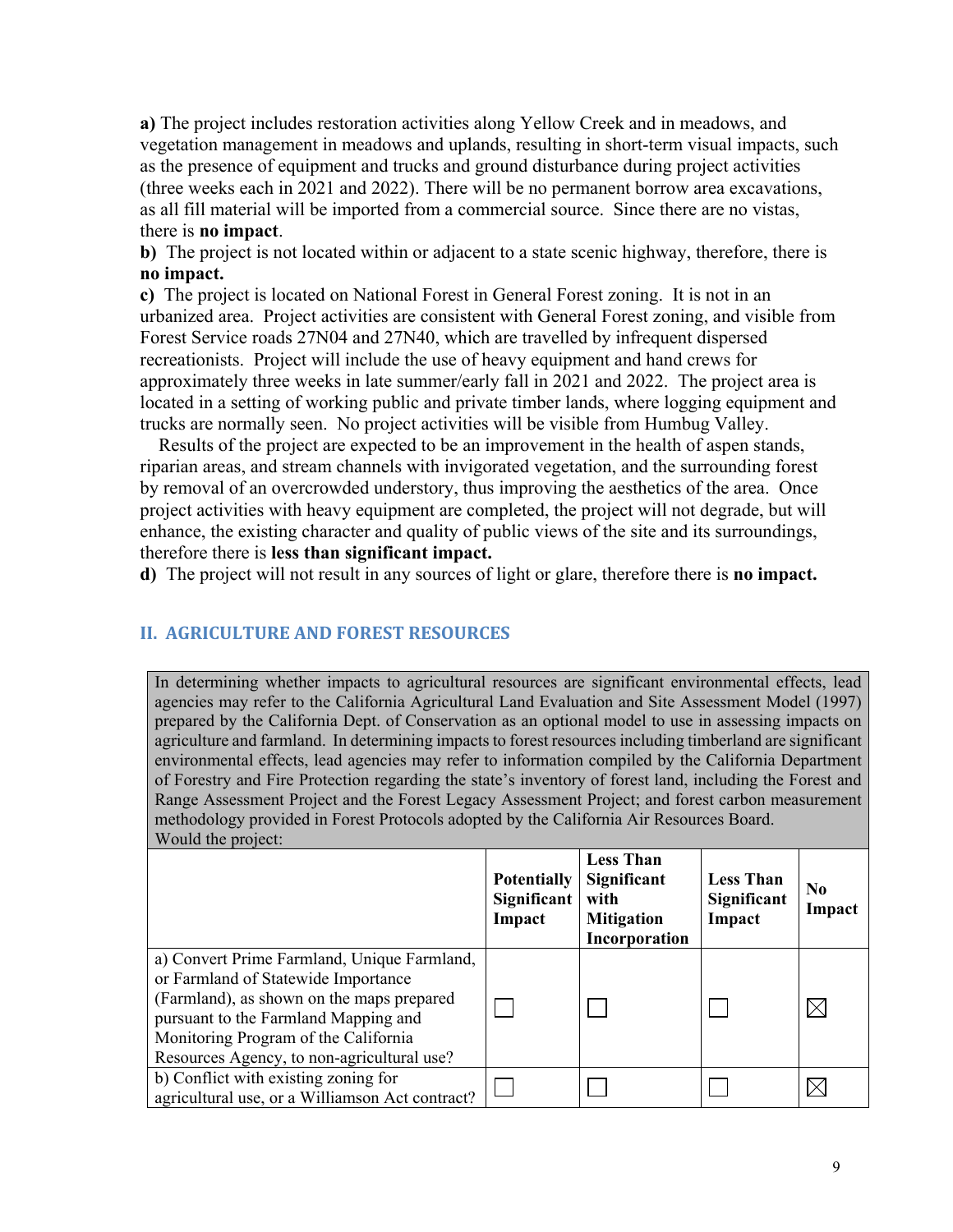**a)** The project includes restoration activities along Yellow Creek and in meadows, and vegetation management in meadows and uplands, resulting in short-term visual impacts, such as the presence of equipment and trucks and ground disturbance during project activities (three weeks each in 2021 and 2022). There will be no permanent borrow area excavations, as all fill material will be imported from a commercial source. Since there are no vistas, there is **no impact**.

**b)** The project is not located within or adjacent to a state scenic highway, therefore, there is **no impact.**

**c)** The project is located on National Forest in General Forest zoning. It is not in an urbanized area. Project activities are consistent with General Forest zoning, and visible from Forest Service roads 27N04 and 27N40, which are travelled by infrequent dispersed recreationists. Project will include the use of heavy equipment and hand crews for approximately three weeks in late summer/early fall in 2021 and 2022. The project area is located in a setting of working public and private timber lands, where logging equipment and trucks are normally seen. No project activities will be visible from Humbug Valley.

Results of the project are expected to be an improvement in the health of aspen stands, riparian areas, and stream channels with invigorated vegetation, and the surrounding forest by removal of an overcrowded understory, thus improving the aesthetics of the area. Once project activities with heavy equipment are completed, the project will not degrade, but will enhance, the existing character and quality of public views of the site and its surroundings, therefore there is **less than significant impact.**

**d)** The project will not result in any sources of light or glare, therefore there is **no impact.**

## II. AGRICULTURE AND FOREST RESOURCES

In determining whether impacts to agricultural resources are significant environmental effects, lead agencies may refer to the California Agricultural Land Evaluation and Site Assessment Model (1997) prepared by the California Dept. of Conservation as an optional model to use in assessing impacts on agriculture and farmland. In determining impacts to forest resources including timberland are significant environmental effects, lead agencies may refer to information compiled by the California Department of Forestry and Fire Protection regarding the state's inventory of forest land, including the Forest and Range Assessment Project and the Forest Legacy Assessment Project; and forest carbon measurement methodology provided in Forest Protocols adopted by the California Air Resources Board.
Would the project:

| | Potentially Significant Impact | Less Than Significant with Mitigation Incorporation | Less Than Significant Impact | No Impact |
|---|---|---|---|---|
| a) Convert Prime Farmland, Unique Farmland, or Farmland of Statewide Importance (Farmland), as shown on the maps prepared pursuant to the Farmland Mapping and Monitoring Program of the California Resources Agency, to non-agricultural use? | ☐ | ☐ | ☐ | ☒ |
| b) Conflict with existing zoning for agricultural use, or a Williamson Act contract? | ☐ | ☐ | ☐ | ☒ |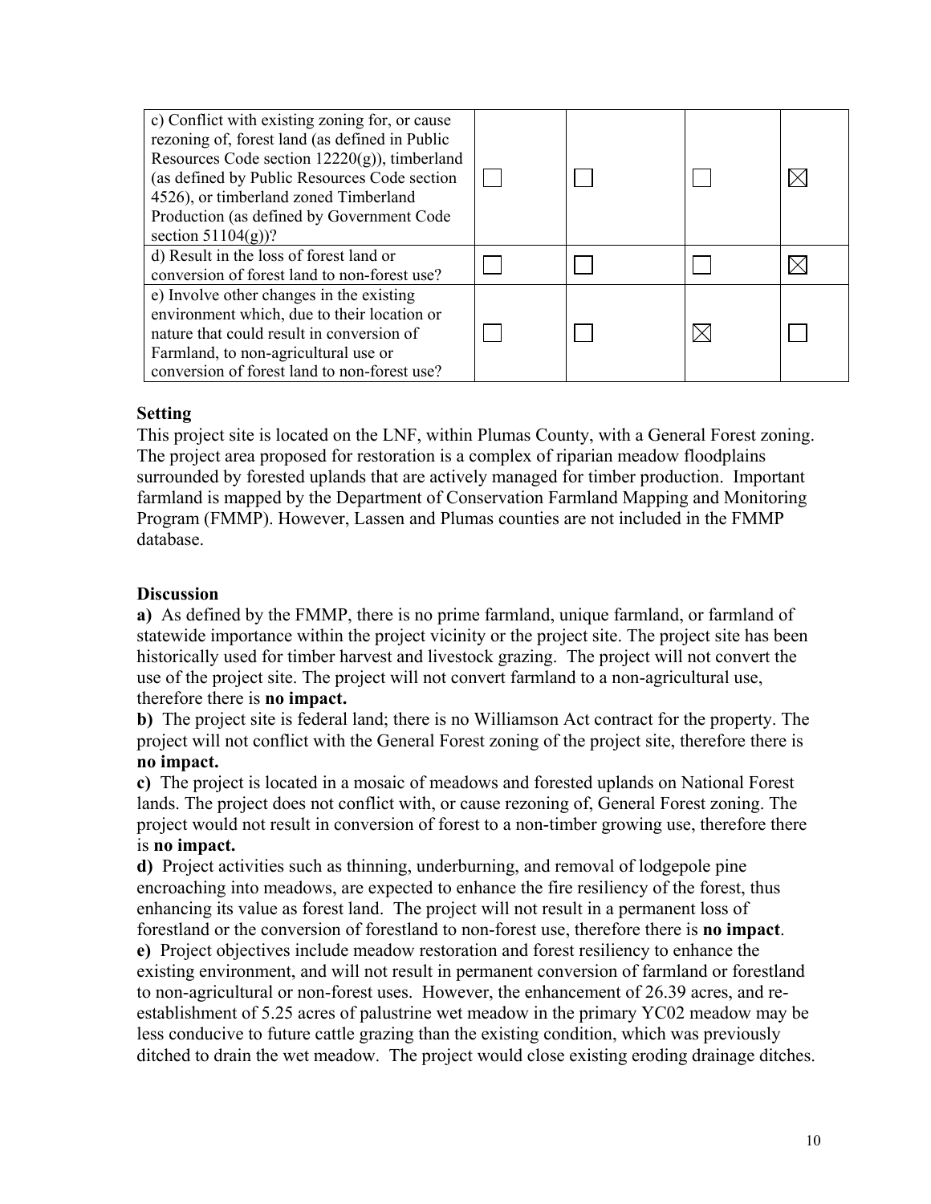| | | | | |
|---|---|---|---|---|
| c) Conflict with existing zoning for, or cause rezoning of, forest land (as defined in Public Resources Code section 12220(g)), timberland (as defined by Public Resources Code section 4526), or timberland zoned Timberland Production (as defined by Government Code section 51104(g))? | ☐ | ☐ | ☐ | ☒ |
| d) Result in the loss of forest land or conversion of forest land to non-forest use? | ☐ | ☐ | ☐ | ☒ |
| e) Involve other changes in the existing environment which, due to their location or nature that could result in conversion of Farmland, to non-agricultural use or conversion of forest land to non-forest use? | ☐ | ☐ | ☒ | ☐ |

**Setting**

This project site is located on the LNF, within Plumas County, with a General Forest zoning. The project area proposed for restoration is a complex of riparian meadow floodplains surrounded by forested uplands that are actively managed for timber production. Important farmland is mapped by the Department of Conservation Farmland Mapping and Monitoring Program (FMMP). However, Lassen and Plumas counties are not included in the FMMP database.

**Discussion**

**a)** As defined by the FMMP, there is no prime farmland, unique farmland, or farmland of statewide importance within the project vicinity or the project site. The project site has been historically used for timber harvest and livestock grazing. The project will not convert the use of the project site. The project will not convert farmland to a non-agricultural use, therefore there is **no impact.**

**b)** The project site is federal land; there is no Williamson Act contract for the property. The project will not conflict with the General Forest zoning of the project site, therefore there is **no impact.**

**c)** The project is located in a mosaic of meadows and forested uplands on National Forest lands. The project does not conflict with, or cause rezoning of, General Forest zoning. The project would not result in conversion of forest to a non-timber growing use, therefore there is **no impact.**

**d)** Project activities such as thinning, underburning, and removal of lodgepole pine encroaching into meadows, are expected to enhance the fire resiliency of the forest, thus enhancing its value as forest land. The project will not result in a permanent loss of forestland or the conversion of forestland to non-forest use, therefore there is **no impact**.

**e)** Project objectives include meadow restoration and forest resiliency to enhance the existing environment, and will not result in permanent conversion of farmland or forestland to non-agricultural or non-forest uses. However, the enhancement of 26.39 acres, and re-establishment of 5.25 acres of palustrine wet meadow in the primary YC02 meadow may be less conducive to future cattle grazing than the existing condition, which was previously ditched to drain the wet meadow. The project would close existing eroding drainage ditches.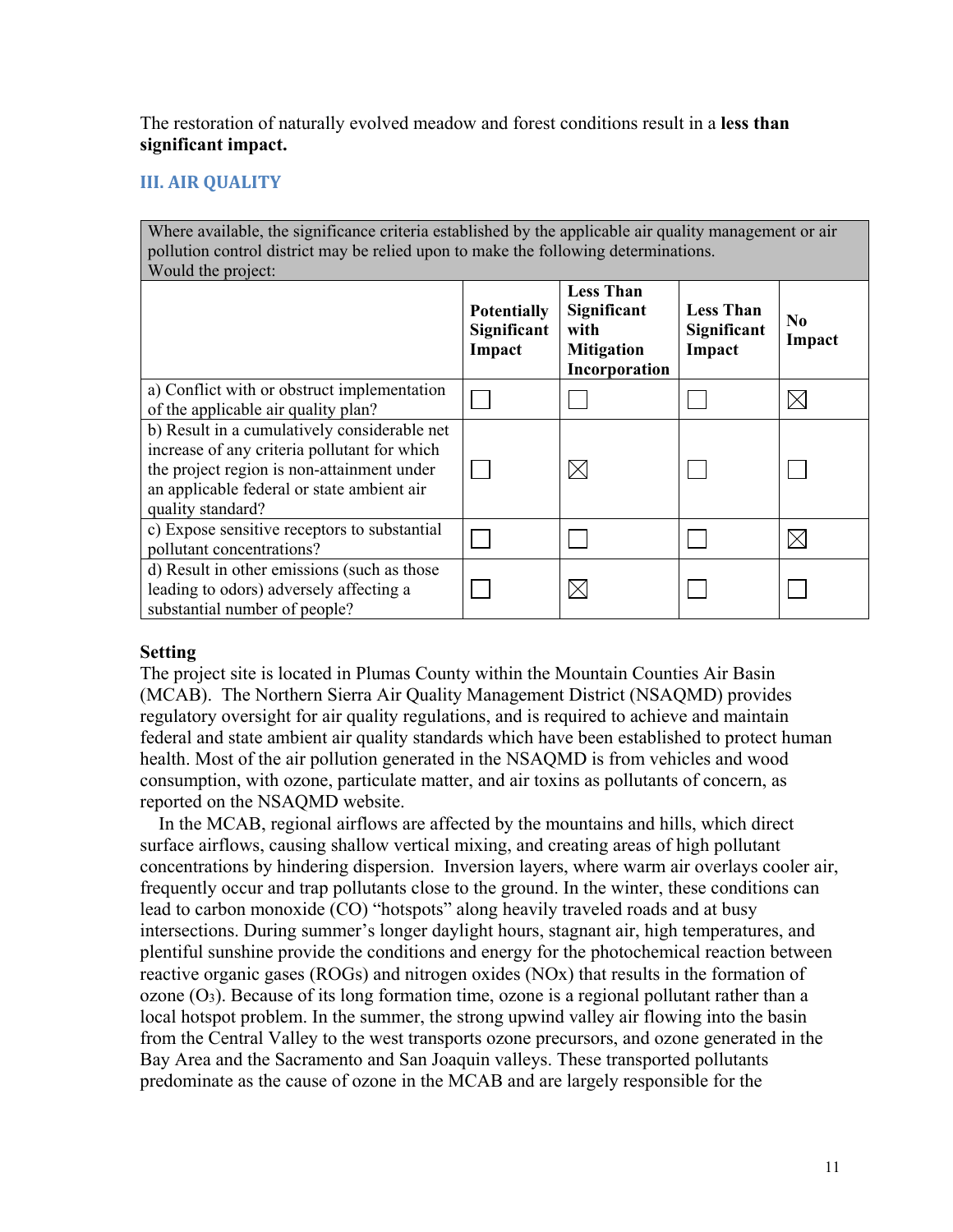The restoration of naturally evolved meadow and forest conditions result in a **less than significant impact.**

## III. AIR QUALITY

| Where available, the significance criteria established by the applicable air quality management or air pollution control district may be relied upon to make the following determinations. Would the project: | | | | |
|---|---|---|---|---|
| | **Potentially Significant Impact** | **Less Than Significant with Mitigation Incorporation** | **Less Than Significant Impact** | **No Impact** |
| a) Conflict with or obstruct implementation of the applicable air quality plan? | ☐ | ☐ | ☐ | ☒ |
| b) Result in a cumulatively considerable net increase of any criteria pollutant for which the project region is non-attainment under an applicable federal or state ambient air quality standard? | ☐ | ☒ | ☐ | ☐ |
| c) Expose sensitive receptors to substantial pollutant concentrations? | ☐ | ☐ | ☐ | ☒ |
| d) Result in other emissions (such as those leading to odors) adversely affecting a substantial number of people? | ☐ | ☒ | ☐ | ☐ |

**Setting**

The project site is located in Plumas County within the Mountain Counties Air Basin (MCAB). The Northern Sierra Air Quality Management District (NSAQMD) provides regulatory oversight for air quality regulations, and is required to achieve and maintain federal and state ambient air quality standards which have been established to protect human health. Most of the air pollution generated in the NSAQMD is from vehicles and wood consumption, with ozone, particulate matter, and air toxins as pollutants of concern, as reported on the NSAQMD website.

In the MCAB, regional airflows are affected by the mountains and hills, which direct surface airflows, causing shallow vertical mixing, and creating areas of high pollutant concentrations by hindering dispersion. Inversion layers, where warm air overlays cooler air, frequently occur and trap pollutants close to the ground. In the winter, these conditions can lead to carbon monoxide (CO) "hotspots" along heavily traveled roads and at busy intersections. During summer's longer daylight hours, stagnant air, high temperatures, and plentiful sunshine provide the conditions and energy for the photochemical reaction between reactive organic gases (ROGs) and nitrogen oxides ($NO_x$) that results in the formation of ozone ($O_3$). Because of its long formation time, ozone is a regional pollutant rather than a local hotspot problem. In the summer, the strong upwind valley air flowing into the basin from the Central Valley to the west transports ozone precursors, and ozone generated in the Bay Area and the Sacramento and San Joaquin valleys. These transported pollutants predominate as the cause of ozone in the MCAB and are largely responsible for the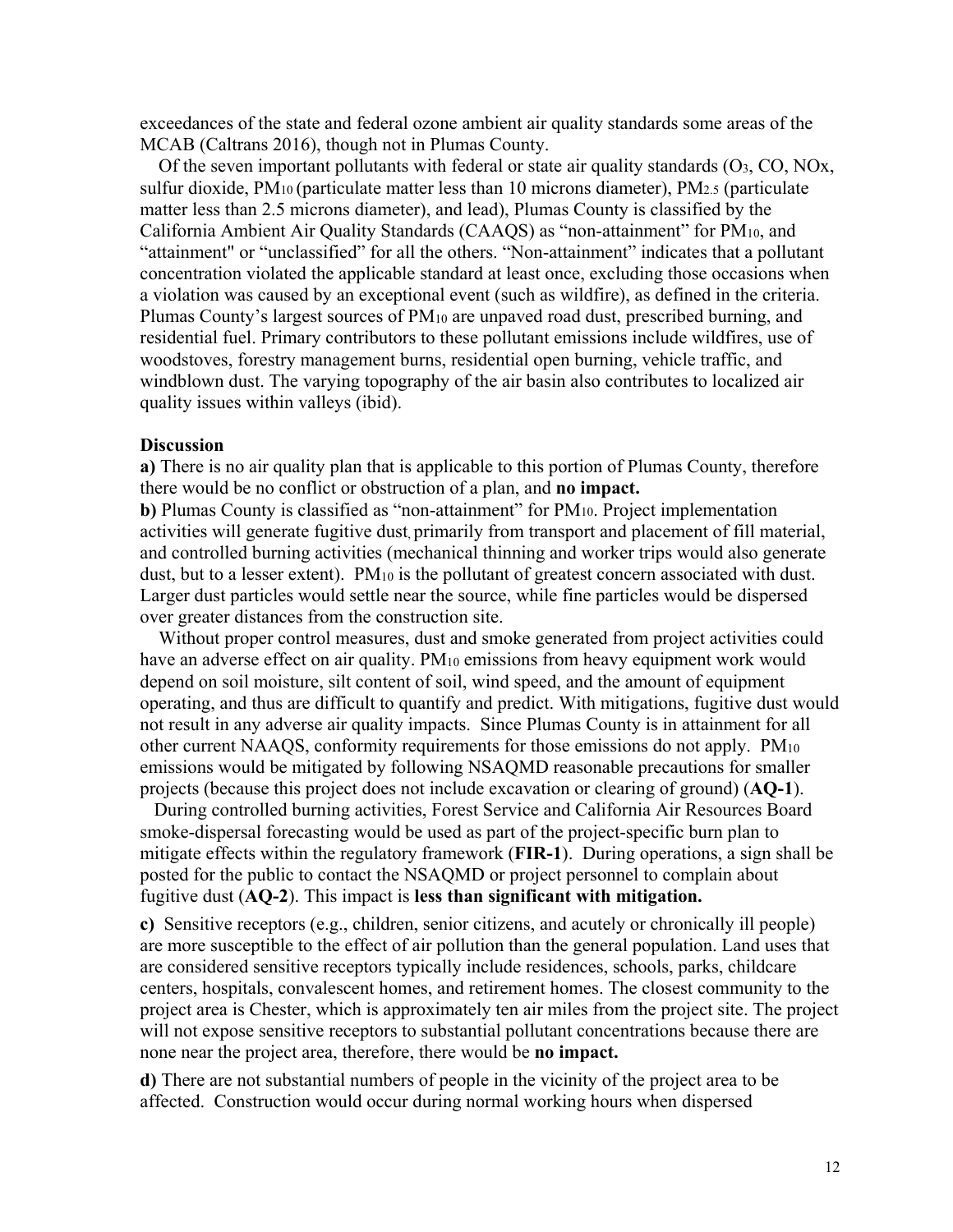exceedances of the state and federal ozone ambient air quality standards some areas of the MCAB (Caltrans 2016), though not in Plumas County.

Of the seven important pollutants with federal or state air quality standards ($O_3$, CO, NOx, sulfur dioxide, $PM_{10}$ (particulate matter less than 10 microns diameter), $PM_{2.5}$ (particulate matter less than 2.5 microns diameter), and lead), Plumas County is classified by the California Ambient Air Quality Standards (CAAQS) as "non-attainment" for $PM_{10}$, and "attainment" or "unclassified" for all the others. "Non-attainment" indicates that a pollutant concentration violated the applicable standard at least once, excluding those occasions when a violation was caused by an exceptional event (such as wildfire), as defined in the criteria. Plumas County's largest sources of $PM_{10}$ are unpaved road dust, prescribed burning, and residential fuel. Primary contributors to these pollutant emissions include wildfires, use of woodstoves, forestry management burns, residential open burning, vehicle traffic, and windblown dust. The varying topography of the air basin also contributes to localized air quality issues within valleys (ibid).

**Discussion**

**a)** There is no air quality plan that is applicable to this portion of Plumas County, therefore there would be no conflict or obstruction of a plan, and **no impact.**

**b)** Plumas County is classified as "non-attainment" for $PM_{10}$. Project implementation activities will generate fugitive dust, primarily from transport and placement of fill material, and controlled burning activities (mechanical thinning and worker trips would also generate dust, but to a lesser extent). $PM_{10}$ is the pollutant of greatest concern associated with dust. Larger dust particles would settle near the source, while fine particles would be dispersed over greater distances from the construction site.

Without proper control measures, dust and smoke generated from project activities could have an adverse effect on air quality. $PM_{10}$ emissions from heavy equipment work would depend on soil moisture, silt content of soil, wind speed, and the amount of equipment operating, and thus are difficult to quantify and predict. With mitigations, fugitive dust would not result in any adverse air quality impacts. Since Plumas County is in attainment for all other current NAAQS, conformity requirements for those emissions do not apply. $PM_{10}$ emissions would be mitigated by following NSAQMD reasonable precautions for smaller projects (because this project does not include excavation or clearing of ground) (**AQ-1**).

During controlled burning activities, Forest Service and California Air Resources Board smoke-dispersal forecasting would be used as part of the project-specific burn plan to mitigate effects within the regulatory framework (**FIR-1**). During operations, a sign shall be posted for the public to contact the NSAQMD or project personnel to complain about fugitive dust (**AQ-2**). This impact is **less than significant with mitigation.**

**c)** Sensitive receptors (e.g., children, senior citizens, and acutely or chronically ill people) are more susceptible to the effect of air pollution than the general population. Land uses that are considered sensitive receptors typically include residences, schools, parks, childcare centers, hospitals, convalescent homes, and retirement homes. The closest community to the project area is Chester, which is approximately ten air miles from the project site. The project will not expose sensitive receptors to substantial pollutant concentrations because there are none near the project area, therefore, there would be **no impact.**

**d)** There are not substantial numbers of people in the vicinity of the project area to be affected. Construction would occur during normal working hours when dispersed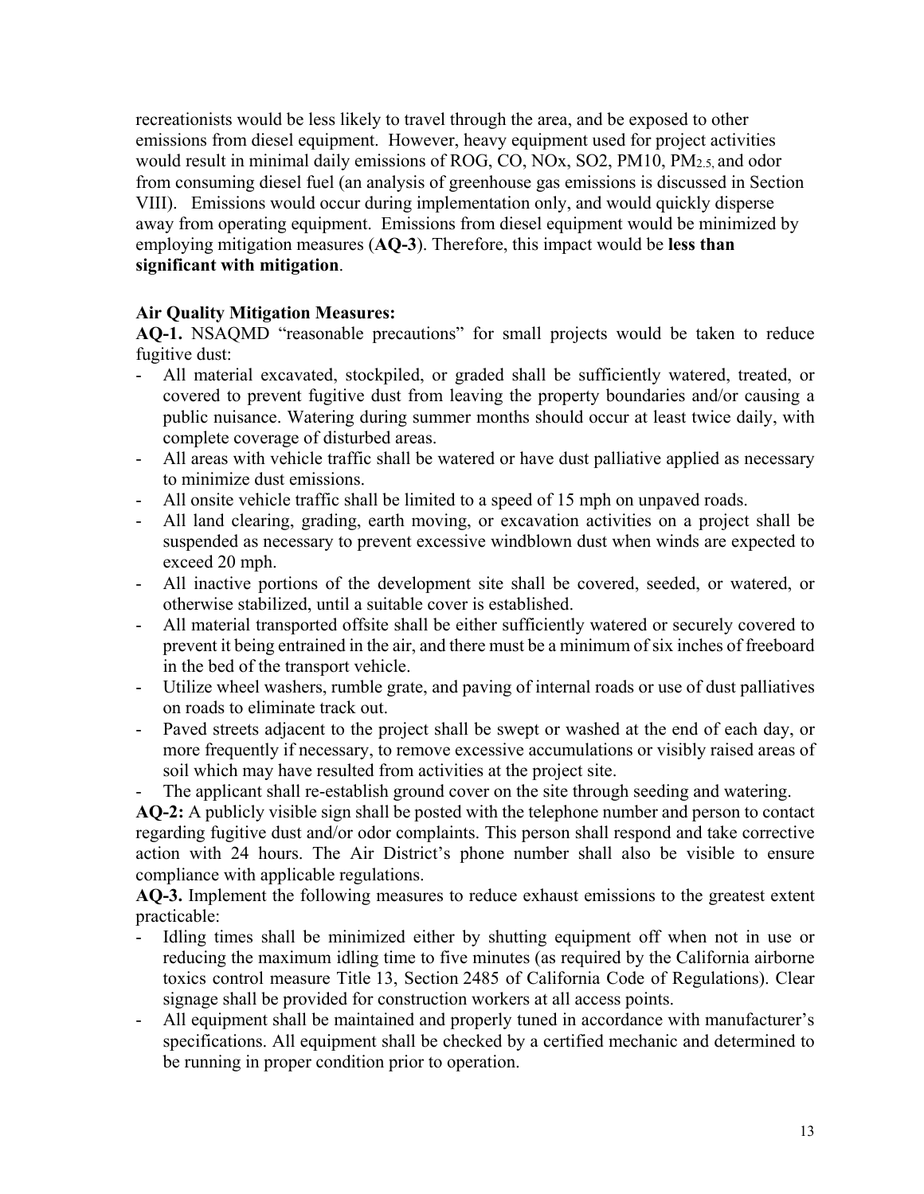recreationists would be less likely to travel through the area, and be exposed to other emissions from diesel equipment. However, heavy equipment used for project activities would result in minimal daily emissions of ROG, CO, NOx, SO2, PM10, $PM_{2.5}$ and odor from consuming diesel fuel (an analysis of greenhouse gas emissions is discussed in Section VIII). Emissions would occur during implementation only, and would quickly disperse away from operating equipment. Emissions from diesel equipment would be minimized by employing mitigation measures (**AQ-3**). Therefore, this impact would be **less than significant with mitigation**.

**Air Quality Mitigation Measures:**

**AQ-1.** NSAQMD "reasonable precautions" for small projects would be taken to reduce fugitive dust:

- All material excavated, stockpiled, or graded shall be sufficiently watered, treated, or covered to prevent fugitive dust from leaving the property boundaries and/or causing a public nuisance. Watering during summer months should occur at least twice daily, with complete coverage of disturbed areas.
- All areas with vehicle traffic shall be watered or have dust palliative applied as necessary to minimize dust emissions.
- All onsite vehicle traffic shall be limited to a speed of 15 mph on unpaved roads.
- All land clearing, grading, earth moving, or excavation activities on a project shall be suspended as necessary to prevent excessive windblown dust when winds are expected to exceed 20 mph.
- All inactive portions of the development site shall be covered, seeded, or watered, or otherwise stabilized, until a suitable cover is established.
- All material transported offsite shall be either sufficiently watered or securely covered to prevent it being entrained in the air, and there must be a minimum of six inches of freeboard in the bed of the transport vehicle.
- Utilize wheel washers, rumble grate, and paving of internal roads or use of dust palliatives on roads to eliminate track out.
- Paved streets adjacent to the project shall be swept or washed at the end of each day, or more frequently if necessary, to remove excessive accumulations or visibly raised areas of soil which may have resulted from activities at the project site.
- The applicant shall re-establish ground cover on the site through seeding and watering.

**AQ-2:** A publicly visible sign shall be posted with the telephone number and person to contact regarding fugitive dust and/or odor complaints. This person shall respond and take corrective action with 24 hours. The Air District's phone number shall also be visible to ensure compliance with applicable regulations.

**AQ-3.** Implement the following measures to reduce exhaust emissions to the greatest extent practicable:

- Idling times shall be minimized either by shutting equipment off when not in use or reducing the maximum idling time to five minutes (as required by the California airborne toxics control measure Title 13, Section 2485 of California Code of Regulations). Clear signage shall be provided for construction workers at all access points.
- All equipment shall be maintained and properly tuned in accordance with manufacturer's specifications. All equipment shall be checked by a certified mechanic and determined to be running in proper condition prior to operation.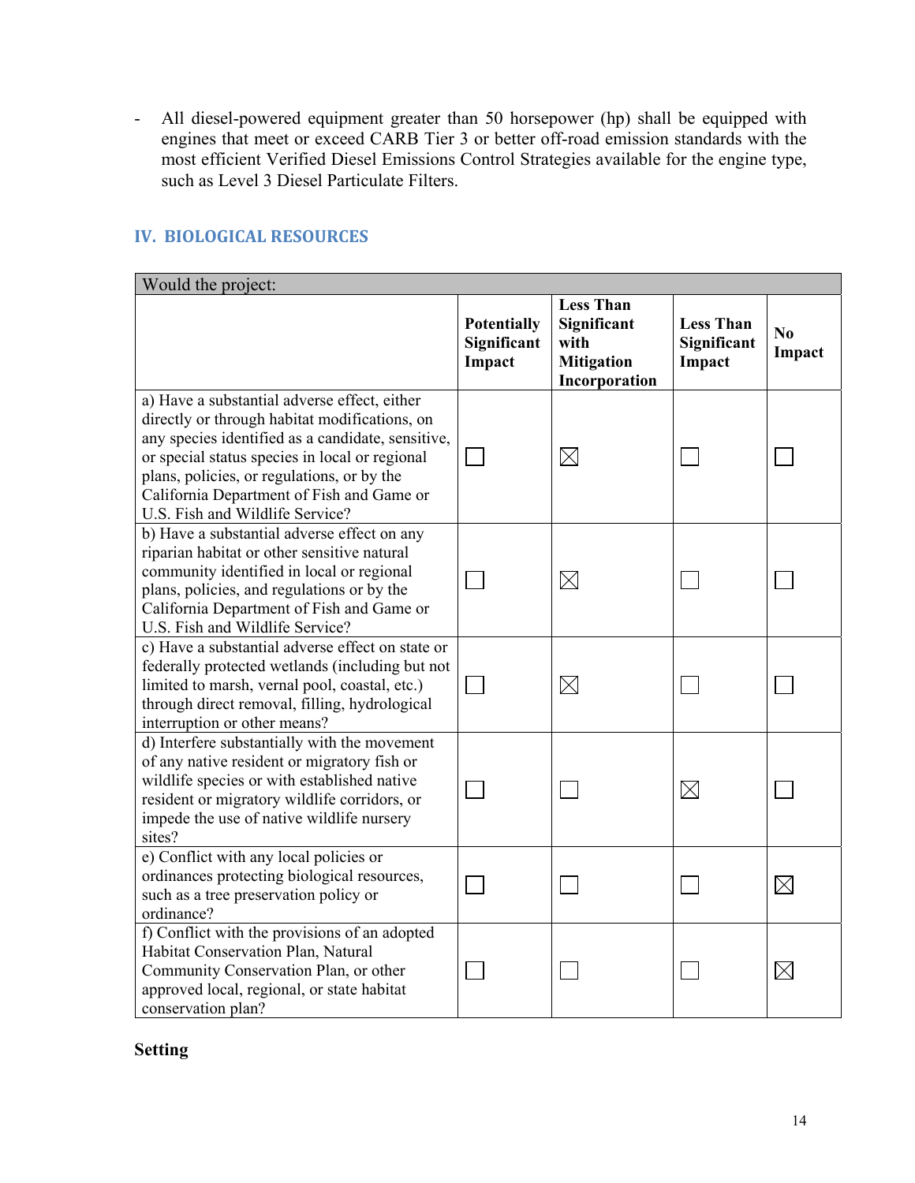- All diesel-powered equipment greater than 50 horsepower (hp) shall be equipped with engines that meet or exceed CARB Tier 3 or better off-road emission standards with the most efficient Verified Diesel Emissions Control Strategies available for the engine type, such as Level 3 Diesel Particulate Filters.

## IV. BIOLOGICAL RESOURCES

| Would the project: | Potentially Significant Impact | Less Than Significant with Mitigation Incorporation | Less Than Significant Impact | No Impact |
|---|---|---|---|---|
| a) Have a substantial adverse effect, either directly or through habitat modifications, on any species identified as a candidate, sensitive, or special status species in local or regional plans, policies, or regulations, or by the California Department of Fish and Game or U.S. Fish and Wildlife Service? | ☐ | ☒ | ☐ | ☐ |
| b) Have a substantial adverse effect on any riparian habitat or other sensitive natural community identified in local or regional plans, policies, and regulations or by the California Department of Fish and Game or U.S. Fish and Wildlife Service? | ☐ | ☒ | ☐ | ☐ |
| c) Have a substantial adverse effect on state or federally protected wetlands (including but not limited to marsh, vernal pool, coastal, etc.) through direct removal, filling, hydrological interruption or other means? | ☐ | ☒ | ☐ | ☐ |
| d) Interfere substantially with the movement of any native resident or migratory fish or wildlife species or with established native resident or migratory wildlife corridors, or impede the use of native wildlife nursery sites? | ☐ | ☐ | ☒ | ☐ |
| e) Conflict with any local policies or ordinances protecting biological resources, such as a tree preservation policy or ordinance? | ☐ | ☐ | ☐ | ☒ |
| f) Conflict with the provisions of an adopted Habitat Conservation Plan, Natural Community Conservation Plan, or other approved local, regional, or state habitat conservation plan? | ☐ | ☐ | ☐ | ☒ |

### Setting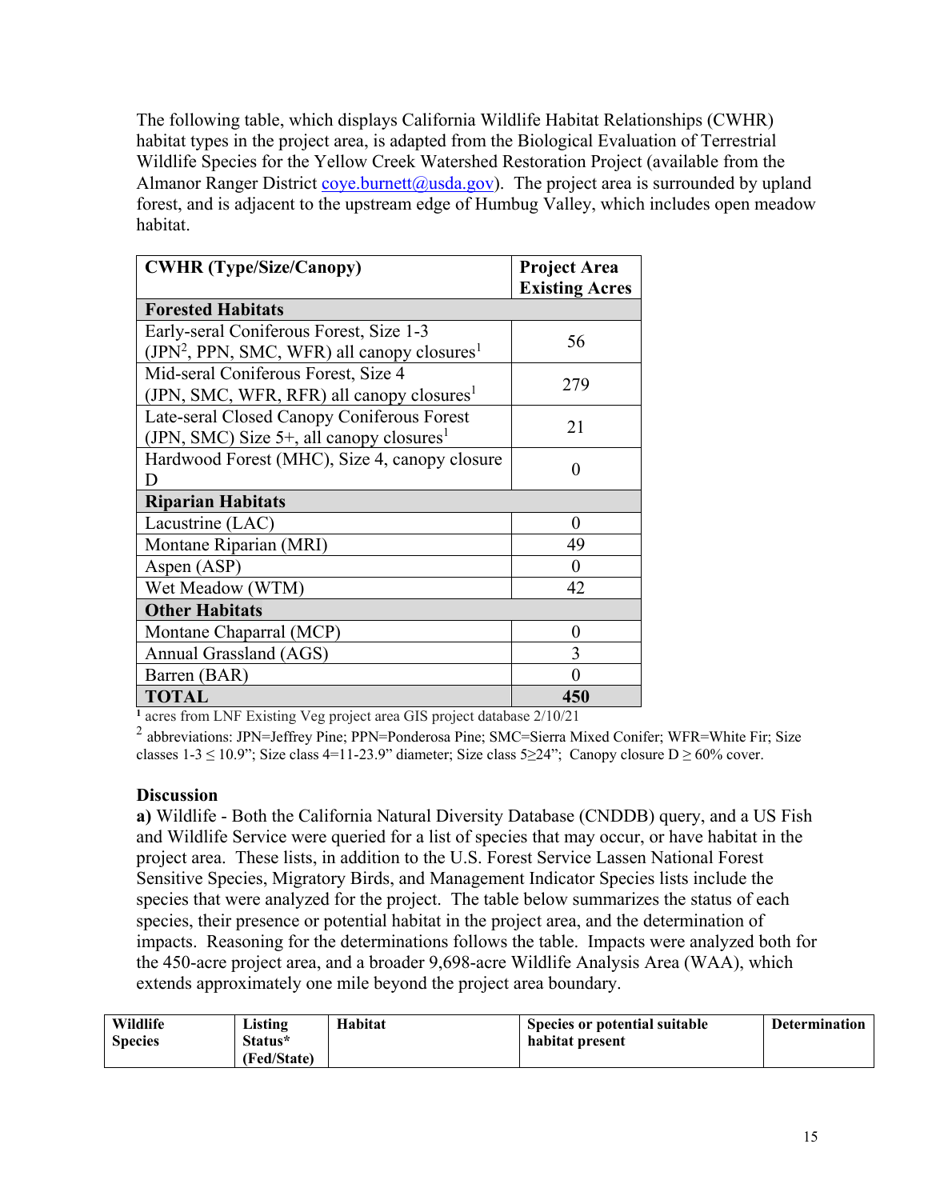The following table, which displays California Wildlife Habitat Relationships (CWHR) habitat types in the project area, is adapted from the Biological Evaluation of Terrestrial Wildlife Species for the Yellow Creek Watershed Restoration Project (available from the Almanor Ranger District coye.burnett@usda.gov). The project area is surrounded by upland forest, and is adjacent to the upstream edge of Humbug Valley, which includes open meadow habitat.

| CWHR (Type/Size/Canopy) | Project Area Existing Acres |
|---|---|
| **Forested Habitats** | |
| Early-seral Coniferous Forest, Size 1-3 (JPN[2], PPN, SMC, WFR) all canopy closures[1] | 56 |
| Mid-seral Coniferous Forest, Size 4 (JPN, SMC, WFR, RFR) all canopy closures[1] | 279 |
| Late-seral Closed Canopy Coniferous Forest (JPN, SMC) Size 5+, all canopy closures[1] | 21 |
| Hardwood Forest (MHC), Size 4, canopy closure D | 0 |
| **Riparian Habitats** | |
| Lacustrine (LAC) | 0 |
| Montane Riparian (MRI) | 49 |
| Aspen (ASP) | 0 |
| Wet Meadow (WTM) | 42 |
| **Other Habitats** | |
| Montane Chaparral (MCP) | 0 |
| Annual Grassland (AGS) | 3 |
| Barren (BAR) | 0 |
| **TOTAL** | **450** |

[1] acres from LNF Existing Veg project area GIS project database 2/10/21

[2] abbreviations: JPN=Jeffrey Pine; PPN=Ponderosa Pine; SMC=Sierra Mixed Conifer; WFR=White Fir; Size classes 1-3 ≤ 10.9"; Size class 4=11-23.9" diameter; Size class 5≥24"; Canopy closure D ≥ 60% cover.

**Discussion**

**a)** Wildlife - Both the California Natural Diversity Database (CNDDB) query, and a US Fish and Wildlife Service were queried for a list of species that may occur, or have habitat in the project area. These lists, in addition to the U.S. Forest Service Lassen National Forest Sensitive Species, Migratory Birds, and Management Indicator Species lists include the species that were analyzed for the project. The table below summarizes the status of each species, their presence or potential habitat in the project area, and the determination of impacts. Reasoning for the determinations follows the table. Impacts were analyzed both for the 450-acre project area, and a broader 9,698-acre Wildlife Analysis Area (WAA), which extends approximately one mile beyond the project area boundary.

| Wildlife Species | Listing Status* (Fed/State) | Habitat | Species or potential suitable habitat present | Determination |
|---|---|---|---|---|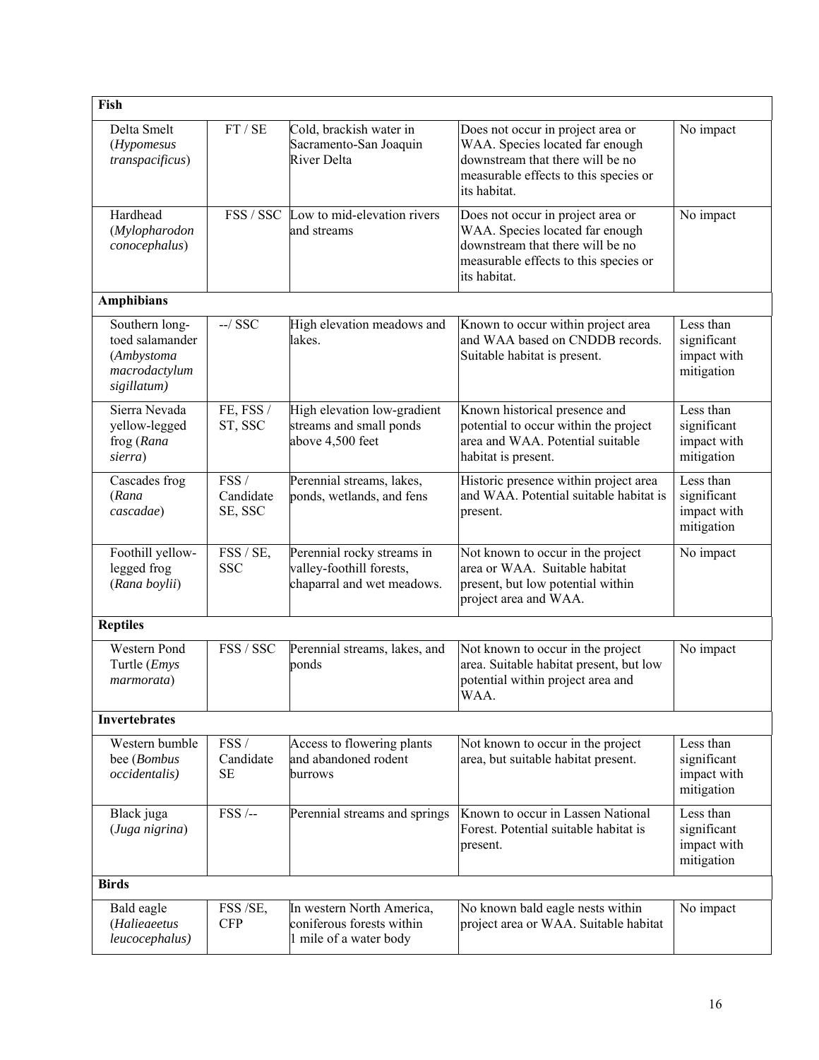| Fish | | | | |
|---|---|---|---|---|
| Delta Smelt (*Hypomesus transpacificus*) | FT / SE | Cold, brackish water in Sacramento-San Joaquin River Delta | Does not occur in project area or WAA. Species located far enough downstream that there will be no measurable effects to this species or its habitat. | No impact |
| Hardhead (*Mylopharodon conocephalus*) | FSS / SSC | Low to mid-elevation rivers and streams | Does not occur in project area or WAA. Species located far enough downstream that there will be no measurable effects to this species or its habitat. | No impact |
| **Amphibians** | | | | |
| Southern long-toed salamander (*Ambystoma macrodactylum sigillatum)* | --/ SSC | High elevation meadows and lakes. | Known to occur within project area and WAA based on CNDDB records. Suitable habitat is present. | Less than significant impact with mitigation |
| Sierra Nevada yellow-legged frog (*Rana sierra*) | FE, FSS / ST, SSC | High elevation low-gradient streams and small ponds above 4,500 feet | Known historical presence and potential to occur within the project area and WAA. Potential suitable habitat is present. | Less than significant impact with mitigation |
| Cascades frog (*Rana cascadae*) | FSS / Candidate SE, SSC | Perennial streams, lakes, ponds, wetlands, and fens | Historic presence within project area and WAA. Potential suitable habitat is present. | Less than significant impact with mitigation |
| Foothill yellow-legged frog (*Rana boylii*) | FSS / SE, SSC | Perennial rocky streams in valley-foothill forests, chaparral and wet meadows. | Not known to occur in the project area or WAA. Suitable habitat present, but low potential within project area and WAA. | No impact |
| **Reptiles** | | | | |
| Western Pond Turtle (*Emys marmorata*) | FSS / SSC | Perennial streams, lakes, and ponds | Not known to occur in the project area. Suitable habitat present, but low potential within project area and WAA. | No impact |
| **Invertebrates** | | | | |
| Western bumble bee (*Bombus occidentalis)* | FSS / Candidate SE | Access to flowering plants and abandoned rodent burrows | Not known to occur in the project area, but suitable habitat present. | Less than significant impact with mitigation |
| Black juga (*Juga nigrina*) | FSS /-- | Perennial streams and springs | Known to occur in Lassen National Forest. Potential suitable habitat is present. | Less than significant impact with mitigation |
| **Birds** | | | | |
| Bald eagle (*Halieaeetus leucocephalus)* | FSS /SE, CFP | In western North America, coniferous forests within 1 mile of a water body | No known bald eagle nests within project area or WAA. Suitable habitat | No impact |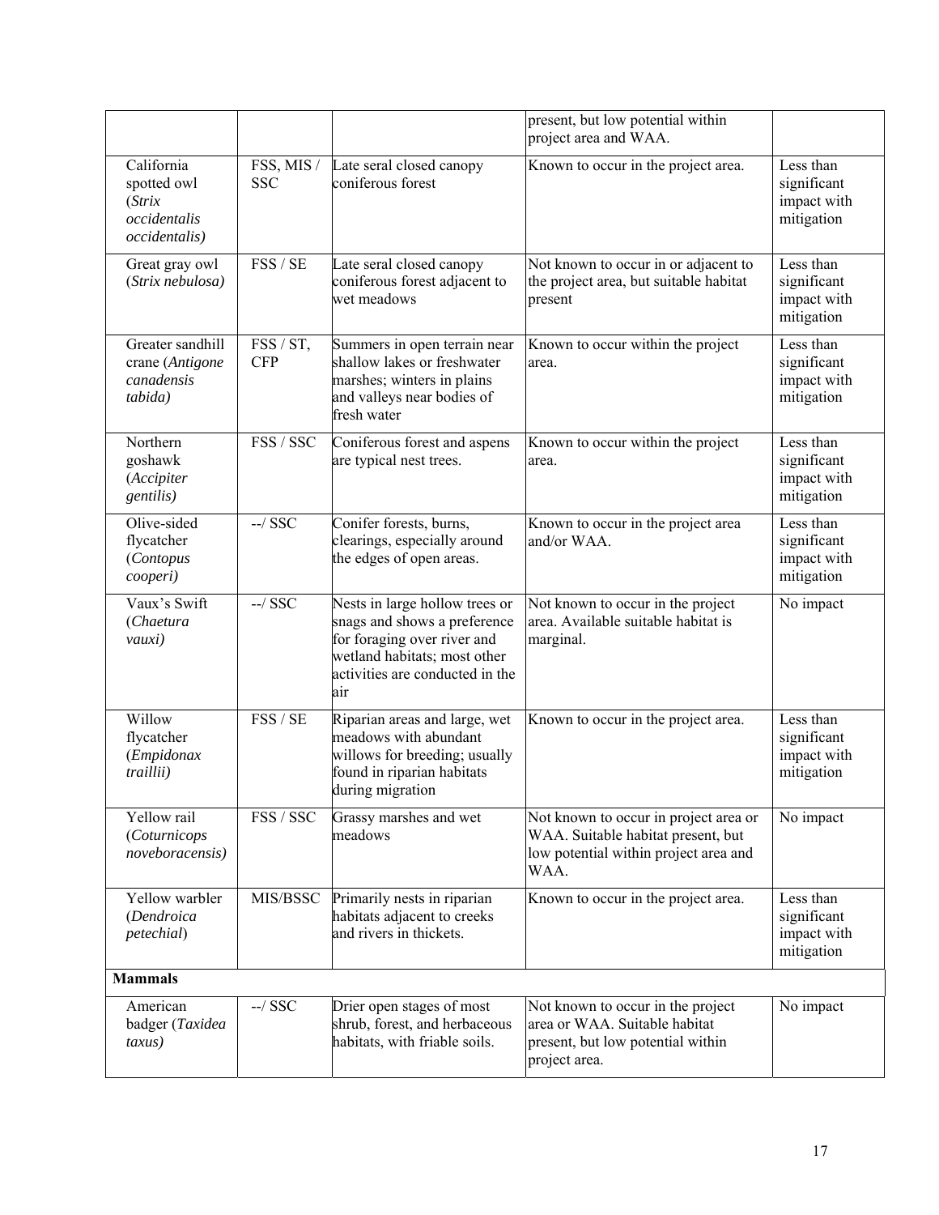|  |  |  | present, but low potential within project area and WAA. |  |
|---|---|---|---|---|
| California spotted owl (*Strix occidentalis occidentalis)* | FSS, MIS / SSC | Late seral closed canopy coniferous forest | Known to occur in the project area. | Less than significant impact with mitigation |
| Great gray owl (*Strix nebulosa)* | FSS / SE | Late seral closed canopy coniferous forest adjacent to wet meadows | Not known to occur in or adjacent to the project area, but suitable habitat present | Less than significant impact with mitigation |
| Greater sandhill crane (*Antigone canadensis tabida)* | FSS / ST, CFP | Summers in open terrain near shallow lakes or freshwater marshes; winters in plains and valleys near bodies of fresh water | Known to occur within the project area. | Less than significant impact with mitigation |
| Northern goshawk (*Accipiter gentilis)* | FSS / SSC | Coniferous forest and aspens are typical nest trees. | Known to occur within the project area. | Less than significant impact with mitigation |
| Olive-sided flycatcher (*Contopus cooperi)* | --/ SSC | Conifer forests, burns, clearings, especially around the edges of open areas. | Known to occur in the project area and/or WAA. | Less than significant impact with mitigation |
| Vaux's Swift (*Chaetura vauxi)* | --/ SSC | Nests in large hollow trees or snags and shows a preference for foraging over river and wetland habitats; most other activities are conducted in the air | Not known to occur in the project area. Available suitable habitat is marginal. | No impact |
| Willow flycatcher (*Empidonax traillii)* | FSS / SE | Riparian areas and large, wet meadows with abundant willows for breeding; usually found in riparian habitats during migration | Known to occur in the project area. | Less than significant impact with mitigation |
| Yellow rail (*Coturnicops noveboracensis)* | FSS / SSC | Grassy marshes and wet meadows | Not known to occur in project area or WAA. Suitable habitat present, but low potential within project area and WAA. | No impact |
| Yellow warbler (*Dendroica petechial*) | MIS/BSSC | Primarily nests in riparian habitats adjacent to creeks and rivers in thickets. | Known to occur in the project area. | Less than significant impact with mitigation |
| **Mammals** |  |  |  |  |
| American badger (*Taxidea taxus)* | --/ SSC | Drier open stages of most shrub, forest, and herbaceous habitats, with friable soils. | Not known to occur in the project area or WAA. Suitable habitat present, but low potential within project area. | No impact |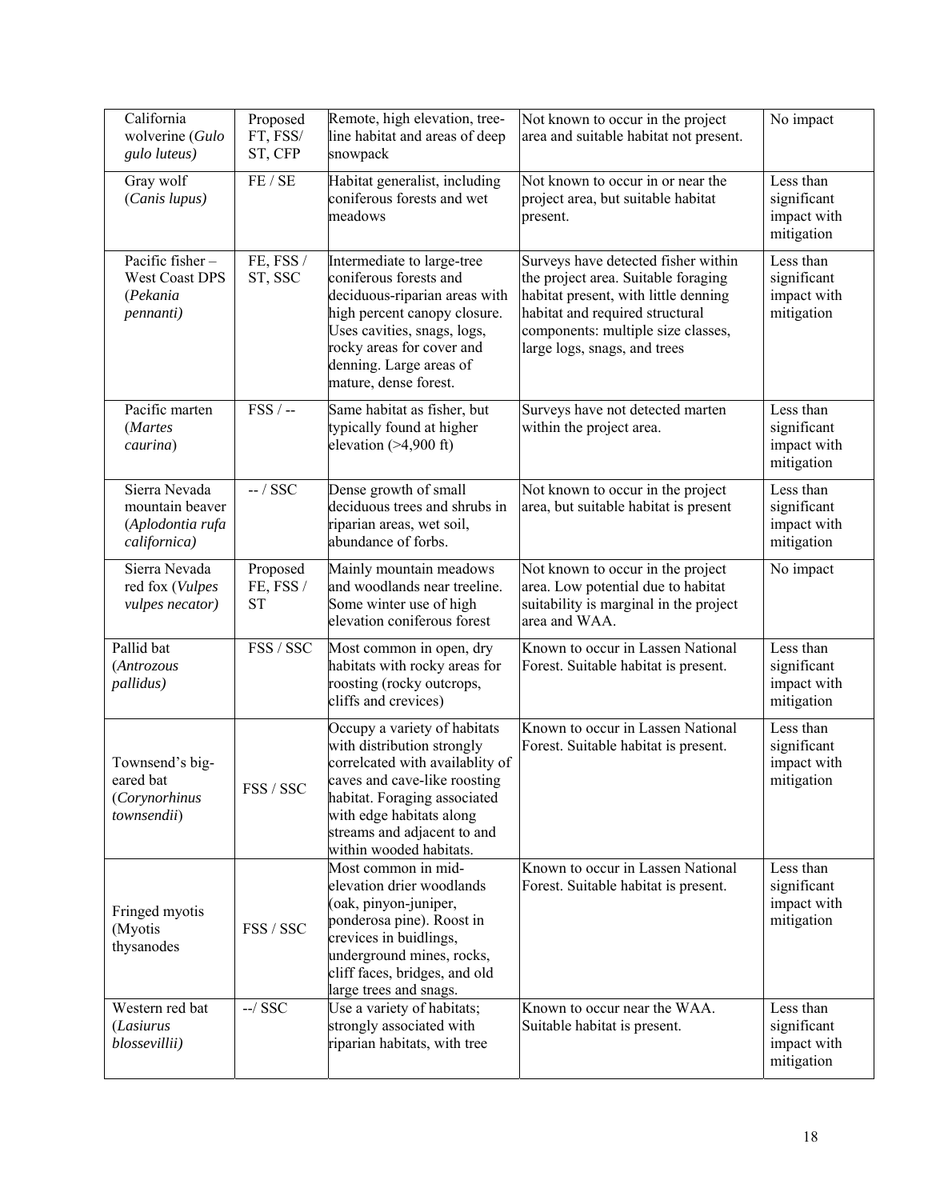| California wolverine (*Gulo gulo luteus)* | Proposed FT, FSS/ ST, CFP | Remote, high elevation, tree-line habitat and areas of deep snowpack | Not known to occur in the project area and suitable habitat not present. | No impact |
|---|---|---|---|---|
| Gray wolf (*Canis lupus)* | FE / SE | Habitat generalist, including coniferous forests and wet meadows | Not known to occur in or near the project area, but suitable habitat present. | Less than significant impact with mitigation |
| Pacific fisher – West Coast DPS (*Pekania pennanti)* | FE, FSS / ST, SSC | Intermediate to large-tree coniferous forests and deciduous-riparian areas with high percent canopy closure. Uses cavities, snags, logs, rocky areas for cover and denning. Large areas of mature, dense forest. | Surveys have detected fisher within the project area. Suitable foraging habitat present, with little denning habitat and required structural components: multiple size classes, large logs, snags, and trees | Less than significant impact with mitigation |
| Pacific marten (*Martes caurina*) | FSS / -- | Same habitat as fisher, but typically found at higher elevation (>4,900 ft) | Surveys have not detected marten within the project area. | Less than significant impact with mitigation |
| Sierra Nevada mountain beaver (*Aplodontia rufa californica)* | -- / SSC | Dense growth of small deciduous trees and shrubs in riparian areas, wet soil, abundance of forbs. | Not known to occur in the project area, but suitable habitat is present | Less than significant impact with mitigation |
| Sierra Nevada red fox (*Vulpes vulpes necator)* | Proposed FE, FSS / ST | Mainly mountain meadows and woodlands near treeline. Some winter use of high elevation coniferous forest | Not known to occur in the project area. Low potential due to habitat suitability is marginal in the project area and WAA. | No impact |
| Pallid bat (*Antrozous pallidus)* | FSS / SSC | Most common in open, dry habitats with rocky areas for roosting (rocky outcrops, cliffs and crevices) | Known to occur in Lassen National Forest. Suitable habitat is present. | Less than significant impact with mitigation |
| Townsend's big-eared bat (*Corynorhinus townsendii*) | FSS / SSC | Occupy a variety of habitats with distribution strongly correlcated with availablity of caves and cave-like roosting habitat. Foraging associated with edge habitats along streams and adjacent to and within wooded habitats. | Known to occur in Lassen National Forest. Suitable habitat is present. | Less than significant impact with mitigation |
| Fringed myotis (Myotis thysanodes | FSS / SSC | Most common in mid-elevation drier woodlands (oak, pinyon-juniper, ponderosa pine). Roost in crevices in buidlings, underground mines, rocks, cliff faces, bridges, and old large trees and snags. | Known to occur in Lassen National Forest. Suitable habitat is present. | Less than significant impact with mitigation |
| Western red bat (*Lasiurus blossevillii)* | --/ SSC | Use a variety of habitats; strongly associated with riparian habitats, with tree | Known to occur near the WAA. Suitable habitat is present. | Less than significant impact with mitigation |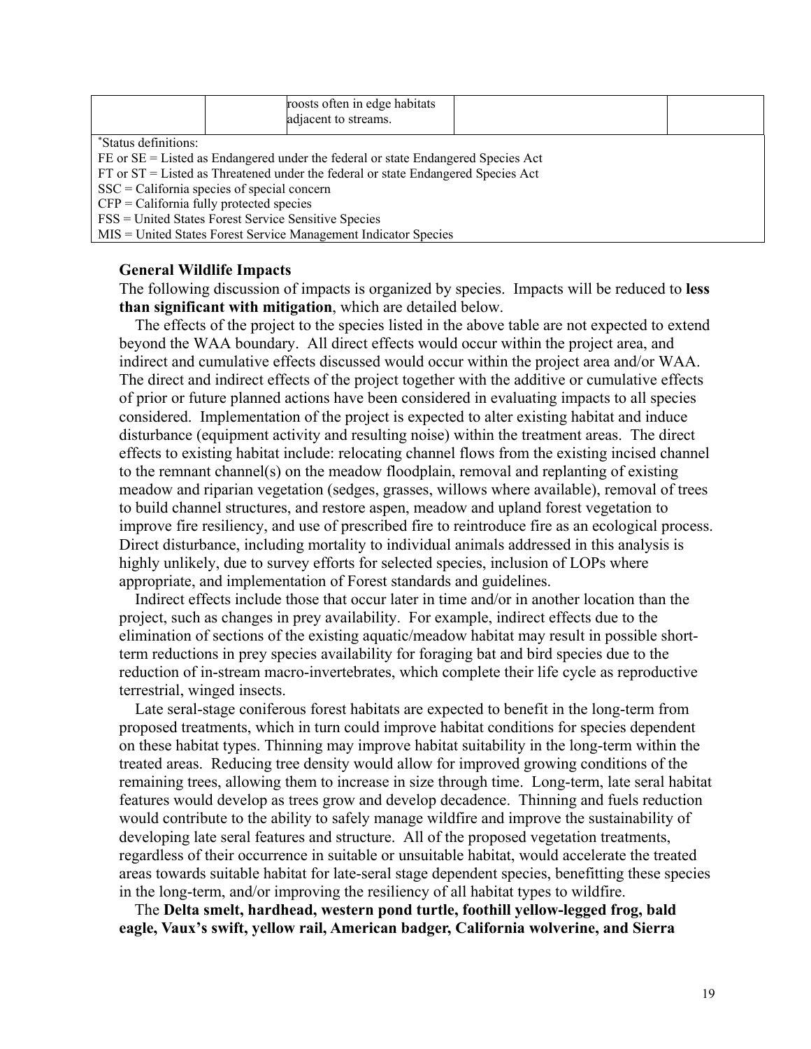| | | roosts often in edge habitats adjacent to streams. | | |
|---|---|---|---|---|

*Status definitions:
FE or SE = Listed as Endangered under the federal or state Endangered Species Act
FT or ST = Listed as Threatened under the federal or state Endangered Species Act
SSC = California species of special concern
CFP = California fully protected species
FSS = United States Forest Service Sensitive Species
MIS = United States Forest Service Management Indicator Species

**General Wildlife Impacts**

The following discussion of impacts is organized by species. Impacts will be reduced to **less than significant with mitigation**, which are detailed below.

The effects of the project to the species listed in the above table are not expected to extend beyond the WAA boundary. All direct effects would occur within the project area, and indirect and cumulative effects discussed would occur within the project area and/or WAA. The direct and indirect effects of the project together with the additive or cumulative effects of prior or future planned actions have been considered in evaluating impacts to all species considered. Implementation of the project is expected to alter existing habitat and induce disturbance (equipment activity and resulting noise) within the treatment areas. The direct effects to existing habitat include: relocating channel flows from the existing incised channel to the remnant channel(s) on the meadow floodplain, removal and replanting of existing meadow and riparian vegetation (sedges, grasses, willows where available), removal of trees to build channel structures, and restore aspen, meadow and upland forest vegetation to improve fire resiliency, and use of prescribed fire to reintroduce fire as an ecological process. Direct disturbance, including mortality to individual animals addressed in this analysis is highly unlikely, due to survey efforts for selected species, inclusion of LOPs where appropriate, and implementation of Forest standards and guidelines.

Indirect effects include those that occur later in time and/or in another location than the project, such as changes in prey availability. For example, indirect effects due to the elimination of sections of the existing aquatic/meadow habitat may result in possible short-term reductions in prey species availability for foraging bat and bird species due to the reduction of in-stream macro-invertebrates, which complete their life cycle as reproductive terrestrial, winged insects.

Late seral-stage coniferous forest habitats are expected to benefit in the long-term from proposed treatments, which in turn could improve habitat conditions for species dependent on these habitat types. Thinning may improve habitat suitability in the long-term within the treated areas. Reducing tree density would allow for improved growing conditions of the remaining trees, allowing them to increase in size through time. Long-term, late seral habitat features would develop as trees grow and develop decadence. Thinning and fuels reduction would contribute to the ability to safely manage wildfire and improve the sustainability of developing late seral features and structure. All of the proposed vegetation treatments, regardless of their occurrence in suitable or unsuitable habitat, would accelerate the treated areas towards suitable habitat for late-seral stage dependent species, benefitting these species in the long-term, and/or improving the resiliency of all habitat types to wildfire.

The **Delta smelt, hardhead, western pond turtle, foothill yellow-legged frog, bald eagle, Vaux's swift, yellow rail, American badger, California wolverine, and Sierra**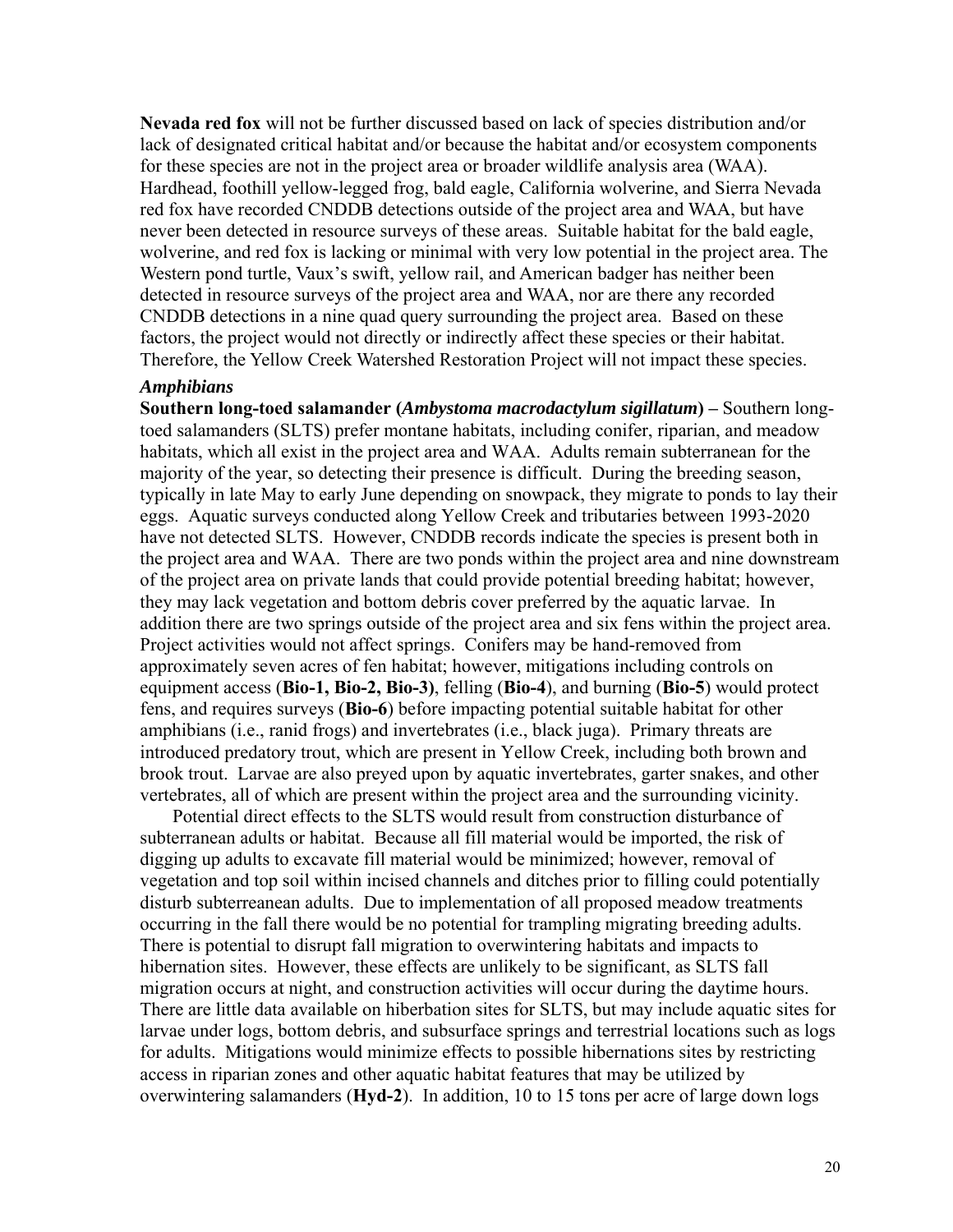**Nevada red fox** will not be further discussed based on lack of species distribution and/or lack of designated critical habitat and/or because the habitat and/or ecosystem components for these species are not in the project area or broader wildlife analysis area (WAA). Hardhead, foothill yellow-legged frog, bald eagle, California wolverine, and Sierra Nevada red fox have recorded CNDDB detections outside of the project area and WAA, but have never been detected in resource surveys of these areas. Suitable habitat for the bald eagle, wolverine, and red fox is lacking or minimal with very low potential in the project area. The Western pond turtle, Vaux's swift, yellow rail, and American badger has neither been detected in resource surveys of the project area and WAA, nor are there any recorded CNDDB detections in a nine quad query surrounding the project area. Based on these factors, the project would not directly or indirectly affect these species or their habitat. Therefore, the Yellow Creek Watershed Restoration Project will not impact these species.

### *Amphibians*

**Southern long-toed salamander (*Ambystoma macrodactylum sigillatum*) –** Southern long-toed salamanders (SLTS) prefer montane habitats, including conifer, riparian, and meadow habitats, which all exist in the project area and WAA. Adults remain subterranean for the majority of the year, so detecting their presence is difficult. During the breeding season, typically in late May to early June depending on snowpack, they migrate to ponds to lay their eggs. Aquatic surveys conducted along Yellow Creek and tributaries between 1993-2020 have not detected SLTS. However, CNDDB records indicate the species is present both in the project area and WAA. There are two ponds within the project area and nine downstream of the project area on private lands that could provide potential breeding habitat; however, they may lack vegetation and bottom debris cover preferred by the aquatic larvae. In addition there are two springs outside of the project area and six fens within the project area. Project activities would not affect springs. Conifers may be hand-removed from approximately seven acres of fen habitat; however, mitigations including controls on equipment access (**Bio-1, Bio-2, Bio-3**), felling (**Bio-4**), and burning (**Bio-5**) would protect fens, and requires surveys (**Bio-6**) before impacting potential suitable habitat for other amphibians (i.e., ranid frogs) and invertebrates (i.e., black juga). Primary threats are introduced predatory trout, which are present in Yellow Creek, including both brown and brook trout. Larvae are also preyed upon by aquatic invertebrates, garter snakes, and other vertebrates, all of which are present within the project area and the surrounding vicinity.

Potential direct effects to the SLTS would result from construction disturbance of subterranean adults or habitat. Because all fill material would be imported, the risk of digging up adults to excavate fill material would be minimized; however, removal of vegetation and top soil within incised channels and ditches prior to filling could potentially disturb subterreanean adults. Due to implementation of all proposed meadow treatments occurring in the fall there would be no potential for trampling migrating breeding adults. There is potential to disrupt fall migration to overwintering habitats and impacts to hibernation sites. However, these effects are unlikely to be significant, as SLTS fall migration occurs at night, and construction activities will occur during the daytime hours. There are little data available on hiberbation sites for SLTS, but may include aquatic sites for larvae under logs, bottom debris, and subsurface springs and terrestrial locations such as logs for adults. Mitigations would minimize effects to possible hibernations sites by restricting access in riparian zones and other aquatic habitat features that may be utilized by overwintering salamanders (**Hyd-2**). In addition, 10 to 15 tons per acre of large down logs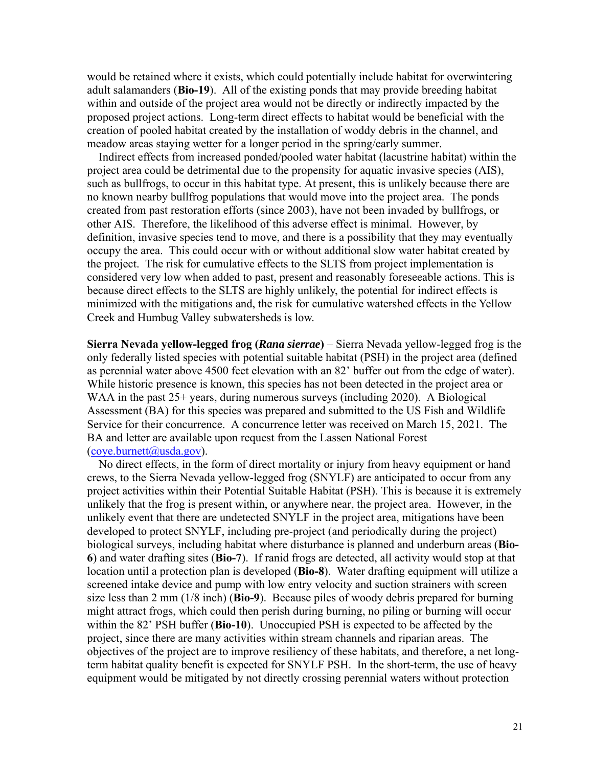would be retained where it exists, which could potentially include habitat for overwintering adult salamanders (**Bio-19**). All of the existing ponds that may provide breeding habitat within and outside of the project area would not be directly or indirectly impacted by the proposed project actions. Long-term direct effects to habitat would be beneficial with the creation of pooled habitat created by the installation of woody debris in the channel, and meadow areas staying wetter for a longer period in the spring/early summer.

Indirect effects from increased ponded/pooled water habitat (lacustrine habitat) within the project area could be detrimental due to the propensity for aquatic invasive species (AIS), such as bullfrogs, to occur in this habitat type. At present, this is unlikely because there are no known nearby bullfrog populations that would move into the project area. The ponds created from past restoration efforts (since 2003), have not been invaded by bullfrogs, or other AIS. Therefore, the likelihood of this adverse effect is minimal. However, by definition, invasive species tend to move, and there is a possibility that they may eventually occupy the area. This could occur with or without additional slow water habitat created by the project. The risk for cumulative effects to the SLTS from project implementation is considered very low when added to past, present and reasonably foreseeable actions. This is because direct effects to the SLTS are highly unlikely, the potential for indirect effects is minimized with the mitigations and, the risk for cumulative watershed effects in the Yellow Creek and Humbug Valley subwatersheds is low.

**Sierra Nevada yellow-legged frog (*Rana sierrae*)** – Sierra Nevada yellow-legged frog is the only federally listed species with potential suitable habitat (PSH) in the project area (defined as perennial water above 4500 feet elevation with an 82' buffer out from the edge of water). While historic presence is known, this species has not been detected in the project area or WAA in the past 25+ years, during numerous surveys (including 2020). A Biological Assessment (BA) for this species was prepared and submitted to the US Fish and Wildlife Service for their concurrence. A concurrence letter was received on March 15, 2021. The BA and letter are available upon request from the Lassen National Forest (coye.burnett@usda.gov).

No direct effects, in the form of direct mortality or injury from heavy equipment or hand crews, to the Sierra Nevada yellow-legged frog (SNYLF) are anticipated to occur from any project activities within their Potential Suitable Habitat (PSH). This is because it is extremely unlikely that the frog is present within, or anywhere near, the project area. However, in the unlikely event that there are undetected SNYLF in the project area, mitigations have been developed to protect SNYLF, including pre-project (and periodically during the project) biological surveys, including habitat where disturbance is planned and underburn areas (**Bio-6**) and water drafting sites (**Bio-7**). If ranid frogs are detected, all activity would stop at that location until a protection plan is developed (**Bio-8**). Water drafting equipment will utilize a screened intake device and pump with low entry velocity and suction strainers with screen size less than 2 mm (1/8 inch) (**Bio-9**). Because piles of woody debris prepared for burning might attract frogs, which could then perish during burning, no piling or burning will occur within the 82' PSH buffer (**Bio-10**). Unoccupied PSH is expected to be affected by the project, since there are many activities within stream channels and riparian areas. The objectives of the project are to improve resiliency of these habitats, and therefore, a net long-term habitat quality benefit is expected for SNYLF PSH. In the short-term, the use of heavy equipment would be mitigated by not directly crossing perennial waters without protection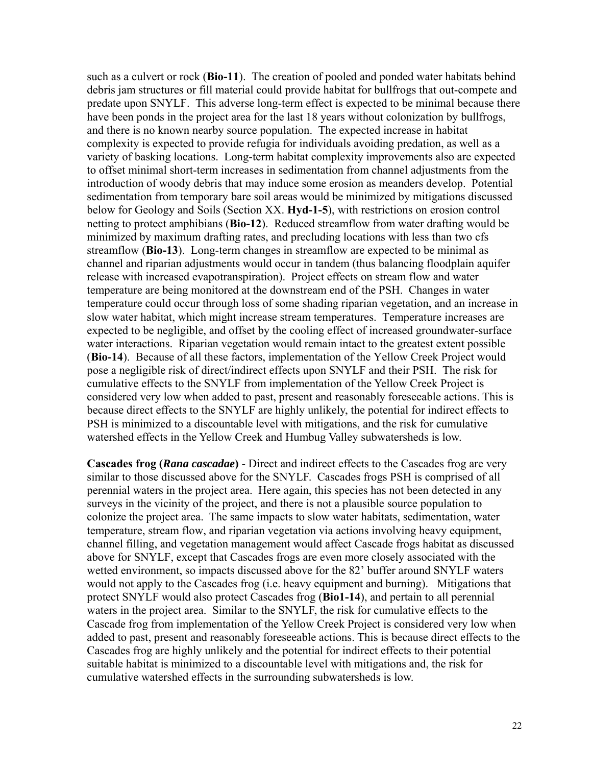such as a culvert or rock (**Bio-11**). The creation of pooled and ponded water habitats behind debris jam structures or fill material could provide habitat for bullfrogs that out-compete and predate upon SNYLF. This adverse long-term effect is expected to be minimal because there have been ponds in the project area for the last 18 years without colonization by bullfrogs, and there is no known nearby source population. The expected increase in habitat complexity is expected to provide refugia for individuals avoiding predation, as well as a variety of basking locations. Long-term habitat complexity improvements also are expected to offset minimal short-term increases in sedimentation from channel adjustments from the introduction of woody debris that may induce some erosion as meanders develop. Potential sedimentation from temporary bare soil areas would be minimized by mitigations discussed below for Geology and Soils (Section XX. **Hyd-1-5**), with restrictions on erosion control netting to protect amphibians (**Bio-12**). Reduced streamflow from water drafting would be minimized by maximum drafting rates, and precluding locations with less than two cfs streamflow (**Bio-13**). Long-term changes in streamflow are expected to be minimal as channel and riparian adjustments would occur in tandem (thus balancing floodplain aquifer release with increased evapotranspiration). Project effects on stream flow and water temperature are being monitored at the downstream end of the PSH. Changes in water temperature could occur through loss of some shading riparian vegetation, and an increase in slow water habitat, which might increase stream temperatures. Temperature increases are expected to be negligible, and offset by the cooling effect of increased groundwater-surface water interactions. Riparian vegetation would remain intact to the greatest extent possible (**Bio-14**). Because of all these factors, implementation of the Yellow Creek Project would pose a negligible risk of direct/indirect effects upon SNYLF and their PSH. The risk for cumulative effects to the SNYLF from implementation of the Yellow Creek Project is considered very low when added to past, present and reasonably foreseeable actions. This is because direct effects to the SNYLF are highly unlikely, the potential for indirect effects to PSH is minimized to a discountable level with mitigations, and the risk for cumulative watershed effects in the Yellow Creek and Humbug Valley subwatersheds is low.

**Cascades frog (*Rana cascadae*)** - Direct and indirect effects to the Cascades frog are very similar to those discussed above for the SNYLF. Cascades frogs PSH is comprised of all perennial waters in the project area. Here again, this species has not been detected in any surveys in the vicinity of the project, and there is not a plausible source population to colonize the project area. The same impacts to slow water habitats, sedimentation, water temperature, stream flow, and riparian vegetation via actions involving heavy equipment, channel filling, and vegetation management would affect Cascade frogs habitat as discussed above for SNYLF, except that Cascades frogs are even more closely associated with the wetted environment, so impacts discussed above for the 82' buffer around SNYLF waters would not apply to the Cascades frog (i.e. heavy equipment and burning). Mitigations that protect SNYLF would also protect Cascades frog (**Bio1-14**), and pertain to all perennial waters in the project area. Similar to the SNYLF, the risk for cumulative effects to the Cascade frog from implementation of the Yellow Creek Project is considered very low when added to past, present and reasonably foreseeable actions. This is because direct effects to the Cascades frog are highly unlikely and the potential for indirect effects to their potential suitable habitat is minimized to a discountable level with mitigations and, the risk for cumulative watershed effects in the surrounding subwatersheds is low.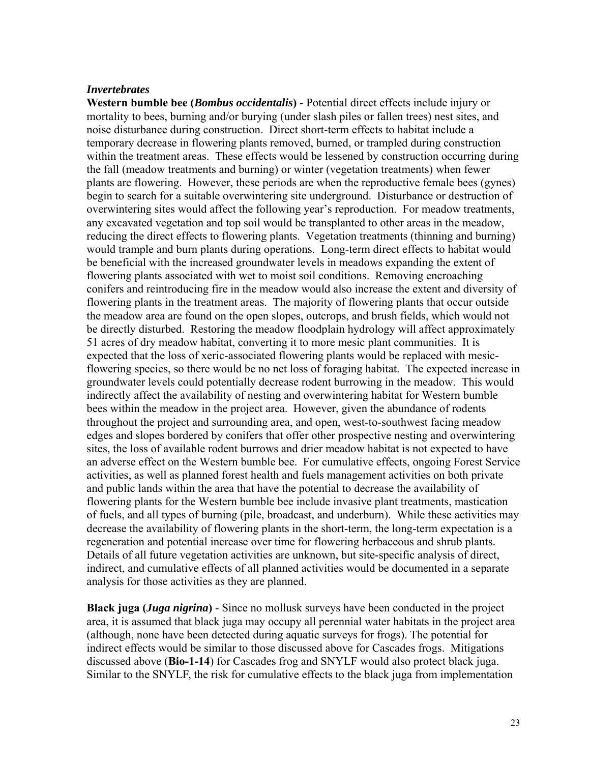### *Invertebrates*

**Western bumble bee (*Bombus occidentalis*)** - Potential direct effects include injury or mortality to bees, burning and/or burying (under slash piles or fallen trees) nest sites, and noise disturbance during construction. Direct short-term effects to habitat include a temporary decrease in flowering plants removed, burned, or trampled during construction within the treatment areas. These effects would be lessened by construction occurring during the fall (meadow treatments and burning) or winter (vegetation treatments) when fewer plants are flowering. However, these periods are when the reproductive female bees (gynes) begin to search for a suitable overwintering site underground. Disturbance or destruction of overwintering sites would affect the following year's reproduction. For meadow treatments, any excavated vegetation and top soil would be transplanted to other areas in the meadow, reducing the direct effects to flowering plants. Vegetation treatments (thinning and burning) would trample and burn plants during operations. Long-term direct effects to habitat would be beneficial with the increased groundwater levels in meadows expanding the extent of flowering plants associated with wet to moist soil conditions. Removing encroaching conifers and reintroducing fire in the meadow would also increase the extent and diversity of flowering plants in the treatment areas. The majority of flowering plants that occur outside the meadow area are found on the open slopes, outcrops, and brush fields, which would not be directly disturbed. Restoring the meadow floodplain hydrology will affect approximately 51 acres of dry meadow habitat, converting it to more mesic plant communities. It is expected that the loss of xeric-associated flowering plants would be replaced with mesic-flowering species, so there would be no net loss of foraging habitat. The expected increase in groundwater levels could potentially decrease rodent burrowing in the meadow. This would indirectly affect the availability of nesting and overwintering habitat for Western bumble bees within the meadow in the project area. However, given the abundance of rodents throughout the project and surrounding area, and open, west-to-southwest facing meadow edges and slopes bordered by conifers that offer other prospective nesting and overwintering sites, the loss of available rodent burrows and drier meadow habitat is not expected to have an adverse effect on the Western bumble bee. For cumulative effects, ongoing Forest Service activities, as well as planned forest health and fuels management activities on both private and public lands within the area that have the potential to decrease the availability of flowering plants for the Western bumble bee include invasive plant treatments, mastication of fuels, and all types of burning (pile, broadcast, and underburn). While these activities may decrease the availability of flowering plants in the short-term, the long-term expectation is a regeneration and potential increase over time for flowering herbaceous and shrub plants. Details of all future vegetation activities are unknown, but site-specific analysis of direct, indirect, and cumulative effects of all planned activities would be documented in a separate analysis for those activities as they are planned.

**Black juga (*Juga nigrina*)** - Since no mollusk surveys have been conducted in the project area, it is assumed that black juga may occupy all perennial water habitats in the project area (although, none have been detected during aquatic surveys for frogs). The potential for indirect effects would be similar to those discussed above for Cascades frogs. Mitigations discussed above (**Bio-1-14**) for Cascades frog and SNYLF would also protect black juga. Similar to the SNYLF, the risk for cumulative effects to the black juga from implementation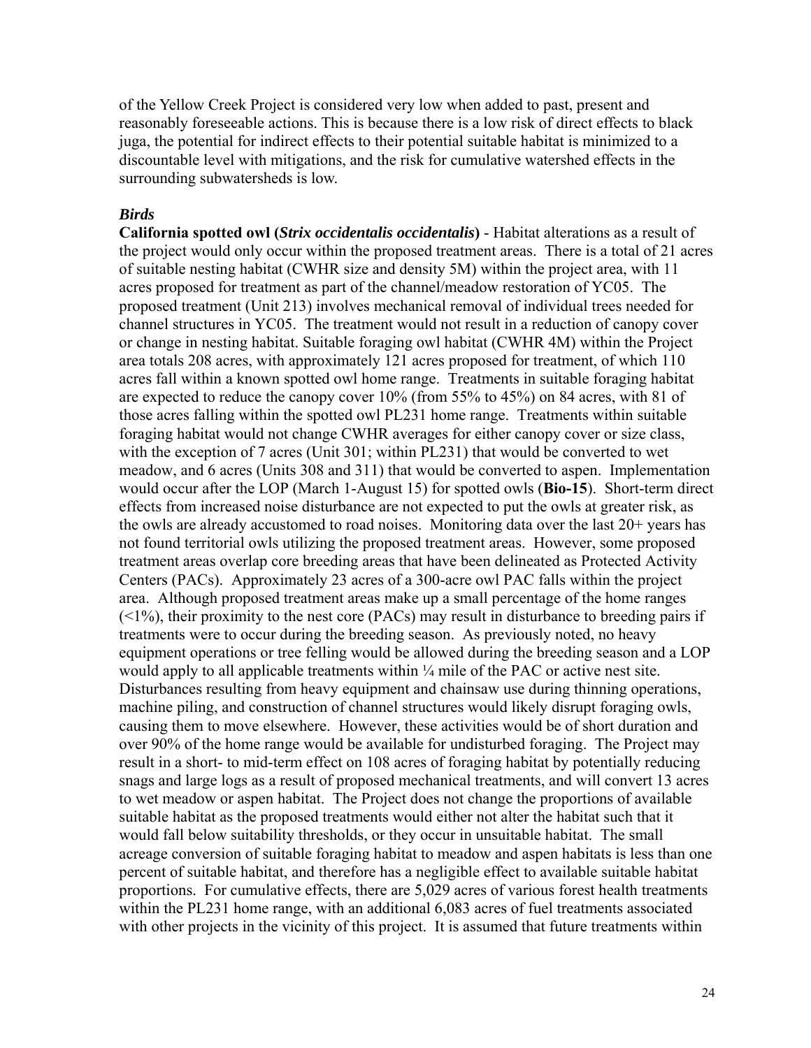of the Yellow Creek Project is considered very low when added to past, present and reasonably foreseeable actions. This is because there is a low risk of direct effects to black juga, the potential for indirect effects to their potential suitable habitat is minimized to a discountable level with mitigations, and the risk for cumulative watershed effects in the surrounding subwatersheds is low.

***Birds***

**California spotted owl (*Strix occidentalis occidentalis*)** - Habitat alterations as a result of the project would only occur within the proposed treatment areas. There is a total of 21 acres of suitable nesting habitat (CWHR size and density 5M) within the project area, with 11 acres proposed for treatment as part of the channel/meadow restoration of YC05. The proposed treatment (Unit 213) involves mechanical removal of individual trees needed for channel structures in YC05. The treatment would not result in a reduction of canopy cover or change in nesting habitat. Suitable foraging owl habitat (CWHR 4M) within the Project area totals 208 acres, with approximately 121 acres proposed for treatment, of which 110 acres fall within a known spotted owl home range. Treatments in suitable foraging habitat are expected to reduce the canopy cover 10% (from 55% to 45%) on 84 acres, with 81 of those acres falling within the spotted owl PL231 home range. Treatments within suitable foraging habitat would not change CWHR averages for either canopy cover or size class, with the exception of 7 acres (Unit 301; within PL231) that would be converted to wet meadow, and 6 acres (Units 308 and 311) that would be converted to aspen. Implementation would occur after the LOP (March 1-August 15) for spotted owls (**Bio-15**). Short-term direct effects from increased noise disturbance are not expected to put the owls at greater risk, as the owls are already accustomed to road noises. Monitoring data over the last 20+ years has not found territorial owls utilizing the proposed treatment areas. However, some proposed treatment areas overlap core breeding areas that have been delineated as Protected Activity Centers (PACs). Approximately 23 acres of a 300-acre owl PAC falls within the project area. Although proposed treatment areas make up a small percentage of the home ranges (<1%), their proximity to the nest core (PACs) may result in disturbance to breeding pairs if treatments were to occur during the breeding season. As previously noted, no heavy equipment operations or tree felling would be allowed during the breeding season and a LOP would apply to all applicable treatments within ¼ mile of the PAC or active nest site. Disturbances resulting from heavy equipment and chainsaw use during thinning operations, machine piling, and construction of channel structures would likely disrupt foraging owls, causing them to move elsewhere. However, these activities would be of short duration and over 90% of the home range would be available for undisturbed foraging. The Project may result in a short- to mid-term effect on 108 acres of foraging habitat by potentially reducing snags and large logs as a result of proposed mechanical treatments, and will convert 13 acres to wet meadow or aspen habitat. The Project does not change the proportions of available suitable habitat as the proposed treatments would either not alter the habitat such that it would fall below suitability thresholds, or they occur in unsuitable habitat. The small acreage conversion of suitable foraging habitat to meadow and aspen habitats is less than one percent of suitable habitat, and therefore has a negligible effect to available suitable habitat proportions. For cumulative effects, there are 5,029 acres of various forest health treatments within the PL231 home range, with an additional 6,083 acres of fuel treatments associated with other projects in the vicinity of this project. It is assumed that future treatments within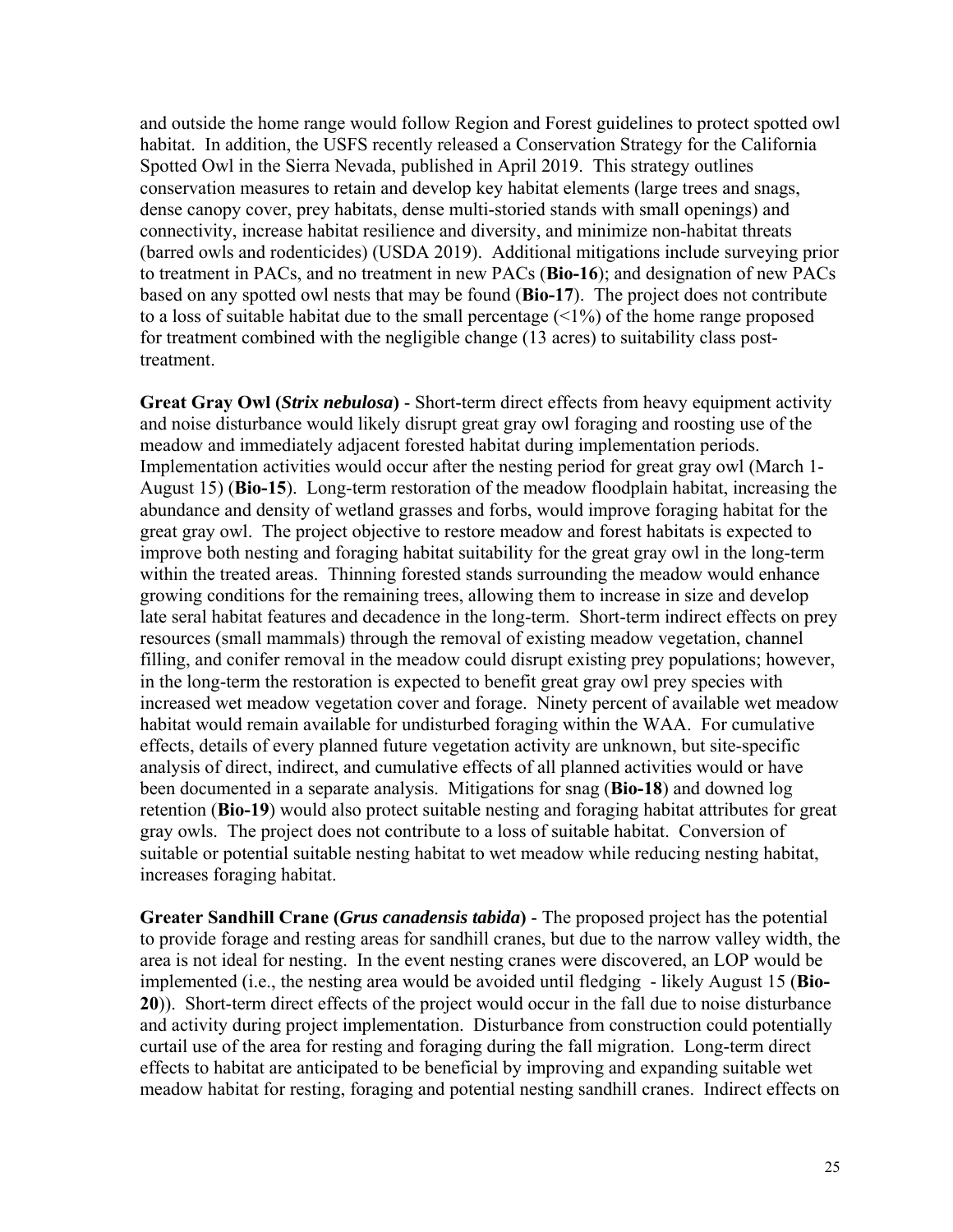and outside the home range would follow Region and Forest guidelines to protect spotted owl habitat. In addition, the USFS recently released a Conservation Strategy for the California Spotted Owl in the Sierra Nevada, published in April 2019. This strategy outlines conservation measures to retain and develop key habitat elements (large trees and snags, dense canopy cover, prey habitats, dense multi-storied stands with small openings) and connectivity, increase habitat resilience and diversity, and minimize non-habitat threats (barred owls and rodenticides) (USDA 2019). Additional mitigations include surveying prior to treatment in PACs, and no treatment in new PACs (**Bio-16**); and designation of new PACs based on any spotted owl nests that may be found (**Bio-17**). The project does not contribute to a loss of suitable habitat due to the small percentage (<1%) of the home range proposed for treatment combined with the negligible change (13 acres) to suitability class post-treatment.

**Great Gray Owl (*Strix nebulosa*)** - Short-term direct effects from heavy equipment activity and noise disturbance would likely disrupt great gray owl foraging and roosting use of the meadow and immediately adjacent forested habitat during implementation periods. Implementation activities would occur after the nesting period for great gray owl (March 1-August 15) (**Bio-15**). Long-term restoration of the meadow floodplain habitat, increasing the abundance and density of wetland grasses and forbs, would improve foraging habitat for the great gray owl. The project objective to restore meadow and forest habitats is expected to improve both nesting and foraging habitat suitability for the great gray owl in the long-term within the treated areas. Thinning forested stands surrounding the meadow would enhance growing conditions for the remaining trees, allowing them to increase in size and develop late seral habitat features and decadence in the long-term. Short-term indirect effects on prey resources (small mammals) through the removal of existing meadow vegetation, channel filling, and conifer removal in the meadow could disrupt existing prey populations; however, in the long-term the restoration is expected to benefit great gray owl prey species with increased wet meadow vegetation cover and forage. Ninety percent of available wet meadow habitat would remain available for undisturbed foraging within the WAA. For cumulative effects, details of every planned future vegetation activity are unknown, but site-specific analysis of direct, indirect, and cumulative effects of all planned activities would or have been documented in a separate analysis. Mitigations for snag (**Bio-18**) and downed log retention (**Bio-19**) would also protect suitable nesting and foraging habitat attributes for great gray owls. The project does not contribute to a loss of suitable habitat. Conversion of suitable or potential suitable nesting habitat to wet meadow while reducing nesting habitat, increases foraging habitat.

**Greater Sandhill Crane (*Grus canadensis tabida*)** - The proposed project has the potential to provide forage and resting areas for sandhill cranes, but due to the narrow valley width, the area is not ideal for nesting. In the event nesting cranes were discovered, an LOP would be implemented (i.e., the nesting area would be avoided until fledging - likely August 15 (**Bio-20**)). Short-term direct effects of the project would occur in the fall due to noise disturbance and activity during project implementation. Disturbance from construction could potentially curtail use of the area for resting and foraging during the fall migration. Long-term direct effects to habitat are anticipated to be beneficial by improving and expanding suitable wet meadow habitat for resting, foraging and potential nesting sandhill cranes. Indirect effects on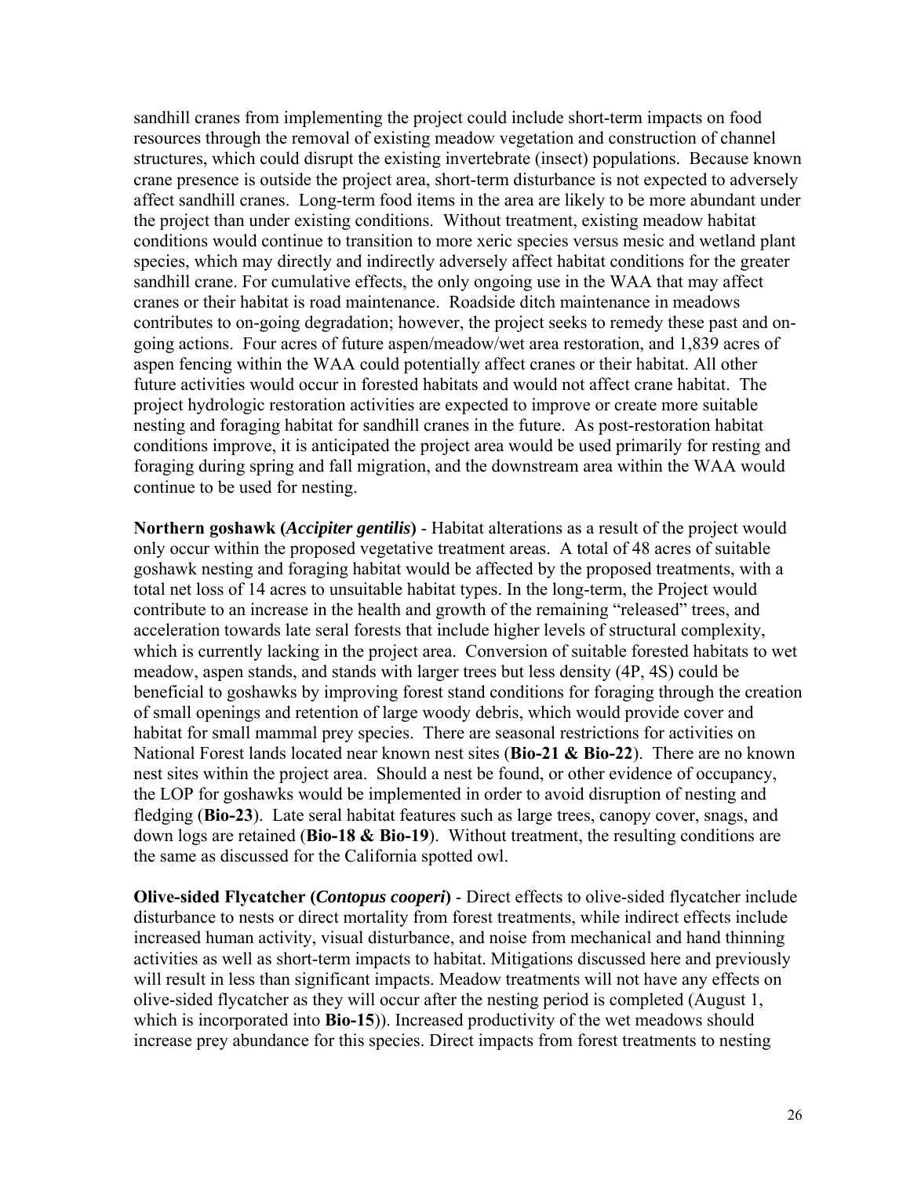sandhill cranes from implementing the project could include short-term impacts on food resources through the removal of existing meadow vegetation and construction of channel structures, which could disrupt the existing invertebrate (insect) populations. Because known crane presence is outside the project area, short-term disturbance is not expected to adversely affect sandhill cranes. Long-term food items in the area are likely to be more abundant under the project than under existing conditions. Without treatment, existing meadow habitat conditions would continue to transition to more xeric species versus mesic and wetland plant species, which may directly and indirectly adversely affect habitat conditions for the greater sandhill crane. For cumulative effects, the only ongoing use in the WAA that may affect cranes or their habitat is road maintenance. Roadside ditch maintenance in meadows contributes to on-going degradation; however, the project seeks to remedy these past and on-going actions. Four acres of future aspen/meadow/wet area restoration, and 1,839 acres of aspen fencing within the WAA could potentially affect cranes or their habitat. All other future activities would occur in forested habitats and would not affect crane habitat. The project hydrologic restoration activities are expected to improve or create more suitable nesting and foraging habitat for sandhill cranes in the future. As post-restoration habitat conditions improve, it is anticipated the project area would be used primarily for resting and foraging during spring and fall migration, and the downstream area within the WAA would continue to be used for nesting.

**Northern goshawk (*Accipiter gentilis*)** - Habitat alterations as a result of the project would only occur within the proposed vegetative treatment areas. A total of 48 acres of suitable goshawk nesting and foraging habitat would be affected by the proposed treatments, with a total net loss of 14 acres to unsuitable habitat types. In the long-term, the Project would contribute to an increase in the health and growth of the remaining "released" trees, and acceleration towards late seral forests that include higher levels of structural complexity, which is currently lacking in the project area. Conversion of suitable forested habitats to wet meadow, aspen stands, and stands with larger trees but less density (4P, 4S) could be beneficial to goshawks by improving forest stand conditions for foraging through the creation of small openings and retention of large woody debris, which would provide cover and habitat for small mammal prey species. There are seasonal restrictions for activities on National Forest lands located near known nest sites (**Bio-21 & Bio-22**). There are no known nest sites within the project area. Should a nest be found, or other evidence of occupancy, the LOP for goshawks would be implemented in order to avoid disruption of nesting and fledging (**Bio-23**). Late seral habitat features such as large trees, canopy cover, snags, and down logs are retained (**Bio-18 & Bio-19**). Without treatment, the resulting conditions are the same as discussed for the California spotted owl.

**Olive-sided Flycatcher (*Contopus cooperi*)** - Direct effects to olive-sided flycatcher include disturbance to nests or direct mortality from forest treatments, while indirect effects include increased human activity, visual disturbance, and noise from mechanical and hand thinning activities as well as short-term impacts to habitat. Mitigations discussed here and previously will result in less than significant impacts. Meadow treatments will not have any effects on olive-sided flycatcher as they will occur after the nesting period is completed (August 1, which is incorporated into **Bio-15**)). Increased productivity of the wet meadows should increase prey abundance for this species. Direct impacts from forest treatments to nesting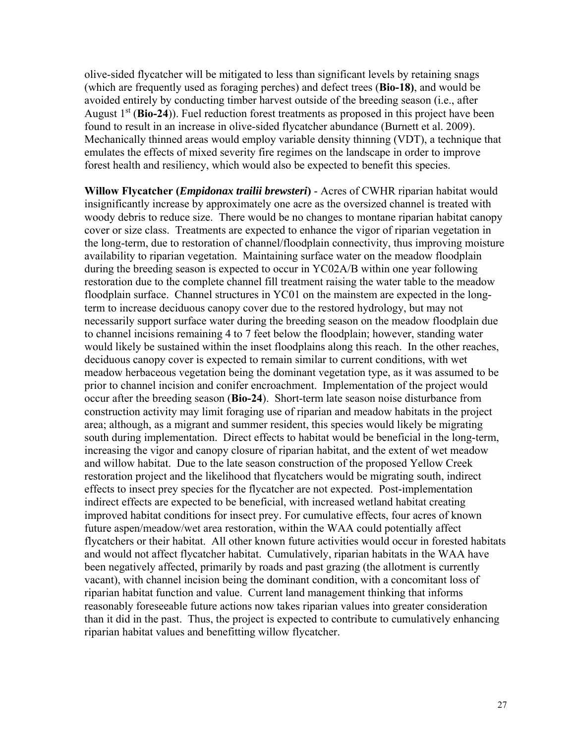olive-sided flycatcher will be mitigated to less than significant levels by retaining snags (which are frequently used as foraging perches) and defect trees (**Bio-18)**, and would be avoided entirely by conducting timber harvest outside of the breeding season (i.e., after August 1st (**Bio-24**)). Fuel reduction forest treatments as proposed in this project have been found to result in an increase in olive-sided flycatcher abundance (Burnett et al. 2009). Mechanically thinned areas would employ variable density thinning (VDT), a technique that emulates the effects of mixed severity fire regimes on the landscape in order to improve forest health and resiliency, which would also be expected to benefit this species.

**Willow Flycatcher (*Empidonax trailii brewsteri*)** - Acres of CWHR riparian habitat would insignificantly increase by approximately one acre as the oversized channel is treated with woody debris to reduce size. There would be no changes to montane riparian habitat canopy cover or size class. Treatments are expected to enhance the vigor of riparian vegetation in the long-term, due to restoration of channel/floodplain connectivity, thus improving moisture availability to riparian vegetation. Maintaining surface water on the meadow floodplain during the breeding season is expected to occur in YC02A/B within one year following restoration due to the complete channel fill treatment raising the water table to the meadow floodplain surface. Channel structures in YC01 on the mainstem are expected in the long-term to increase deciduous canopy cover due to the restored hydrology, but may not necessarily support surface water during the breeding season on the meadow floodplain due to channel incisions remaining 4 to 7 feet below the floodplain; however, standing water would likely be sustained within the inset floodplains along this reach. In the other reaches, deciduous canopy cover is expected to remain similar to current conditions, with wet meadow herbaceous vegetation being the dominant vegetation type, as it was assumed to be prior to channel incision and conifer encroachment. Implementation of the project would occur after the breeding season (**Bio-24**). Short-term late season noise disturbance from construction activity may limit foraging use of riparian and meadow habitats in the project area; although, as a migrant and summer resident, this species would likely be migrating south during implementation. Direct effects to habitat would be beneficial in the long-term, increasing the vigor and canopy closure of riparian habitat, and the extent of wet meadow and willow habitat. Due to the late season construction of the proposed Yellow Creek restoration project and the likelihood that flycatchers would be migrating south, indirect effects to insect prey species for the flycatcher are not expected. Post-implementation indirect effects are expected to be beneficial, with increased wetland habitat creating improved habitat conditions for insect prey. For cumulative effects, four acres of known future aspen/meadow/wet area restoration, within the WAA could potentially affect flycatchers or their habitat. All other known future activities would occur in forested habitats and would not affect flycatcher habitat. Cumulatively, riparian habitats in the WAA have been negatively affected, primarily by roads and past grazing (the allotment is currently vacant), with channel incision being the dominant condition, with a concomitant loss of riparian habitat function and value. Current land management thinking that informs reasonably foreseeable future actions now takes riparian values into greater consideration than it did in the past. Thus, the project is expected to contribute to cumulatively enhancing riparian habitat values and benefitting willow flycatcher.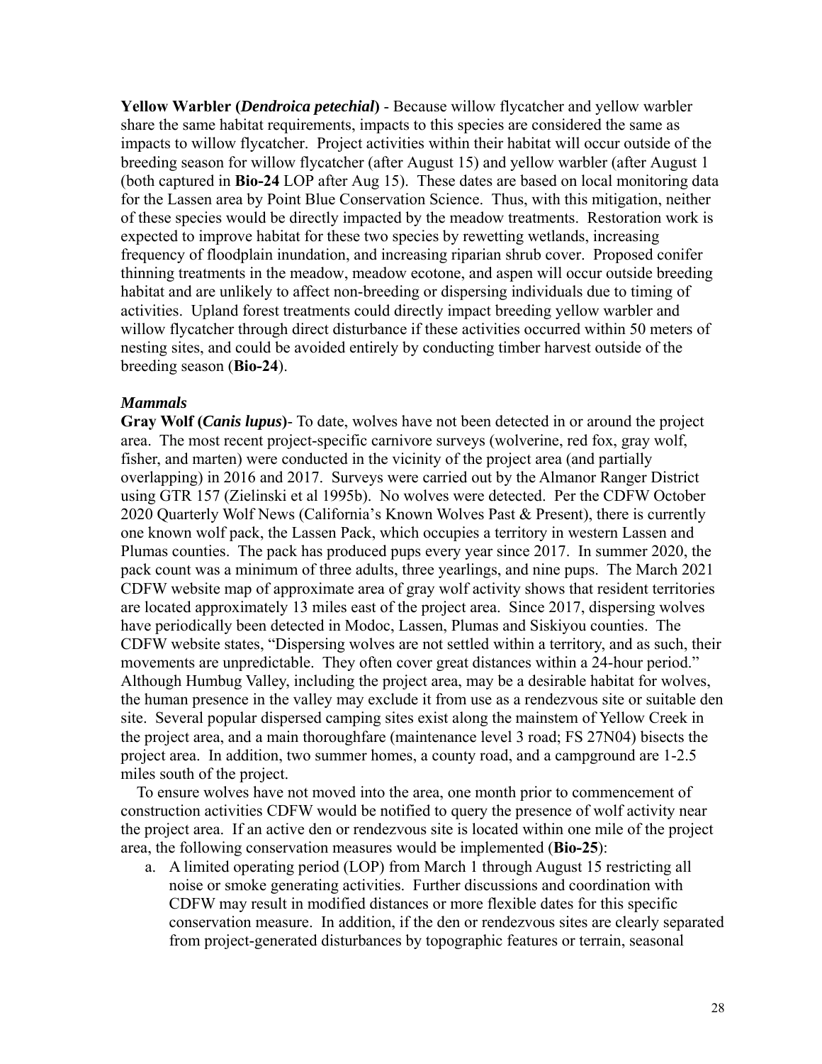**Yellow Warbler (*Dendroica petechial*)** - Because willow flycatcher and yellow warbler share the same habitat requirements, impacts to this species are considered the same as impacts to willow flycatcher. Project activities within their habitat will occur outside of the breeding season for willow flycatcher (after August 15) and yellow warbler (after August 1 (both captured in **Bio-24** LOP after Aug 15). These dates are based on local monitoring data for the Lassen area by Point Blue Conservation Science. Thus, with this mitigation, neither of these species would be directly impacted by the meadow treatments. Restoration work is expected to improve habitat for these two species by rewetting wetlands, increasing frequency of floodplain inundation, and increasing riparian shrub cover. Proposed conifer thinning treatments in the meadow, meadow ecotone, and aspen will occur outside breeding habitat and are unlikely to affect non-breeding or dispersing individuals due to timing of activities. Upland forest treatments could directly impact breeding yellow warbler and willow flycatcher through direct disturbance if these activities occurred within 50 meters of nesting sites, and could be avoided entirely by conducting timber harvest outside of the breeding season (**Bio-24**).

***Mammals***

**Gray Wolf (*Canis lupus*)**- To date, wolves have not been detected in or around the project area. The most recent project-specific carnivore surveys (wolverine, red fox, gray wolf, fisher, and marten) were conducted in the vicinity of the project area (and partially overlapping) in 2016 and 2017. Surveys were carried out by the Almanor Ranger District using GTR 157 (Zielinski et al 1995b). No wolves were detected. Per the CDFW October 2020 Quarterly Wolf News (California's Known Wolves Past & Present), there is currently one known wolf pack, the Lassen Pack, which occupies a territory in western Lassen and Plumas counties. The pack has produced pups every year since 2017. In summer 2020, the pack count was a minimum of three adults, three yearlings, and nine pups. The March 2021 CDFW website map of approximate area of gray wolf activity shows that resident territories are located approximately 13 miles east of the project area. Since 2017, dispersing wolves have periodically been detected in Modoc, Lassen, Plumas and Siskiyou counties. The CDFW website states, "Dispersing wolves are not settled within a territory, and as such, their movements are unpredictable. They often cover great distances within a 24-hour period." Although Humbug Valley, including the project area, may be a desirable habitat for wolves, the human presence in the valley may exclude it from use as a rendezvous site or suitable den site. Several popular dispersed camping sites exist along the mainstem of Yellow Creek in the project area, and a main thoroughfare (maintenance level 3 road; FS 27N04) bisects the project area. In addition, two summer homes, a county road, and a campground are 1-2.5 miles south of the project.

To ensure wolves have not moved into the area, one month prior to commencement of construction activities CDFW would be notified to query the presence of wolf activity near the project area. If an active den or rendezvous site is located within one mile of the project area, the following conservation measures would be implemented (**Bio-25**):

a. A limited operating period (LOP) from March 1 through August 15 restricting all noise or smoke generating activities. Further discussions and coordination with CDFW may result in modified distances or more flexible dates for this specific conservation measure. In addition, if the den or rendezvous sites are clearly separated from project-generated disturbances by topographic features or terrain, seasonal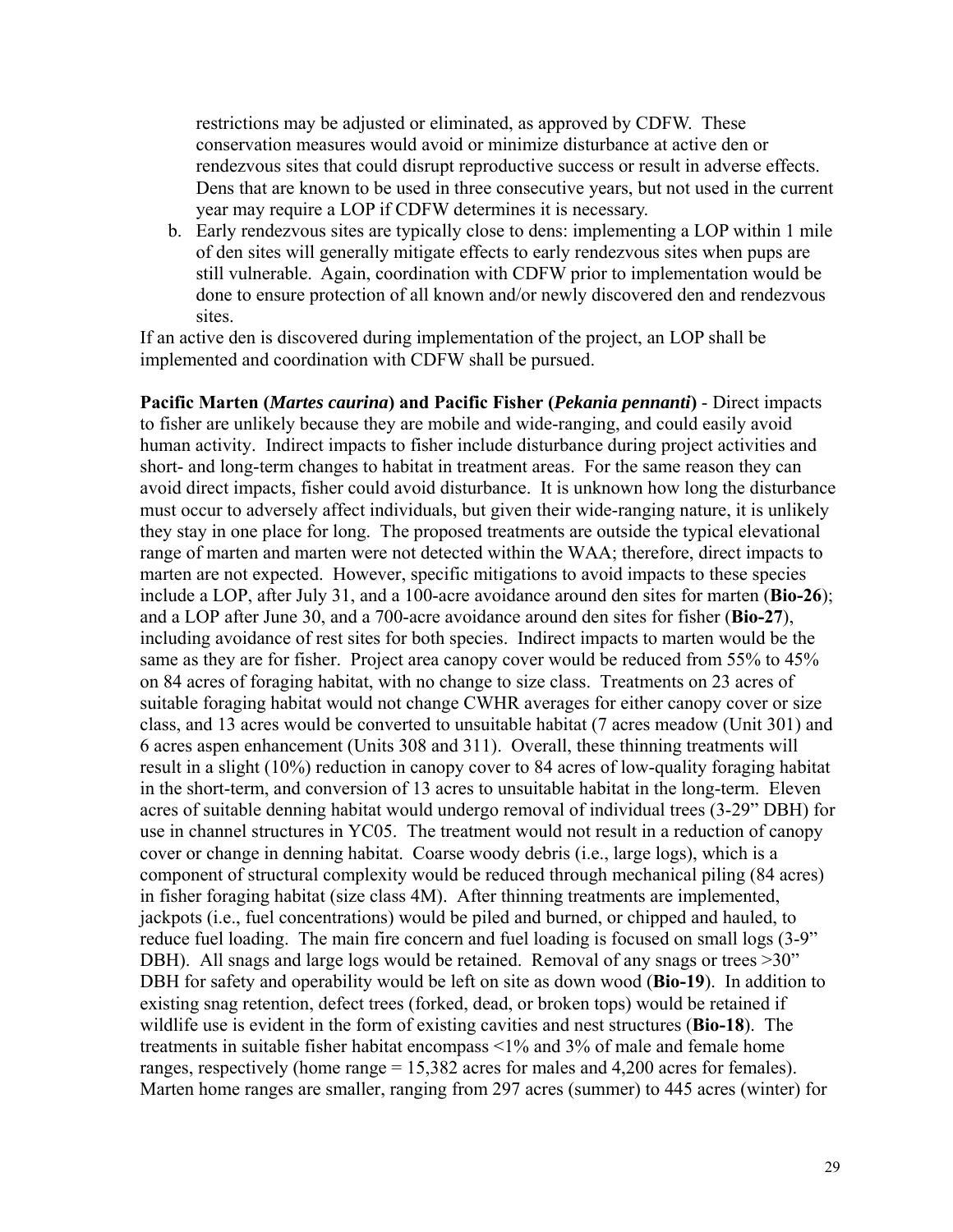restrictions may be adjusted or eliminated, as approved by CDFW. These conservation measures would avoid or minimize disturbance at active den or rendezvous sites that could disrupt reproductive success or result in adverse effects. Dens that are known to be used in three consecutive years, but not used in the current year may require a LOP if CDFW determines it is necessary.

b. Early rendezvous sites are typically close to dens: implementing a LOP within 1 mile of den sites will generally mitigate effects to early rendezvous sites when pups are still vulnerable. Again, coordination with CDFW prior to implementation would be done to ensure protection of all known and/or newly discovered den and rendezvous sites.

If an active den is discovered during implementation of the project, an LOP shall be implemented and coordination with CDFW shall be pursued.

**Pacific Marten (*Martes caurina*) and Pacific Fisher (*Pekania pennanti*)** - Direct impacts to fisher are unlikely because they are mobile and wide-ranging, and could easily avoid human activity. Indirect impacts to fisher include disturbance during project activities and short- and long-term changes to habitat in treatment areas. For the same reason they can avoid direct impacts, fisher could avoid disturbance. It is unknown how long the disturbance must occur to adversely affect individuals, but given their wide-ranging nature, it is unlikely they stay in one place for long. The proposed treatments are outside the typical elevational range of marten and marten were not detected within the WAA; therefore, direct impacts to marten are not expected. However, specific mitigations to avoid impacts to these species include a LOP, after July 31, and a 100-acre avoidance around den sites for marten (**Bio-26**); and a LOP after June 30, and a 700-acre avoidance around den sites for fisher (**Bio-27**), including avoidance of rest sites for both species. Indirect impacts to marten would be the same as they are for fisher. Project area canopy cover would be reduced from 55% to 45% on 84 acres of foraging habitat, with no change to size class. Treatments on 23 acres of suitable foraging habitat would not change CWHR averages for either canopy cover or size class, and 13 acres would be converted to unsuitable habitat (7 acres meadow (Unit 301) and 6 acres aspen enhancement (Units 308 and 311). Overall, these thinning treatments will result in a slight (10%) reduction in canopy cover to 84 acres of low-quality foraging habitat in the short-term, and conversion of 13 acres to unsuitable habitat in the long-term. Eleven acres of suitable denning habitat would undergo removal of individual trees (3-29" DBH) for use in channel structures in YC05. The treatment would not result in a reduction of canopy cover or change in denning habitat. Coarse woody debris (i.e., large logs), which is a component of structural complexity would be reduced through mechanical piling (84 acres) in fisher foraging habitat (size class 4M). After thinning treatments are implemented, jackpots (i.e., fuel concentrations) would be piled and burned, or chipped and hauled, to reduce fuel loading. The main fire concern and fuel loading is focused on small logs (3-9" DBH). All snags and large logs would be retained. Removal of any snags or trees >30" DBH for safety and operability would be left on site as down wood (**Bio-19**). In addition to existing snag retention, defect trees (forked, dead, or broken tops) would be retained if wildlife use is evident in the form of existing cavities and nest structures (**Bio-18**). The treatments in suitable fisher habitat encompass <1% and 3% of male and female home ranges, respectively (home range = 15,382 acres for males and 4,200 acres for females). Marten home ranges are smaller, ranging from 297 acres (summer) to 445 acres (winter) for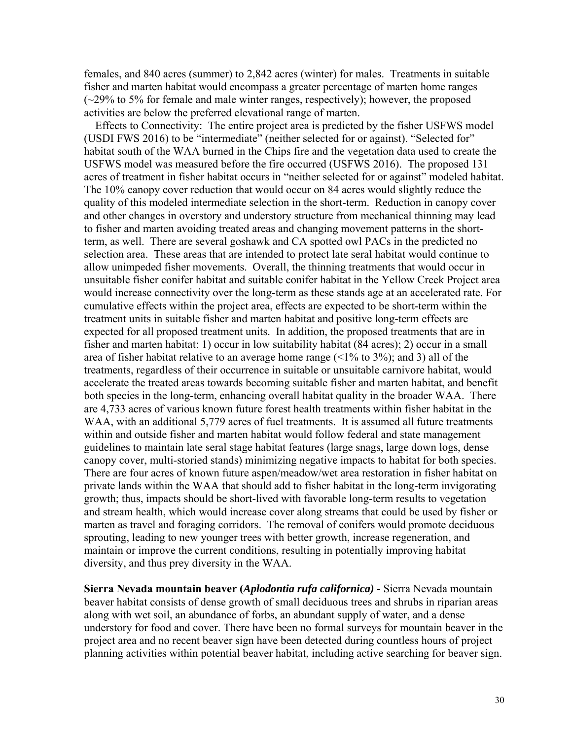females, and 840 acres (summer) to 2,842 acres (winter) for males. Treatments in suitable fisher and marten habitat would encompass a greater percentage of marten home ranges (~29% to 5% for female and male winter ranges, respectively); however, the proposed activities are below the preferred elevational range of marten.

Effects to Connectivity: The entire project area is predicted by the fisher USFWS model (USDI FWS 2016) to be "intermediate" (neither selected for or against). "Selected for" habitat south of the WAA burned in the Chips fire and the vegetation data used to create the USFWS model was measured before the fire occurred (USFWS 2016). The proposed 131 acres of treatment in fisher habitat occurs in "neither selected for or against" modeled habitat. The 10% canopy cover reduction that would occur on 84 acres would slightly reduce the quality of this modeled intermediate selection in the short-term. Reduction in canopy cover and other changes in overstory and understory structure from mechanical thinning may lead to fisher and marten avoiding treated areas and changing movement patterns in the short-term, as well. There are several goshawk and CA spotted owl PACs in the predicted no selection area. These areas that are intended to protect late seral habitat would continue to allow unimpeded fisher movements. Overall, the thinning treatments that would occur in unsuitable fisher conifer habitat and suitable conifer habitat in the Yellow Creek Project area would increase connectivity over the long-term as these stands age at an accelerated rate. For cumulative effects within the project area, effects are expected to be short-term within the treatment units in suitable fisher and marten habitat and positive long-term effects are expected for all proposed treatment units. In addition, the proposed treatments that are in fisher and marten habitat: 1) occur in low suitability habitat (84 acres); 2) occur in a small area of fisher habitat relative to an average home range (<1% to 3%); and 3) all of the treatments, regardless of their occurrence in suitable or unsuitable carnivore habitat, would accelerate the treated areas towards becoming suitable fisher and marten habitat, and benefit both species in the long-term, enhancing overall habitat quality in the broader WAA. There are 4,733 acres of various known future forest health treatments within fisher habitat in the WAA, with an additional 5,779 acres of fuel treatments. It is assumed all future treatments within and outside fisher and marten habitat would follow federal and state management guidelines to maintain late seral stage habitat features (large snags, large down logs, dense canopy cover, multi-storied stands) minimizing negative impacts to habitat for both species. There are four acres of known future aspen/meadow/wet area restoration in fisher habitat on private lands within the WAA that should add to fisher habitat in the long-term invigorating growth; thus, impacts should be short-lived with favorable long-term results to vegetation and stream health, which would increase cover along streams that could be used by fisher or marten as travel and foraging corridors. The removal of conifers would promote deciduous sprouting, leading to new younger trees with better growth, increase regeneration, and maintain or improve the current conditions, resulting in potentially improving habitat diversity, and thus prey diversity in the WAA.

**Sierra Nevada mountain beaver (*Aplodontia rufa californica*)** - Sierra Nevada mountain beaver habitat consists of dense growth of small deciduous trees and shrubs in riparian areas along with wet soil, an abundance of forbs, an abundant supply of water, and a dense understory for food and cover. There have been no formal surveys for mountain beaver in the project area and no recent beaver sign have been detected during countless hours of project planning activities within potential beaver habitat, including active searching for beaver sign.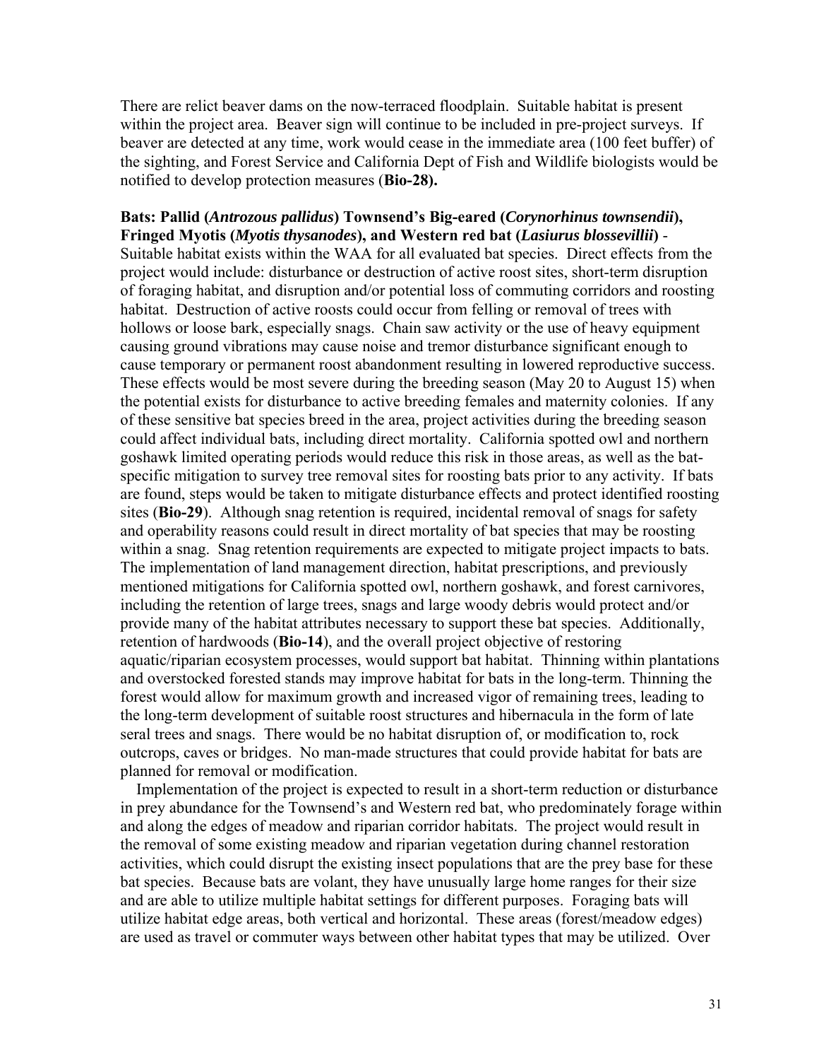There are relict beaver dams on the now-terraced floodplain. Suitable habitat is present within the project area. Beaver sign will continue to be included in pre-project surveys. If beaver are detected at any time, work would cease in the immediate area (100 feet buffer) of the sighting, and Forest Service and California Dept of Fish and Wildlife biologists would be notified to develop protection measures (**Bio-28).**

**Bats: Pallid (*Antrozous pallidus*) Townsend's Big-eared (*Corynorhinus townsendii*), Fringed Myotis (*Myotis thysanodes*), and Western red bat (*Lasiurus blossevillii*)** - Suitable habitat exists within the WAA for all evaluated bat species. Direct effects from the project would include: disturbance or destruction of active roost sites, short-term disruption of foraging habitat, and disruption and/or potential loss of commuting corridors and roosting habitat. Destruction of active roosts could occur from felling or removal of trees with hollows or loose bark, especially snags. Chain saw activity or the use of heavy equipment causing ground vibrations may cause noise and tremor disturbance significant enough to cause temporary or permanent roost abandonment resulting in lowered reproductive success. These effects would be most severe during the breeding season (May 20 to August 15) when the potential exists for disturbance to active breeding females and maternity colonies. If any of these sensitive bat species breed in the area, project activities during the breeding season could affect individual bats, including direct mortality. California spotted owl and northern goshawk limited operating periods would reduce this risk in those areas, as well as the bat-specific mitigation to survey tree removal sites for roosting bats prior to any activity. If bats are found, steps would be taken to mitigate disturbance effects and protect identified roosting sites (**Bio-29**). Although snag retention is required, incidental removal of snags for safety and operability reasons could result in direct mortality of bat species that may be roosting within a snag. Snag retention requirements are expected to mitigate project impacts to bats. The implementation of land management direction, habitat prescriptions, and previously mentioned mitigations for California spotted owl, northern goshawk, and forest carnivores, including the retention of large trees, snags and large woody debris would protect and/or provide many of the habitat attributes necessary to support these bat species. Additionally, retention of hardwoods (**Bio-14**), and the overall project objective of restoring aquatic/riparian ecosystem processes, would support bat habitat. Thinning within plantations and overstocked forested stands may improve habitat for bats in the long-term. Thinning the forest would allow for maximum growth and increased vigor of remaining trees, leading to the long-term development of suitable roost structures and hibernacula in the form of late seral trees and snags. There would be no habitat disruption of, or modification to, rock outcrops, caves or bridges. No man-made structures that could provide habitat for bats are planned for removal or modification.

Implementation of the project is expected to result in a short-term reduction or disturbance in prey abundance for the Townsend's and Western red bat, who predominately forage within and along the edges of meadow and riparian corridor habitats. The project would result in the removal of some existing meadow and riparian vegetation during channel restoration activities, which could disrupt the existing insect populations that are the prey base for these bat species. Because bats are volant, they have unusually large home ranges for their size and are able to utilize multiple habitat settings for different purposes. Foraging bats will utilize habitat edge areas, both vertical and horizontal. These areas (forest/meadow edges) are used as travel or commuter ways between other habitat types that may be utilized. Over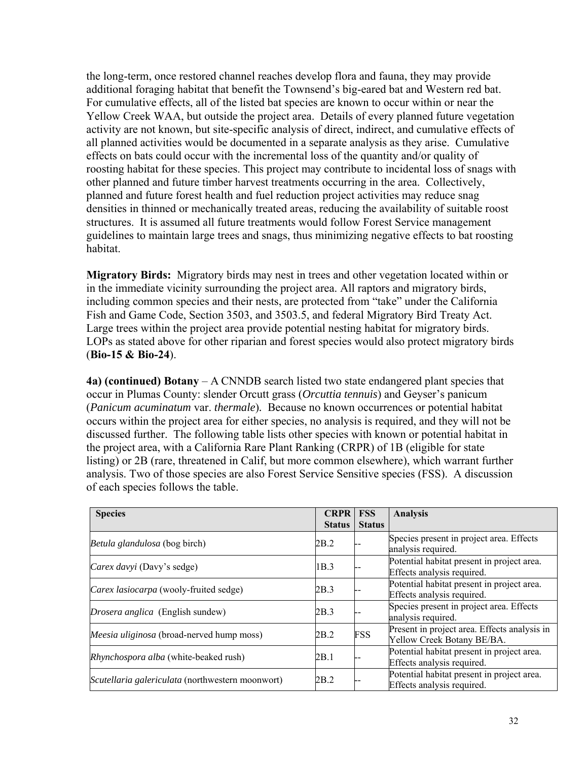the long-term, once restored channel reaches develop flora and fauna, they may provide additional foraging habitat that benefit the Townsend's big-eared bat and Western red bat. For cumulative effects, all of the listed bat species are known to occur within or near the Yellow Creek WAA, but outside the project area. Details of every planned future vegetation activity are not known, but site-specific analysis of direct, indirect, and cumulative effects of all planned activities would be documented in a separate analysis as they arise. Cumulative effects on bats could occur with the incremental loss of the quantity and/or quality of roosting habitat for these species. This project may contribute to incidental loss of snags with other planned and future timber harvest treatments occurring in the area. Collectively, planned and future forest health and fuel reduction project activities may reduce snag densities in thinned or mechanically treated areas, reducing the availability of suitable roost structures. It is assumed all future treatments would follow Forest Service management guidelines to maintain large trees and snags, thus minimizing negative effects to bat roosting habitat.

**Migratory Birds:** Migratory birds may nest in trees and other vegetation located within or in the immediate vicinity surrounding the project area. All raptors and migratory birds, including common species and their nests, are protected from "take" under the California Fish and Game Code, Section 3503, and 3503.5, and federal Migratory Bird Treaty Act. Large trees within the project area provide potential nesting habitat for migratory birds. LOPs as stated above for other riparian and forest species would also protect migratory birds (**Bio-15 & Bio-24**).

**4a) (continued) Botany** – A CNNDB search listed two state endangered plant species that occur in Plumas County: slender Orcutt grass (*Orcuttia tennuis*) and Geyser's panicum (*Panicum acuminatum* var. *thermale*). Because no known occurrences or potential habitat occurs within the project area for either species, no analysis is required, and they will not be discussed further. The following table lists other species with known or potential habitat in the project area, with a California Rare Plant Ranking (CRPR) of 1B (eligible for state listing) or 2B (rare, threatened in Calif, but more common elsewhere), which warrant further analysis. Two of those species are also Forest Service Sensitive species (FSS). A discussion of each species follows the table.

| Species | CRPR Status | FSS Status | Analysis |
|---|---|---|---|
| *Betula glandulosa* (bog birch) | 2B.2 | -- | Species present in project area. Effects analysis required. |
| *Carex davyi* (Davy's sedge) | 1B.3 | -- | Potential habitat present in project area. Effects analysis required. |
| *Carex lasiocarpa* (wooly-fruited sedge) | 2B.3 | -- | Potential habitat present in project area. Effects analysis required. |
| *Drosera anglica* (English sundew) | 2B.3 | -- | Species present in project area. Effects analysis required. |
| *Meesia uliginosa* (broad-nerved hump moss) | 2B.2 | FSS | Present in project area. Effects analysis in Yellow Creek Botany BE/BA. |
| *Rhynchospora alba* (white-beaked rush) | 2B.1 | -- | Potential habitat present in project area. Effects analysis required. |
| *Scutellaria galericulata* (northwestern moonwort) | 2B.2 | -- | Potential habitat present in project area. Effects analysis required. |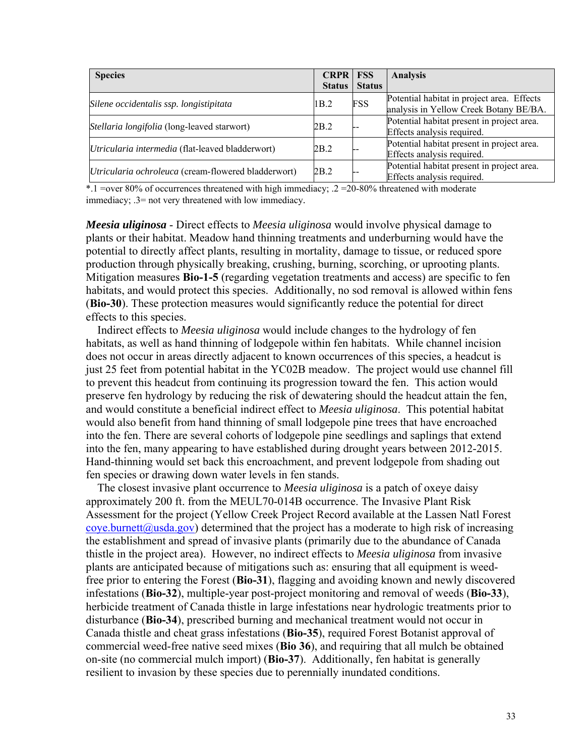| Species | CRPR Status | FSS Status | Analysis |
|---|---|---|---|
| *Silene occidentalis ssp. longistipitata* | 1B.2 | FSS | Potential habitat in project area. Effects analysis in Yellow Creek Botany BE/BA. |
| *Stellaria longifolia* (long-leaved starwort) | 2B.2 | -- | Potential habitat present in project area. Effects analysis required. |
| *Utricularia intermedia* (flat-leaved bladderwort) | 2B.2 | -- | Potential habitat present in project area. Effects analysis required. |
| *Utricularia ochroleuca* (cream-flowered bladderwort) | 2B.2 | -- | Potential habitat present in project area. Effects analysis required. |

*.1 =over 80% of occurrences threatened with high immediacy; .2 =20-80% threatened with moderate immediacy; .3= not very threatened with low immediacy.

***Meesia uliginosa*** - Direct effects to *Meesia uliginosa* would involve physical damage to plants or their habitat. Meadow hand thinning treatments and underburning would have the potential to directly affect plants, resulting in mortality, damage to tissue, or reduced spore production through physically breaking, crushing, burning, scorching, or uprooting plants. Mitigation measures **Bio-1-5** (regarding vegetation treatments and access) are specific to fen habitats, and would protect this species. Additionally, no sod removal is allowed within fens (**Bio-30**). These protection measures would significantly reduce the potential for direct effects to this species.

Indirect effects to *Meesia uliginosa* would include changes to the hydrology of fen habitats, as well as hand thinning of lodgepole within fen habitats. While channel incision does not occur in areas directly adjacent to known occurrences of this species, a headcut is just 25 feet from potential habitat in the YC02B meadow. The project would use channel fill to prevent this headcut from continuing its progression toward the fen. This action would preserve fen hydrology by reducing the risk of dewatering should the headcut attain the fen, and would constitute a beneficial indirect effect to *Meesia uliginosa*. This potential habitat would also benefit from hand thinning of small lodgepole pine trees that have encroached into the fen. There are several cohorts of lodgepole pine seedlings and saplings that extend into the fen, many appearing to have established during drought years between 2012-2015. Hand-thinning would set back this encroachment, and prevent lodgepole from shading out fen species or drawing down water levels in fen stands.

The closest invasive plant occurrence to *Meesia uliginosa* is a patch of oxeye daisy approximately 200 ft. from the MEUL70-014B occurrence. The Invasive Plant Risk Assessment for the project (Yellow Creek Project Record available at the Lassen Natl Forest coye.burnett@usda.gov) determined that the project has a moderate to high risk of increasing the establishment and spread of invasive plants (primarily due to the abundance of Canada thistle in the project area). However, no indirect effects to *Meesia uliginosa* from invasive plants are anticipated because of mitigations such as: ensuring that all equipment is weed-free prior to entering the Forest (**Bio-31**), flagging and avoiding known and newly discovered infestations (**Bio-32**), multiple-year post-project monitoring and removal of weeds (**Bio-33**), herbicide treatment of Canada thistle in large infestations near hydrologic treatments prior to disturbance (**Bio-34**), prescribed burning and mechanical treatment would not occur in Canada thistle and cheat grass infestations (**Bio-35**), required Forest Botanist approval of commercial weed-free native seed mixes (**Bio 36**), and requiring that all mulch be obtained on-site (no commercial mulch import) (**Bio-37**). Additionally, fen habitat is generally resilient to invasion by these species due to perennially inundated conditions.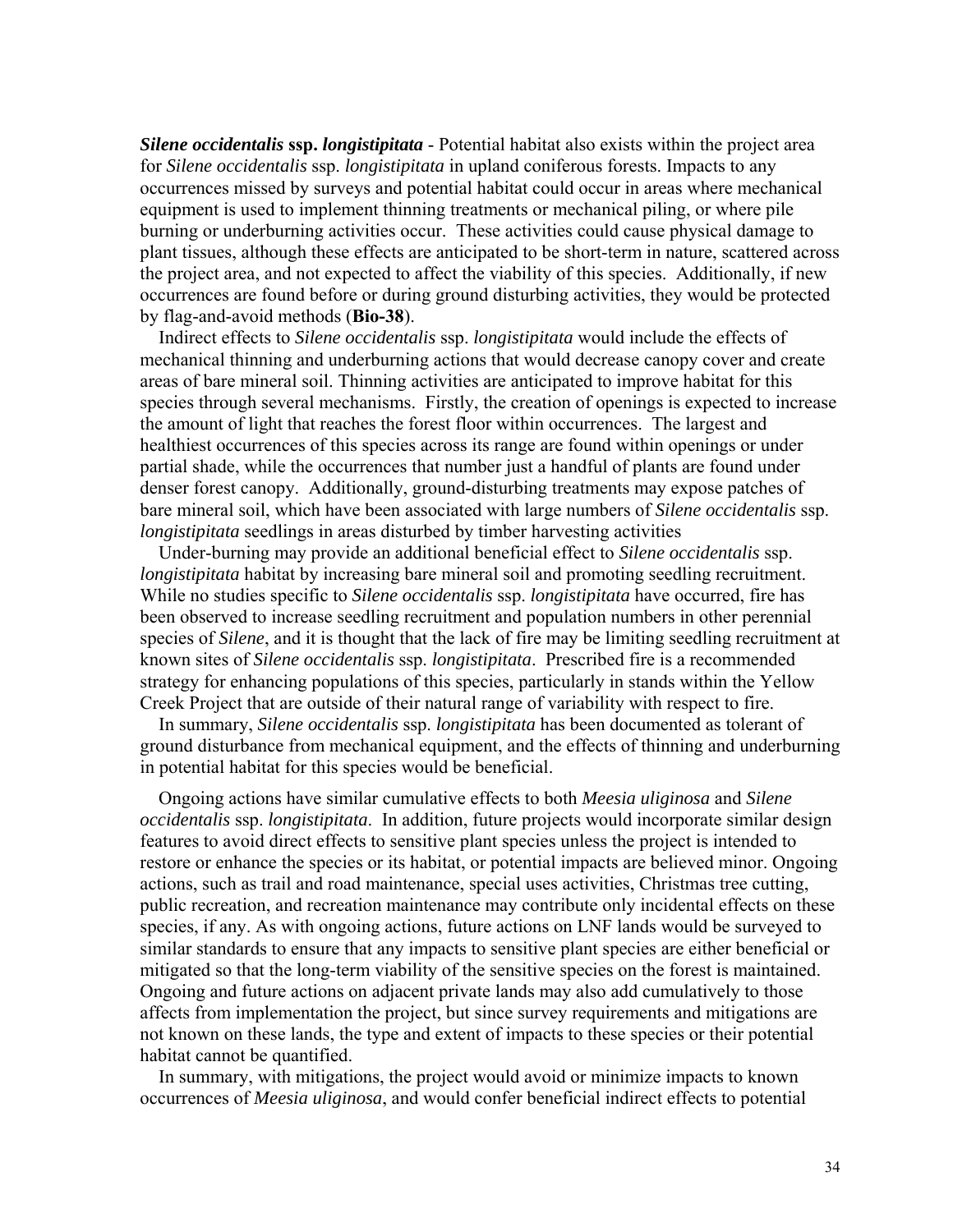***Silene occidentalis* ssp. *longistipitata*** - Potential habitat also exists within the project area for *Silene occidentalis* ssp. *longistipitata* in upland coniferous forests. Impacts to any occurrences missed by surveys and potential habitat could occur in areas where mechanical equipment is used to implement thinning treatments or mechanical piling, or where pile burning or underburning activities occur. These activities could cause physical damage to plant tissues, although these effects are anticipated to be short-term in nature, scattered across the project area, and not expected to affect the viability of this species. Additionally, if new occurrences are found before or during ground disturbing activities, they would be protected by flag-and-avoid methods (**Bio-38**).

Indirect effects to *Silene occidentalis* ssp. *longistipitata* would include the effects of mechanical thinning and underburning actions that would decrease canopy cover and create areas of bare mineral soil. Thinning activities are anticipated to improve habitat for this species through several mechanisms. Firstly, the creation of openings is expected to increase the amount of light that reaches the forest floor within occurrences. The largest and healthiest occurrences of this species across its range are found within openings or under partial shade, while the occurrences that number just a handful of plants are found under denser forest canopy. Additionally, ground-disturbing treatments may expose patches of bare mineral soil, which have been associated with large numbers of *Silene occidentalis* ssp. *longistipitata* seedlings in areas disturbed by timber harvesting activities

Under-burning may provide an additional beneficial effect to *Silene occidentalis* ssp. *longistipitata* habitat by increasing bare mineral soil and promoting seedling recruitment. While no studies specific to *Silene occidentalis* ssp. *longistipitata* have occurred, fire has been observed to increase seedling recruitment and population numbers in other perennial species of *Silene*, and it is thought that the lack of fire may be limiting seedling recruitment at known sites of *Silene occidentalis* ssp. *longistipitata*. Prescribed fire is a recommended strategy for enhancing populations of this species, particularly in stands within the Yellow Creek Project that are outside of their natural range of variability with respect to fire.

In summary, *Silene occidentalis* ssp. *longistipitata* has been documented as tolerant of ground disturbance from mechanical equipment, and the effects of thinning and underburning in potential habitat for this species would be beneficial.

Ongoing actions have similar cumulative effects to both *Meesia uliginosa* and *Silene occidentalis* ssp. *longistipitata*. In addition, future projects would incorporate similar design features to avoid direct effects to sensitive plant species unless the project is intended to restore or enhance the species or its habitat, or potential impacts are believed minor. Ongoing actions, such as trail and road maintenance, special uses activities, Christmas tree cutting, public recreation, and recreation maintenance may contribute only incidental effects on these species, if any. As with ongoing actions, future actions on LNF lands would be surveyed to similar standards to ensure that any impacts to sensitive plant species are either beneficial or mitigated so that the long-term viability of the sensitive species on the forest is maintained. Ongoing and future actions on adjacent private lands may also add cumulatively to those affects from implementation the project, but since survey requirements and mitigations are not known on these lands, the type and extent of impacts to these species or their potential habitat cannot be quantified.

In summary, with mitigations, the project would avoid or minimize impacts to known occurrences of *Meesia uliginosa*, and would confer beneficial indirect effects to potential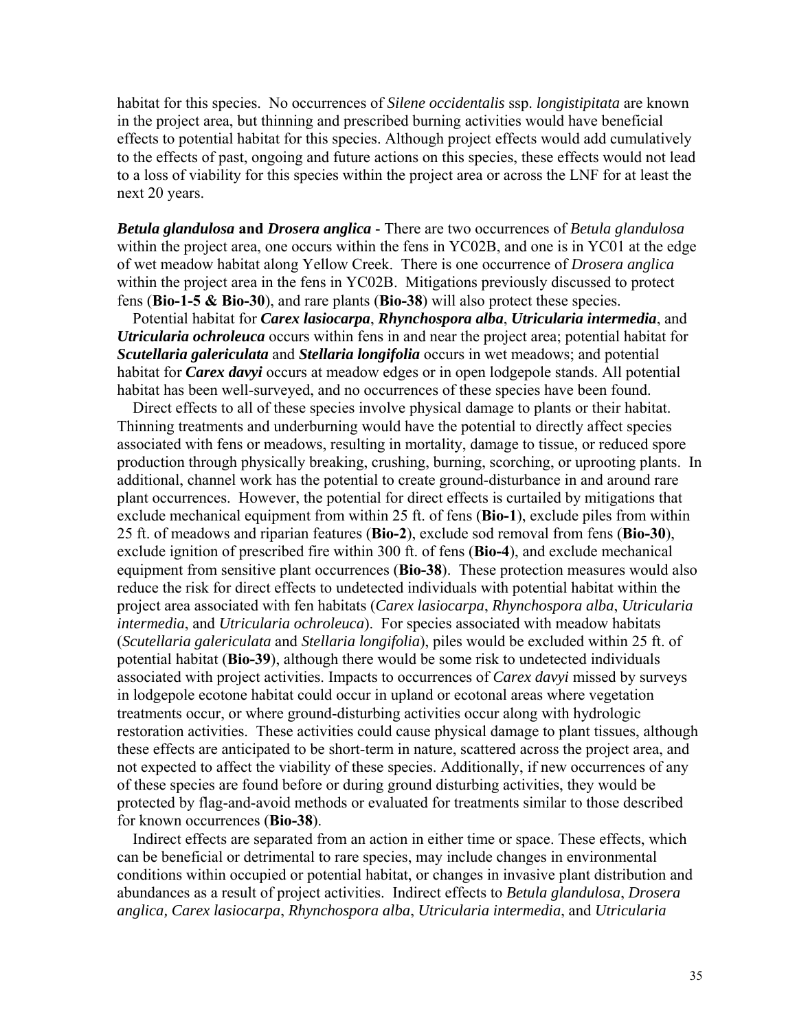habitat for this species. No occurrences of *Silene occidentalis* ssp. *longistipitata* are known in the project area, but thinning and prescribed burning activities would have beneficial effects to potential habitat for this species. Although project effects would add cumulatively to the effects of past, ongoing and future actions on this species, these effects would not lead to a loss of viability for this species within the project area or across the LNF for at least the next 20 years.

***Betula glandulosa* and *Drosera anglica*** - There are two occurrences of *Betula glandulosa* within the project area, one occurs within the fens in YC02B, and one is in YC01 at the edge of wet meadow habitat along Yellow Creek. There is one occurrence of *Drosera anglica* within the project area in the fens in YC02B. Mitigations previously discussed to protect fens (**Bio-1-5 & Bio-30**), and rare plants (**Bio-38**) will also protect these species.

Potential habitat for ***Carex lasiocarpa***, ***Rhynchospora alba***, ***Utricularia intermedia***, and ***Utricularia ochroleuca*** occurs within fens in and near the project area; potential habitat for ***Scutellaria galericulata*** and ***Stellaria longifolia*** occurs in wet meadows; and potential habitat for ***Carex davyi*** occurs at meadow edges or in open lodgepole stands. All potential habitat has been well-surveyed, and no occurrences of these species have been found.

Direct effects to all of these species involve physical damage to plants or their habitat. Thinning treatments and underburning would have the potential to directly affect species associated with fens or meadows, resulting in mortality, damage to tissue, or reduced spore production through physically breaking, crushing, burning, scorching, or uprooting plants. In additional, channel work has the potential to create ground-disturbance in and around rare plant occurrences. However, the potential for direct effects is curtailed by mitigations that exclude mechanical equipment from within 25 ft. of fens (**Bio-1**), exclude piles from within 25 ft. of meadows and riparian features (**Bio-2**), exclude sod removal from fens (**Bio-30**), exclude ignition of prescribed fire within 300 ft. of fens (**Bio-4**), and exclude mechanical equipment from sensitive plant occurrences (**Bio-38**). These protection measures would also reduce the risk for direct effects to undetected individuals with potential habitat within the project area associated with fen habitats (*Carex lasiocarpa*, *Rhynchospora alba*, *Utricularia intermedia*, and *Utricularia ochroleuca*). For species associated with meadow habitats (*Scutellaria galericulata* and *Stellaria longifolia*), piles would be excluded within 25 ft. of potential habitat (**Bio-39**), although there would be some risk to undetected individuals associated with project activities. Impacts to occurrences of *Carex davyi* missed by surveys in lodgepole ecotone habitat could occur in upland or ecotonal areas where vegetation treatments occur, or where ground-disturbing activities occur along with hydrologic restoration activities. These activities could cause physical damage to plant tissues, although these effects are anticipated to be short-term in nature, scattered across the project area, and not expected to affect the viability of these species. Additionally, if new occurrences of any of these species are found before or during ground disturbing activities, they would be protected by flag-and-avoid methods or evaluated for treatments similar to those described for known occurrences (**Bio-38**).

Indirect effects are separated from an action in either time or space. These effects, which can be beneficial or detrimental to rare species, may include changes in environmental conditions within occupied or potential habitat, or changes in invasive plant distribution and abundances as a result of project activities. Indirect effects to *Betula glandulosa*, *Drosera anglica, Carex lasiocarpa*, *Rhynchospora alba*, *Utricularia intermedia*, and *Utricularia*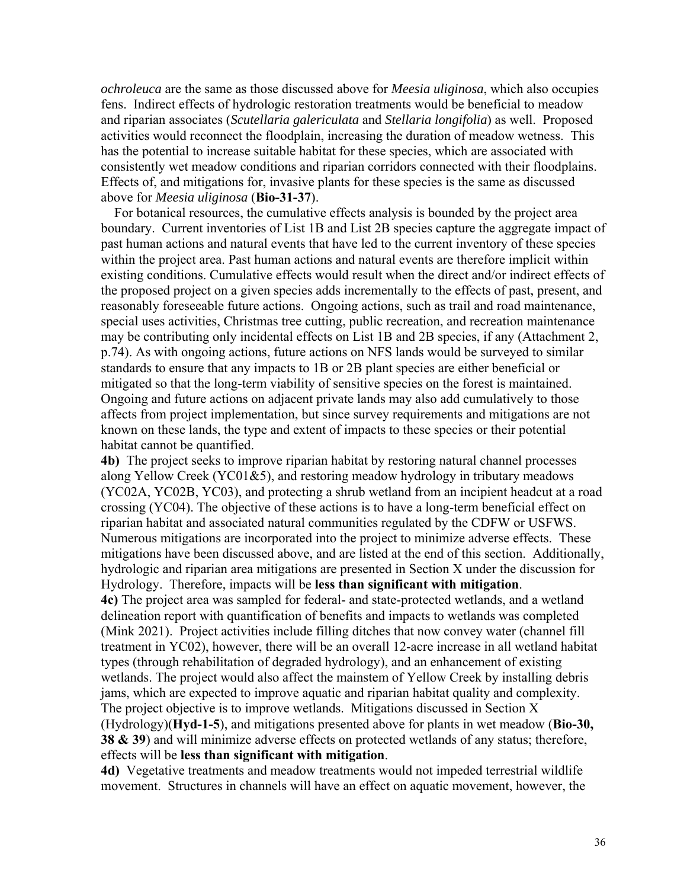*ochroleuca* are the same as those discussed above for *Meesia uliginosa*, which also occupies fens. Indirect effects of hydrologic restoration treatments would be beneficial to meadow and riparian associates (*Scutellaria galericulata* and *Stellaria longifolia*) as well. Proposed activities would reconnect the floodplain, increasing the duration of meadow wetness. This has the potential to increase suitable habitat for these species, which are associated with consistently wet meadow conditions and riparian corridors connected with their floodplains. Effects of, and mitigations for, invasive plants for these species is the same as discussed above for *Meesia uliginosa* (**Bio-31-37**).

For botanical resources, the cumulative effects analysis is bounded by the project area boundary. Current inventories of List 1B and List 2B species capture the aggregate impact of past human actions and natural events that have led to the current inventory of these species within the project area. Past human actions and natural events are therefore implicit within existing conditions. Cumulative effects would result when the direct and/or indirect effects of the proposed project on a given species adds incrementally to the effects of past, present, and reasonably foreseeable future actions. Ongoing actions, such as trail and road maintenance, special uses activities, Christmas tree cutting, public recreation, and recreation maintenance may be contributing only incidental effects on List 1B and 2B species, if any (Attachment 2, p.74). As with ongoing actions, future actions on NFS lands would be surveyed to similar standards to ensure that any impacts to 1B or 2B plant species are either beneficial or mitigated so that the long-term viability of sensitive species on the forest is maintained. Ongoing and future actions on adjacent private lands may also add cumulatively to those affects from project implementation, but since survey requirements and mitigations are not known on these lands, the type and extent of impacts to these species or their potential habitat cannot be quantified.

**4b)** The project seeks to improve riparian habitat by restoring natural channel processes along Yellow Creek (YC01&5), and restoring meadow hydrology in tributary meadows (YC02A, YC02B, YC03), and protecting a shrub wetland from an incipient headcut at a road crossing (YC04). The objective of these actions is to have a long-term beneficial effect on riparian habitat and associated natural communities regulated by the CDFW or USFWS. Numerous mitigations are incorporated into the project to minimize adverse effects. These mitigations have been discussed above, and are listed at the end of this section. Additionally, hydrologic and riparian area mitigations are presented in Section X under the discussion for Hydrology. Therefore, impacts will be **less than significant with mitigation**.

**4c)** The project area was sampled for federal- and state-protected wetlands, and a wetland delineation report with quantification of benefits and impacts to wetlands was completed (Mink 2021). Project activities include filling ditches that now convey water (channel fill treatment in YC02), however, there will be an overall 12-acre increase in all wetland habitat types (through rehabilitation of degraded hydrology), and an enhancement of existing wetlands. The project would also affect the mainstem of Yellow Creek by installing debris jams, which are expected to improve aquatic and riparian habitat quality and complexity. The project objective is to improve wetlands. Mitigations discussed in Section X (Hydrology)(**Hyd-1-5**), and mitigations presented above for plants in wet meadow (**Bio-30, 38 & 39**) and will minimize adverse effects on protected wetlands of any status; therefore, effects will be **less than significant with mitigation**.

**4d)** Vegetative treatments and meadow treatments would not impeded terrestrial wildlife movement. Structures in channels will have an effect on aquatic movement, however, the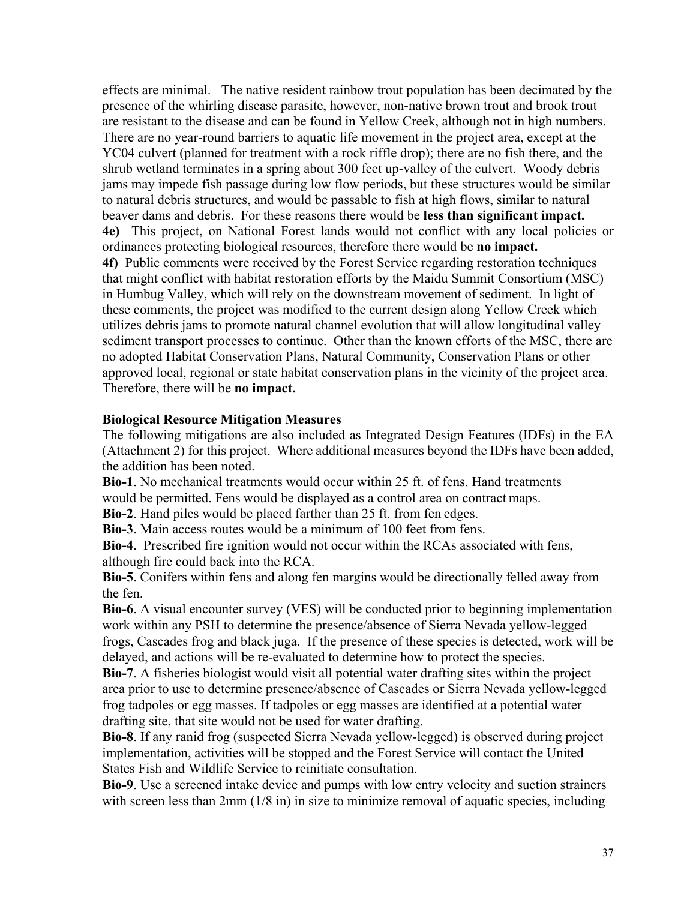effects are minimal. The native resident rainbow trout population has been decimated by the presence of the whirling disease parasite, however, non-native brown trout and brook trout are resistant to the disease and can be found in Yellow Creek, although not in high numbers. There are no year-round barriers to aquatic life movement in the project area, except at the YC04 culvert (planned for treatment with a rock riffle drop); there are no fish there, and the shrub wetland terminates in a spring about 300 feet up-valley of the culvert. Woody debris jams may impede fish passage during low flow periods, but these structures would be similar to natural debris structures, and would be passable to fish at high flows, similar to natural beaver dams and debris. For these reasons there would be **less than significant impact.**

**4e)** This project, on National Forest lands would not conflict with any local policies or ordinances protecting biological resources, therefore there would be **no impact.**

**4f)** Public comments were received by the Forest Service regarding restoration techniques that might conflict with habitat restoration efforts by the Maidu Summit Consortium (MSC) in Humbug Valley, which will rely on the downstream movement of sediment. In light of these comments, the project was modified to the current design along Yellow Creek which utilizes debris jams to promote natural channel evolution that will allow longitudinal valley sediment transport processes to continue. Other than the known efforts of the MSC, there are no adopted Habitat Conservation Plans, Natural Community, Conservation Plans or other approved local, regional or state habitat conservation plans in the vicinity of the project area. Therefore, there will be **no impact.**

**Biological Resource Mitigation Measures**

The following mitigations are also included as Integrated Design Features (IDFs) in the EA (Attachment 2) for this project. Where additional measures beyond the IDFs have been added, the addition has been noted.

**Bio-1**. No mechanical treatments would occur within 25 ft. of fens. Hand treatments would be permitted. Fens would be displayed as a control area on contract maps.

**Bio-2**. Hand piles would be placed farther than 25 ft. from fen edges.

**Bio-3**. Main access routes would be a minimum of 100 feet from fens.

**Bio-4**. Prescribed fire ignition would not occur within the RCAs associated with fens, although fire could back into the RCA.

**Bio-5**. Conifers within fens and along fen margins would be directionally felled away from the fen.

**Bio-6**. A visual encounter survey (VES) will be conducted prior to beginning implementation work within any PSH to determine the presence/absence of Sierra Nevada yellow-legged frogs, Cascades frog and black juga. If the presence of these species is detected, work will be delayed, and actions will be re-evaluated to determine how to protect the species.

**Bio-7**. A fisheries biologist would visit all potential water drafting sites within the project area prior to use to determine presence/absence of Cascades or Sierra Nevada yellow-legged frog tadpoles or egg masses. If tadpoles or egg masses are identified at a potential water drafting site, that site would not be used for water drafting.

**Bio-8**. If any ranid frog (suspected Sierra Nevada yellow-legged) is observed during project implementation, activities will be stopped and the Forest Service will contact the United States Fish and Wildlife Service to reinitiate consultation.

**Bio-9**. Use a screened intake device and pumps with low entry velocity and suction strainers with screen less than 2mm (1/8 in) in size to minimize removal of aquatic species, including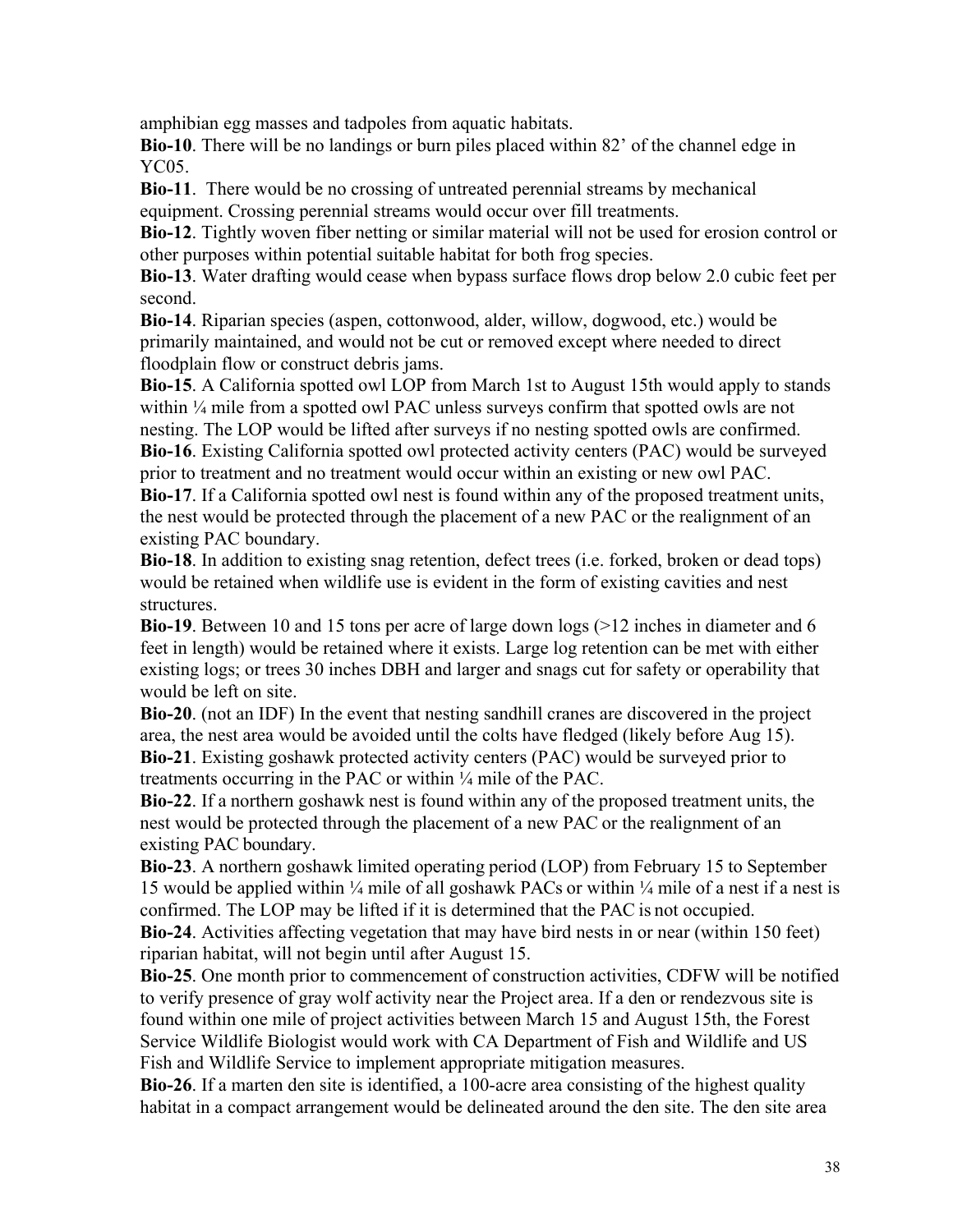amphibian egg masses and tadpoles from aquatic habitats.

**Bio-10**. There will be no landings or burn piles placed within 82' of the channel edge in YC05.

**Bio-11**. There would be no crossing of untreated perennial streams by mechanical equipment. Crossing perennial streams would occur over fill treatments.

**Bio-12**. Tightly woven fiber netting or similar material will not be used for erosion control or other purposes within potential suitable habitat for both frog species.

**Bio-13**. Water drafting would cease when bypass surface flows drop below 2.0 cubic feet per second.

**Bio-14**. Riparian species (aspen, cottonwood, alder, willow, dogwood, etc.) would be primarily maintained, and would not be cut or removed except where needed to direct floodplain flow or construct debris jams.

**Bio-15**. A California spotted owl LOP from March 1st to August 15th would apply to stands within ¼ mile from a spotted owl PAC unless surveys confirm that spotted owls are not nesting. The LOP would be lifted after surveys if no nesting spotted owls are confirmed.

**Bio-16**. Existing California spotted owl protected activity centers (PAC) would be surveyed prior to treatment and no treatment would occur within an existing or new owl PAC.

**Bio-17**. If a California spotted owl nest is found within any of the proposed treatment units, the nest would be protected through the placement of a new PAC or the realignment of an existing PAC boundary.

**Bio-18**. In addition to existing snag retention, defect trees (i.e. forked, broken or dead tops) would be retained when wildlife use is evident in the form of existing cavities and nest structures.

**Bio-19**. Between 10 and 15 tons per acre of large down logs (>12 inches in diameter and 6 feet in length) would be retained where it exists. Large log retention can be met with either existing logs; or trees 30 inches DBH and larger and snags cut for safety or operability that would be left on site.

**Bio-20**. (not an IDF) In the event that nesting sandhill cranes are discovered in the project area, the nest area would be avoided until the colts have fledged (likely before Aug 15).

**Bio-21**. Existing goshawk protected activity centers (PAC) would be surveyed prior to treatments occurring in the PAC or within ¼ mile of the PAC.

**Bio-22**. If a northern goshawk nest is found within any of the proposed treatment units, the nest would be protected through the placement of a new PAC or the realignment of an existing PAC boundary.

**Bio-23**. A northern goshawk limited operating period (LOP) from February 15 to September 15 would be applied within ¼ mile of all goshawk PACs or within ¼ mile of a nest if a nest is confirmed. The LOP may be lifted if it is determined that the PAC is not occupied.

**Bio-24**. Activities affecting vegetation that may have bird nests in or near (within 150 feet) riparian habitat, will not begin until after August 15.

**Bio-25**. One month prior to commencement of construction activities, CDFW will be notified to verify presence of gray wolf activity near the Project area. If a den or rendezvous site is found within one mile of project activities between March 15 and August 15th, the Forest Service Wildlife Biologist would work with CA Department of Fish and Wildlife and US Fish and Wildlife Service to implement appropriate mitigation measures.

**Bio-26**. If a marten den site is identified, a 100-acre area consisting of the highest quality habitat in a compact arrangement would be delineated around the den site. The den site area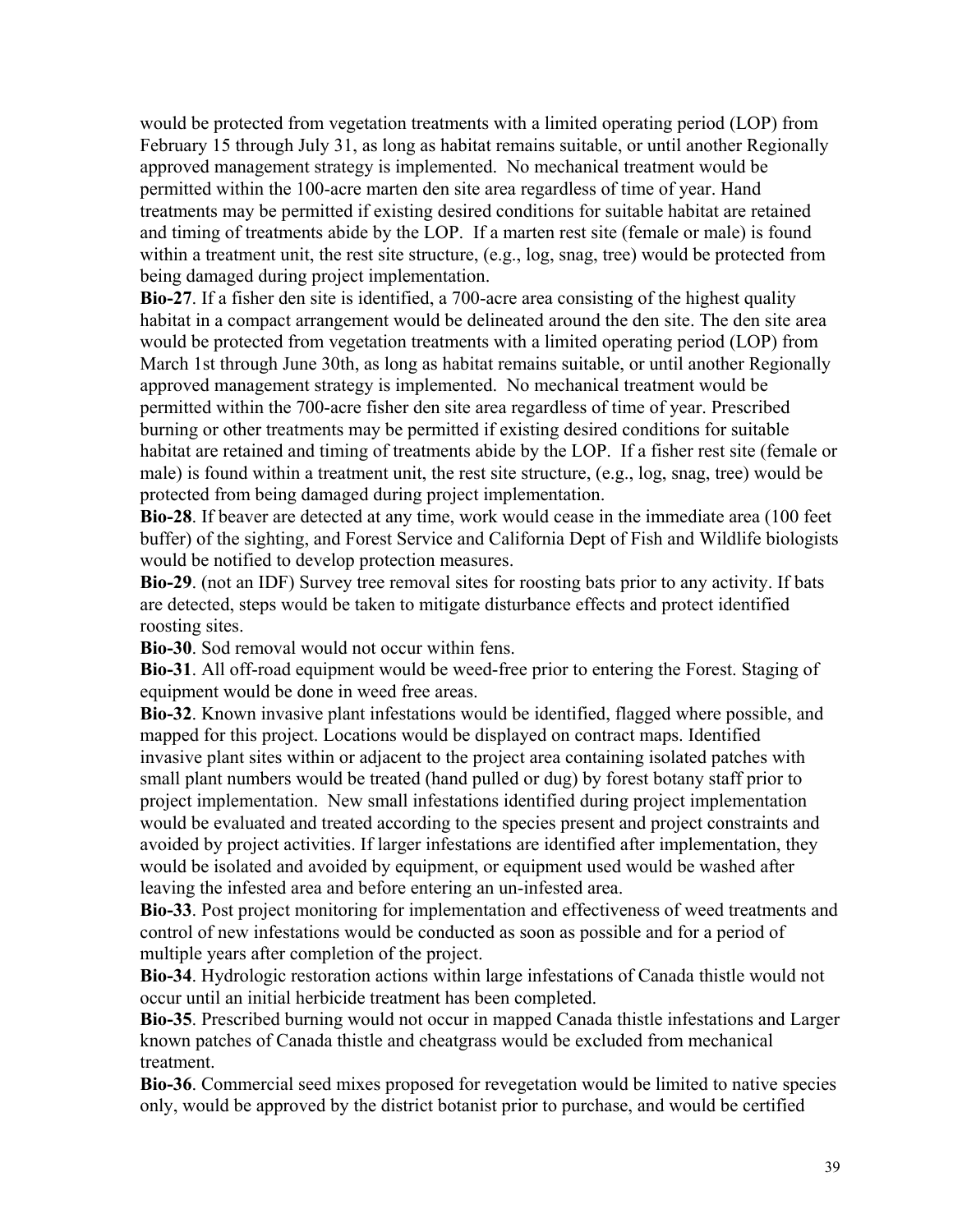would be protected from vegetation treatments with a limited operating period (LOP) from February 15 through July 31, as long as habitat remains suitable, or until another Regionally approved management strategy is implemented. No mechanical treatment would be permitted within the 100-acre marten den site area regardless of time of year. Hand treatments may be permitted if existing desired conditions for suitable habitat are retained and timing of treatments abide by the LOP. If a marten rest site (female or male) is found within a treatment unit, the rest site structure, (e.g., log, snag, tree) would be protected from being damaged during project implementation.

**Bio-27**. If a fisher den site is identified, a 700-acre area consisting of the highest quality habitat in a compact arrangement would be delineated around the den site. The den site area would be protected from vegetation treatments with a limited operating period (LOP) from March 1st through June 30th, as long as habitat remains suitable, or until another Regionally approved management strategy is implemented. No mechanical treatment would be permitted within the 700-acre fisher den site area regardless of time of year. Prescribed burning or other treatments may be permitted if existing desired conditions for suitable habitat are retained and timing of treatments abide by the LOP. If a fisher rest site (female or male) is found within a treatment unit, the rest site structure, (e.g., log, snag, tree) would be protected from being damaged during project implementation.

**Bio-28**. If beaver are detected at any time, work would cease in the immediate area (100 feet buffer) of the sighting, and Forest Service and California Dept of Fish and Wildlife biologists would be notified to develop protection measures.

**Bio-29**. (not an IDF) Survey tree removal sites for roosting bats prior to any activity. If bats are detected, steps would be taken to mitigate disturbance effects and protect identified roosting sites.

**Bio-30**. Sod removal would not occur within fens.

**Bio-31**. All off-road equipment would be weed-free prior to entering the Forest. Staging of equipment would be done in weed free areas.

**Bio-32**. Known invasive plant infestations would be identified, flagged where possible, and mapped for this project. Locations would be displayed on contract maps. Identified invasive plant sites within or adjacent to the project area containing isolated patches with small plant numbers would be treated (hand pulled or dug) by forest botany staff prior to project implementation. New small infestations identified during project implementation would be evaluated and treated according to the species present and project constraints and avoided by project activities. If larger infestations are identified after implementation, they would be isolated and avoided by equipment, or equipment used would be washed after leaving the infested area and before entering an un-infested area.

**Bio-33**. Post project monitoring for implementation and effectiveness of weed treatments and control of new infestations would be conducted as soon as possible and for a period of multiple years after completion of the project.

**Bio-34**. Hydrologic restoration actions within large infestations of Canada thistle would not occur until an initial herbicide treatment has been completed.

**Bio-35**. Prescribed burning would not occur in mapped Canada thistle infestations and Larger known patches of Canada thistle and cheatgrass would be excluded from mechanical treatment.

**Bio-36**. Commercial seed mixes proposed for revegetation would be limited to native species only, would be approved by the district botanist prior to purchase, and would be certified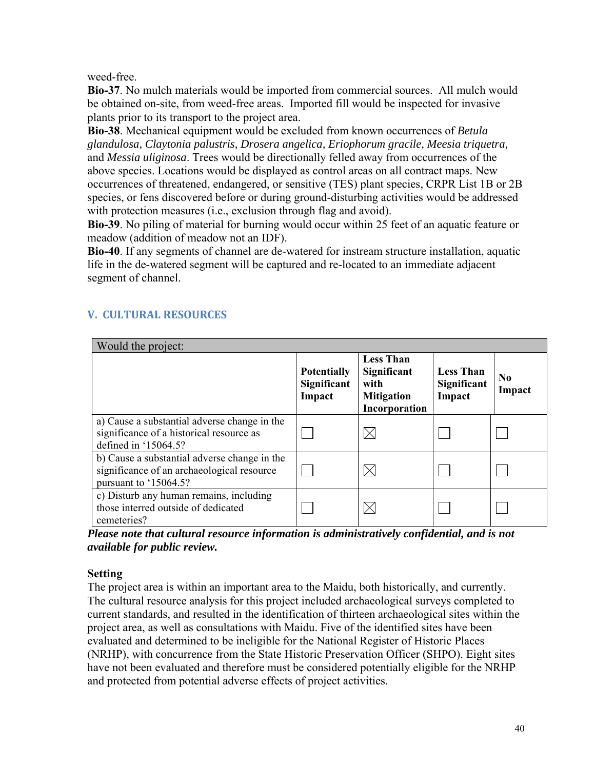weed-free.

**Bio-37**. No mulch materials would be imported from commercial sources. All mulch would be obtained on-site, from weed-free areas. Imported fill would be inspected for invasive plants prior to its transport to the project area.

**Bio-38**. Mechanical equipment would be excluded from known occurrences of *Betula glandulosa, Claytonia palustris, Drosera angelica, Eriophorum gracile, Meesia triquetra,* and *Messia uliginosa*. Trees would be directionally felled away from occurrences of the above species. Locations would be displayed as control areas on all contract maps. New occurrences of threatened, endangered, or sensitive (TES) plant species, CRPR List 1B or 2B species, or fens discovered before or during ground-disturbing activities would be addressed with protection measures (i.e., exclusion through flag and avoid).

**Bio-39**. No piling of material for burning would occur within 25 feet of an aquatic feature or meadow (addition of meadow not an IDF).

**Bio-40**. If any segments of channel are de-watered for instream structure installation, aquatic life in the de-watered segment will be captured and re-located to an immediate adjacent segment of channel.

## V. CULTURAL RESOURCES

| Would the project: | | | | |
|---|---|---|---|---|
| | **Potentially Significant Impact** | **Less Than Significant with Mitigation Incorporation** | **Less Than Significant Impact** | **No Impact** |
| a) Cause a substantial adverse change in the significance of a historical resource as defined in '15064.5? | ☐ | ☒ | ☐ | ☐ |
| b) Cause a substantial adverse change in the significance of an archaeological resource pursuant to '15064.5? | ☐ | ☒ | ☐ | ☐ |
| c) Disturb any human remains, including those interred outside of dedicated cemeteries? | ☐ | ☒ | ☐ | ☐ |

***Please note that cultural resource information is administratively confidential, and is not available for public review.***

**Setting**

The project area is within an important area to the Maidu, both historically, and currently. The cultural resource analysis for this project included archaeological surveys completed to current standards, and resulted in the identification of thirteen archaeological sites within the project area, as well as consultations with Maidu. Five of the identified sites have been evaluated and determined to be ineligible for the National Register of Historic Places (NRHP), with concurrence from the State Historic Preservation Officer (SHPO). Eight sites have not been evaluated and therefore must be considered potentially eligible for the NRHP and protected from potential adverse effects of project activities.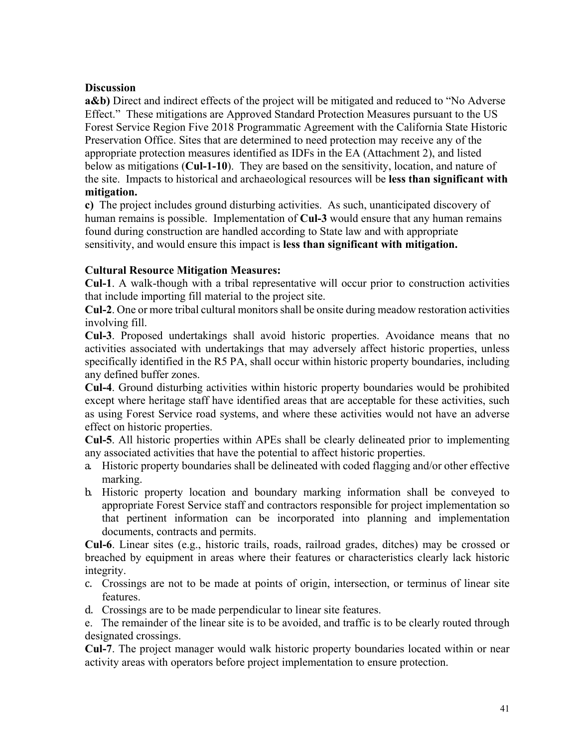**Discussion**

**a&b)** Direct and indirect effects of the project will be mitigated and reduced to "No Adverse Effect." These mitigations are Approved Standard Protection Measures pursuant to the US Forest Service Region Five 2018 Programmatic Agreement with the California State Historic Preservation Office. Sites that are determined to need protection may receive any of the appropriate protection measures identified as IDFs in the EA (Attachment 2), and listed below as mitigations (**Cul-1-10**). They are based on the sensitivity, location, and nature of the site. Impacts to historical and archaeological resources will be **less than significant with mitigation.**

**c)** The project includes ground disturbing activities. As such, unanticipated discovery of human remains is possible. Implementation of **Cul-3** would ensure that any human remains found during construction are handled according to State law and with appropriate sensitivity, and would ensure this impact is **less than significant with mitigation.**

**Cultural Resource Mitigation Measures:**

**Cul-1**. A walk-though with a tribal representative will occur prior to construction activities that include importing fill material to the project site.

**Cul-2**. One or more tribal cultural monitors shall be onsite during meadow restoration activities involving fill.

**Cul-3**. Proposed undertakings shall avoid historic properties. Avoidance means that no activities associated with undertakings that may adversely affect historic properties, unless specifically identified in the R5 PA, shall occur within historic property boundaries, including any defined buffer zones.

**Cul-4**. Ground disturbing activities within historic property boundaries would be prohibited except where heritage staff have identified areas that are acceptable for these activities, such as using Forest Service road systems, and where these activities would not have an adverse effect on historic properties.

**Cul-5**. All historic properties within APEs shall be clearly delineated prior to implementing any associated activities that have the potential to affect historic properties.

a. Historic property boundaries shall be delineated with coded flagging and/or other effective marking.
b. Historic property location and boundary marking information shall be conveyed to appropriate Forest Service staff and contractors responsible for project implementation so that pertinent information can be incorporated into planning and implementation documents, contracts and permits.

**Cul-6**. Linear sites (e.g., historic trails, roads, railroad grades, ditches) may be crossed or breached by equipment in areas where their features or characteristics clearly lack historic integrity.

c. Crossings are not to be made at points of origin, intersection, or terminus of linear site features.
d. Crossings are to be made perpendicular to linear site features.
e. The remainder of the linear site is to be avoided, and traffic is to be clearly routed through designated crossings.

**Cul-7**. The project manager would walk historic property boundaries located within or near activity areas with operators before project implementation to ensure protection.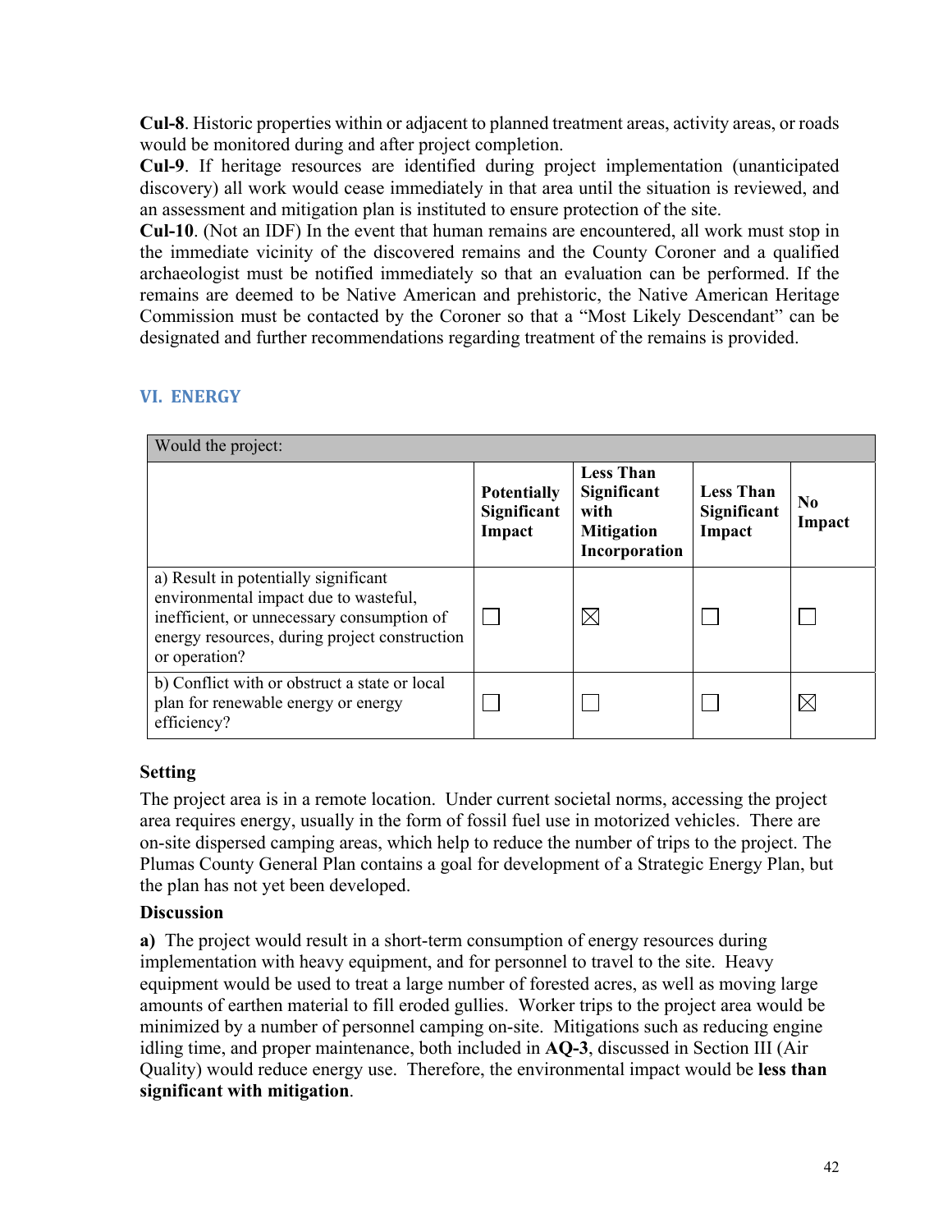**Cul-8**. Historic properties within or adjacent to planned treatment areas, activity areas, or roads would be monitored during and after project completion.

**Cul-9**. If heritage resources are identified during project implementation (unanticipated discovery) all work would cease immediately in that area until the situation is reviewed, and an assessment and mitigation plan is instituted to ensure protection of the site.

**Cul-10**. (Not an IDF) In the event that human remains are encountered, all work must stop in the immediate vicinity of the discovered remains and the County Coroner and a qualified archaeologist must be notified immediately so that an evaluation can be performed. If the remains are deemed to be Native American and prehistoric, the Native American Heritage Commission must be contacted by the Coroner so that a "Most Likely Descendant" can be designated and further recommendations regarding treatment of the remains is provided.

## VI. ENERGY

| Would the project: | | | | |
|---|---|---|---|---|
| | **Potentially Significant Impact** | **Less Than Significant with Mitigation Incorporation** | **Less Than Significant Impact** | **No Impact** |
| a) Result in potentially significant environmental impact due to wasteful, inefficient, or unnecessary consumption of energy resources, during project construction or operation? | ☐ | ☒ | ☐ | ☐ |
| b) Conflict with or obstruct a state or local plan for renewable energy or energy efficiency? | ☐ | ☐ | ☐ | ☒ |

**Setting**

The project area is in a remote location. Under current societal norms, accessing the project area requires energy, usually in the form of fossil fuel use in motorized vehicles. There are on-site dispersed camping areas, which help to reduce the number of trips to the project. The Plumas County General Plan contains a goal for development of a Strategic Energy Plan, but the plan has not yet been developed.

**Discussion**

**a)** The project would result in a short-term consumption of energy resources during implementation with heavy equipment, and for personnel to travel to the site. Heavy equipment would be used to treat a large number of forested acres, as well as moving large amounts of earthen material to fill eroded gullies. Worker trips to the project area would be minimized by a number of personnel camping on-site. Mitigations such as reducing engine idling time, and proper maintenance, both included in **AQ-3**, discussed in Section III (Air Quality) would reduce energy use. Therefore, the environmental impact would be **less than significant with mitigation**.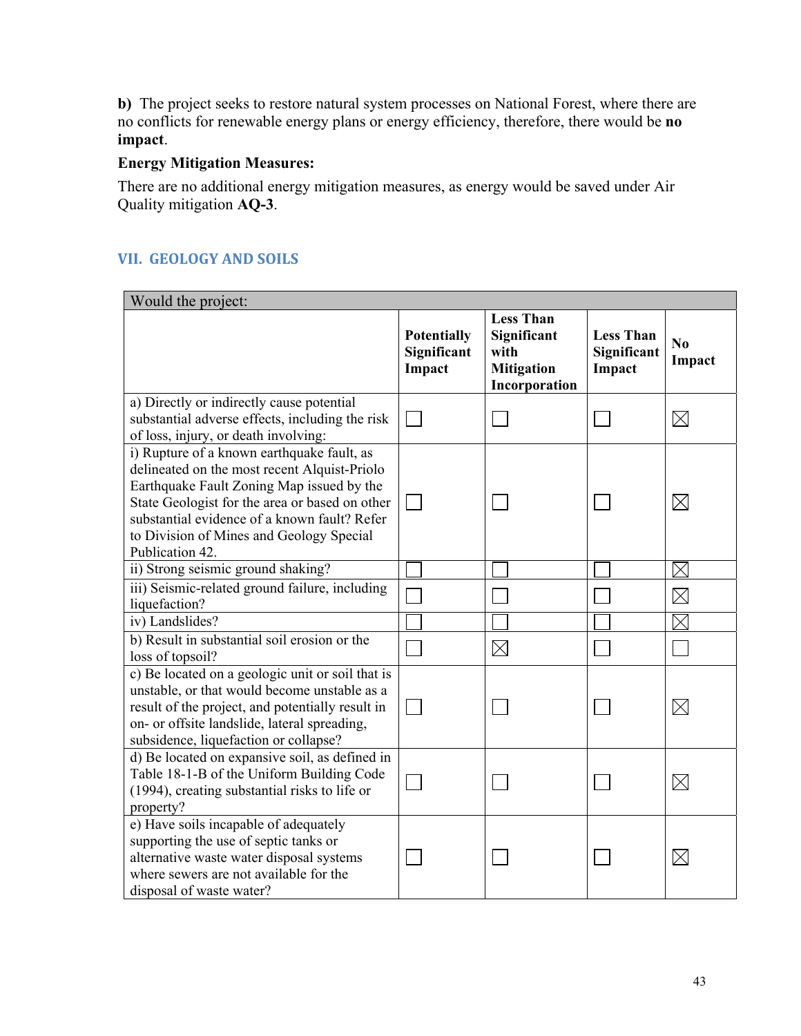**b)** The project seeks to restore natural system processes on National Forest, where there are no conflicts for renewable energy plans or energy efficiency, therefore, there would be **no impact**.

**Energy Mitigation Measures:**

There are no additional energy mitigation measures, as energy would be saved under Air Quality mitigation **AQ-3**.

## VII. GEOLOGY AND SOILS

| Would the project: | | | | |
|---|---|---|---|---|
| | **Potentially Significant Impact** | **Less Than Significant with Mitigation Incorporation** | **Less Than Significant Impact** | **No Impact** |
| a) Directly or indirectly cause potential substantial adverse effects, including the risk of loss, injury, or death involving: | ☐ | ☐ | ☐ | ☒ |
| i) Rupture of a known earthquake fault, as delineated on the most recent Alquist-Priolo Earthquake Fault Zoning Map issued by the State Geologist for the area or based on other substantial evidence of a known fault? Refer to Division of Mines and Geology Special Publication 42. | ☐ | ☐ | ☐ | ☒ |
| ii) Strong seismic ground shaking? | ☐ | ☐ | ☐ | ☒ |
| iii) Seismic-related ground failure, including liquefaction? | ☐ | ☐ | ☐ | ☒ |
| iv) Landslides? | ☐ | ☐ | ☐ | ☒ |
| b) Result in substantial soil erosion or the loss of topsoil? | ☐ | ☒ | ☐ | ☐ |
| c) Be located on a geologic unit or soil that is unstable, or that would become unstable as a result of the project, and potentially result in on- or offsite landslide, lateral spreading, subsidence, liquefaction or collapse? | ☐ | ☐ | ☐ | ☒ |
| d) Be located on expansive soil, as defined in Table 18-1-B of the Uniform Building Code (1994), creating substantial risks to life or property? | ☐ | ☐ | ☐ | ☒ |
| e) Have soils incapable of adequately supporting the use of septic tanks or alternative waste water disposal systems where sewers are not available for the disposal of waste water? | ☐ | ☐ | ☐ | ☒ |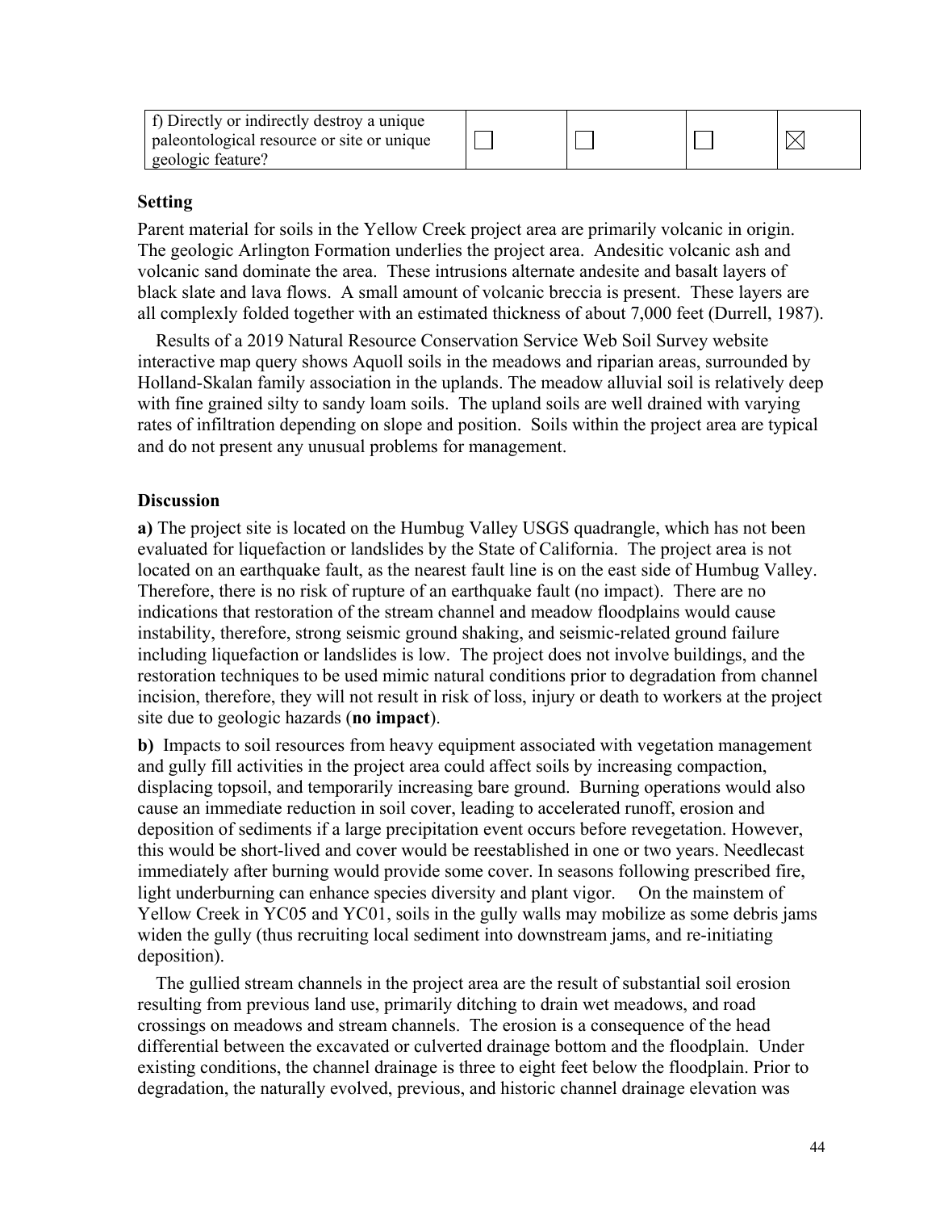| f) Directly or indirectly destroy a unique paleontological resource or site or unique geologic feature? | ☐ | ☐ | ☐ | ☒ |
|---|---|---|---|---|

### Setting

Parent material for soils in the Yellow Creek project area are primarily volcanic in origin. The geologic Arlington Formation underlies the project area. Andesitic volcanic ash and volcanic sand dominate the area. These intrusions alternate andesite and basalt layers of black slate and lava flows. A small amount of volcanic breccia is present. These layers are all complexly folded together with an estimated thickness of about 7,000 feet (Durrell, 1987).

Results of a 2019 Natural Resource Conservation Service Web Soil Survey website interactive map query shows Aquoll soils in the meadows and riparian areas, surrounded by Holland-Skalan family association in the uplands. The meadow alluvial soil is relatively deep with fine grained silty to sandy loam soils. The upland soils are well drained with varying rates of infiltration depending on slope and position. Soils within the project area are typical and do not present any unusual problems for management.

### Discussion

**a)** The project site is located on the Humbug Valley USGS quadrangle, which has not been evaluated for liquefaction or landslides by the State of California. The project area is not located on an earthquake fault, as the nearest fault line is on the east side of Humbug Valley. Therefore, there is no risk of rupture of an earthquake fault (no impact). There are no indications that restoration of the stream channel and meadow floodplains would cause instability, therefore, strong seismic ground shaking, and seismic-related ground failure including liquefaction or landslides is low. The project does not involve buildings, and the restoration techniques to be used mimic natural conditions prior to degradation from channel incision, therefore, they will not result in risk of loss, injury or death to workers at the project site due to geologic hazards (**no impact**).

**b)** Impacts to soil resources from heavy equipment associated with vegetation management and gully fill activities in the project area could affect soils by increasing compaction, displacing topsoil, and temporarily increasing bare ground. Burning operations would also cause an immediate reduction in soil cover, leading to accelerated runoff, erosion and deposition of sediments if a large precipitation event occurs before revegetation. However, this would be short-lived and cover would be reestablished in one or two years. Needlecast immediately after burning would provide some cover. In seasons following prescribed fire, light underburning can enhance species diversity and plant vigor. On the mainstem of Yellow Creek in YC05 and YC01, soils in the gully walls may mobilize as some debris jams widen the gully (thus recruiting local sediment into downstream jams, and re-initiating deposition).

The gullied stream channels in the project area are the result of substantial soil erosion resulting from previous land use, primarily ditching to drain wet meadows, and road crossings on meadows and stream channels. The erosion is a consequence of the head differential between the excavated or culverted drainage bottom and the floodplain. Under existing conditions, the channel drainage is three to eight feet below the floodplain. Prior to degradation, the naturally evolved, previous, and historic channel drainage elevation was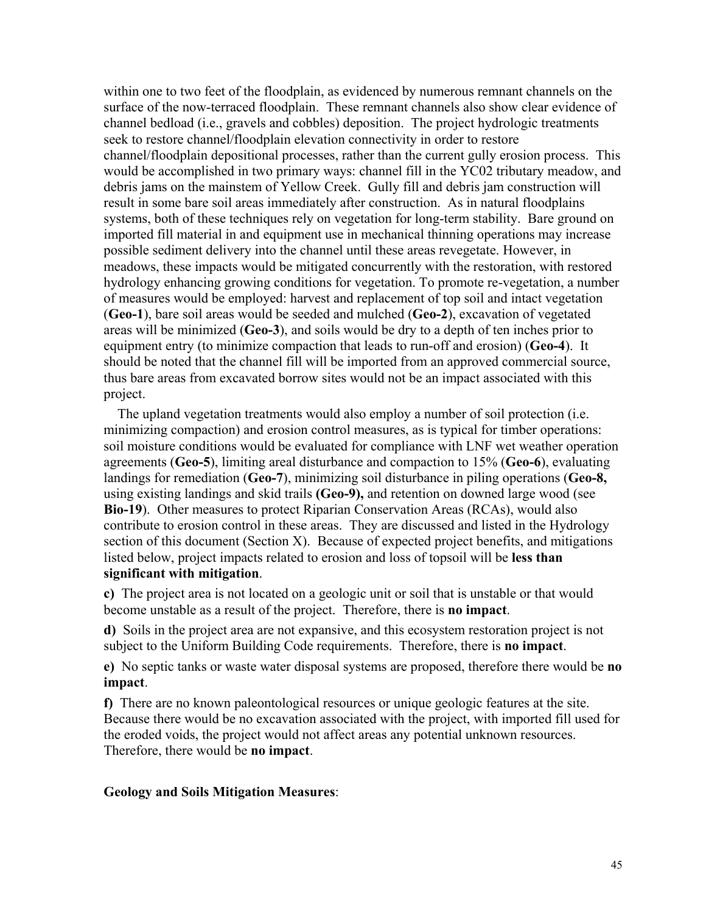within one to two feet of the floodplain, as evidenced by numerous remnant channels on the surface of the now-terraced floodplain. These remnant channels also show clear evidence of channel bedload (i.e., gravels and cobbles) deposition. The project hydrologic treatments seek to restore channel/floodplain elevation connectivity in order to restore channel/floodplain depositional processes, rather than the current gully erosion process. This would be accomplished in two primary ways: channel fill in the YC02 tributary meadow, and debris jams on the mainstem of Yellow Creek. Gully fill and debris jam construction will result in some bare soil areas immediately after construction. As in natural floodplains systems, both of these techniques rely on vegetation for long-term stability. Bare ground on imported fill material in and equipment use in mechanical thinning operations may increase possible sediment delivery into the channel until these areas revegetate. However, in meadows, these impacts would be mitigated concurrently with the restoration, with restored hydrology enhancing growing conditions for vegetation. To promote re-vegetation, a number of measures would be employed: harvest and replacement of top soil and intact vegetation (**Geo-1**), bare soil areas would be seeded and mulched (**Geo-2**), excavation of vegetated areas will be minimized (**Geo-3**), and soils would be dry to a depth of ten inches prior to equipment entry (to minimize compaction that leads to run-off and erosion) (**Geo-4**). It should be noted that the channel fill will be imported from an approved commercial source, thus bare areas from excavated borrow sites would not be an impact associated with this project.

The upland vegetation treatments would also employ a number of soil protection (i.e. minimizing compaction) and erosion control measures, as is typical for timber operations: soil moisture conditions would be evaluated for compliance with LNF wet weather operation agreements (**Geo-5**), limiting areal disturbance and compaction to 15% (**Geo-6**), evaluating landings for remediation (**Geo-7**), minimizing soil disturbance in piling operations (**Geo-8,** using existing landings and skid trails **(Geo-9),** and retention on downed large wood (see **Bio-19**). Other measures to protect Riparian Conservation Areas (RCAs), would also contribute to erosion control in these areas. They are discussed and listed in the Hydrology section of this document (Section X). Because of expected project benefits, and mitigations listed below, project impacts related to erosion and loss of topsoil will be **less than significant with mitigation**.

**c)** The project area is not located on a geologic unit or soil that is unstable or that would become unstable as a result of the project. Therefore, there is **no impact**.

**d)** Soils in the project area are not expansive, and this ecosystem restoration project is not subject to the Uniform Building Code requirements. Therefore, there is **no impact**.

**e)** No septic tanks or waste water disposal systems are proposed, therefore there would be **no impact**.

**f)** There are no known paleontological resources or unique geologic features at the site. Because there would be no excavation associated with the project, with imported fill used for the eroded voids, the project would not affect areas any potential unknown resources. Therefore, there would be **no impact**.

**Geology and Soils Mitigation Measures**: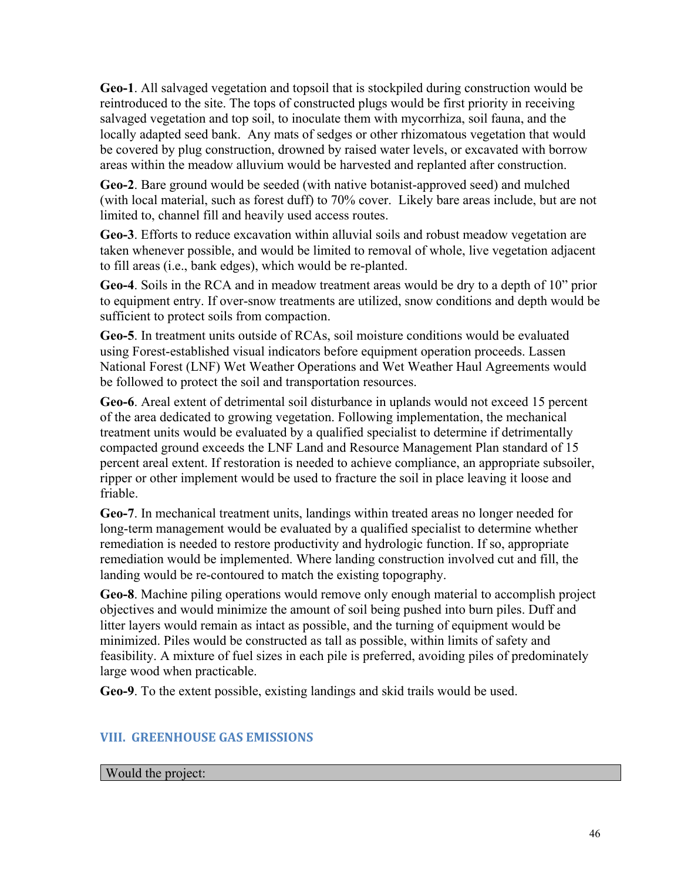**Geo-1**. All salvaged vegetation and topsoil that is stockpiled during construction would be reintroduced to the site. The tops of constructed plugs would be first priority in receiving salvaged vegetation and top soil, to inoculate them with mycorrhiza, soil fauna, and the locally adapted seed bank. Any mats of sedges or other rhizomatous vegetation that would be covered by plug construction, drowned by raised water levels, or excavated with borrow areas within the meadow alluvium would be harvested and replanted after construction.

**Geo-2**. Bare ground would be seeded (with native botanist-approved seed) and mulched (with local material, such as forest duff) to 70% cover. Likely bare areas include, but are not limited to, channel fill and heavily used access routes.

**Geo-3**. Efforts to reduce excavation within alluvial soils and robust meadow vegetation are taken whenever possible, and would be limited to removal of whole, live vegetation adjacent to fill areas (i.e., bank edges), which would be re-planted.

**Geo-4**. Soils in the RCA and in meadow treatment areas would be dry to a depth of 10" prior to equipment entry. If over-snow treatments are utilized, snow conditions and depth would be sufficient to protect soils from compaction.

**Geo-5**. In treatment units outside of RCAs, soil moisture conditions would be evaluated using Forest-established visual indicators before equipment operation proceeds. Lassen National Forest (LNF) Wet Weather Operations and Wet Weather Haul Agreements would be followed to protect the soil and transportation resources.

**Geo-6**. Areal extent of detrimental soil disturbance in uplands would not exceed 15 percent of the area dedicated to growing vegetation. Following implementation, the mechanical treatment units would be evaluated by a qualified specialist to determine if detrimentally compacted ground exceeds the LNF Land and Resource Management Plan standard of 15 percent areal extent. If restoration is needed to achieve compliance, an appropriate subsoiler, ripper or other implement would be used to fracture the soil in place leaving it loose and friable.

**Geo-7**. In mechanical treatment units, landings within treated areas no longer needed for long-term management would be evaluated by a qualified specialist to determine whether remediation is needed to restore productivity and hydrologic function. If so, appropriate remediation would be implemented. Where landing construction involved cut and fill, the landing would be re-contoured to match the existing topography.

**Geo-8**. Machine piling operations would remove only enough material to accomplish project objectives and would minimize the amount of soil being pushed into burn piles. Duff and litter layers would remain as intact as possible, and the turning of equipment would be minimized. Piles would be constructed as tall as possible, within limits of safety and feasibility. A mixture of fuel sizes in each pile is preferred, avoiding piles of predominately large wood when practicable.

**Geo-9**. To the extent possible, existing landings and skid trails would be used.

## VIII. GREENHOUSE GAS EMISSIONS

| Would the project: |
|---|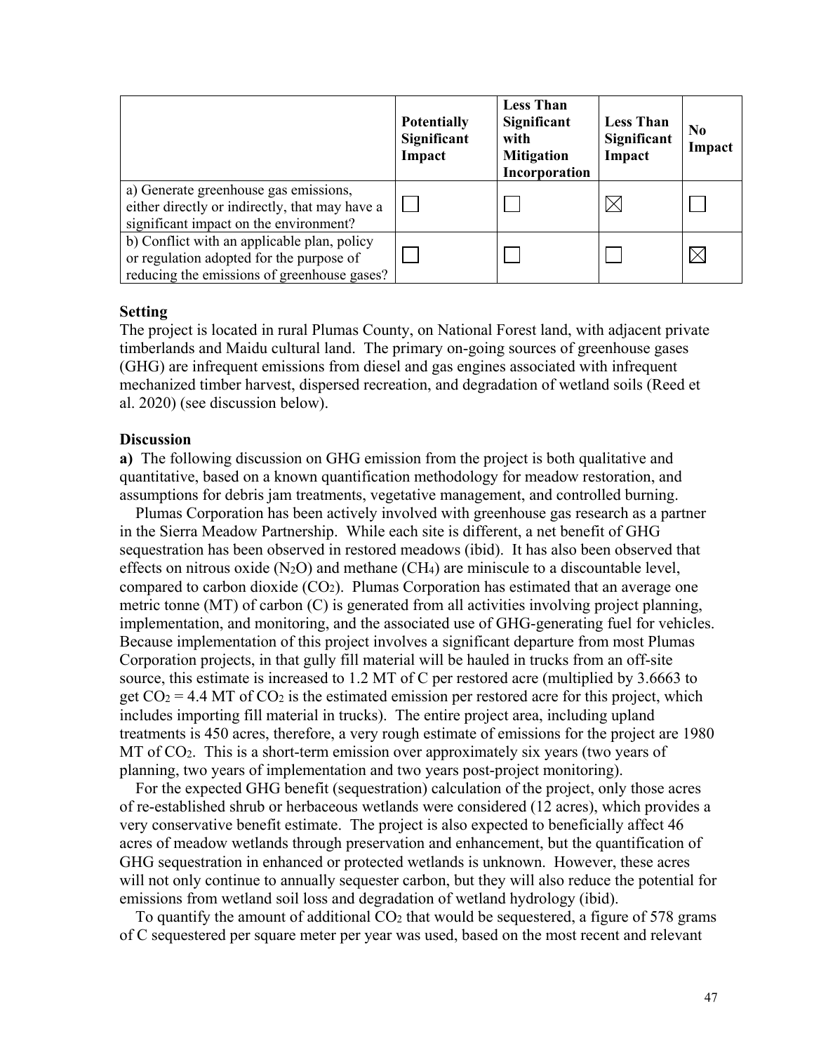| | Potentially Significant Impact | Less Than Significant with Mitigation Incorporation | Less Than Significant Impact | No Impact |
|---|---|---|---|---|
| a) Generate greenhouse gas emissions, either directly or indirectly, that may have a significant impact on the environment? | ☐ | ☐ | ☒ | ☐ |
| b) Conflict with an applicable plan, policy or regulation adopted for the purpose of reducing the emissions of greenhouse gases? | ☐ | ☐ | ☐ | ☒ |

### Setting

The project is located in rural Plumas County, on National Forest land, with adjacent private timberlands and Maidu cultural land. The primary on-going sources of greenhouse gases (GHG) are infrequent emissions from diesel and gas engines associated with infrequent mechanized timber harvest, dispersed recreation, and degradation of wetland soils (Reed et al. 2020) (see discussion below).

### Discussion

**a)** The following discussion on GHG emission from the project is both qualitative and quantitative, based on a known quantification methodology for meadow restoration, and assumptions for debris jam treatments, vegetative management, and controlled burning.

Plumas Corporation has been actively involved with greenhouse gas research as a partner in the Sierra Meadow Partnership. While each site is different, a net benefit of GHG sequestration has been observed in restored meadows (ibid). It has also been observed that effects on nitrous oxide ($N_2O$) and methane ($CH_4$) are miniscule to a discountable level, compared to carbon dioxide ($CO_2$). Plumas Corporation has estimated that an average one metric tonne (MT) of carbon (C) is generated from all activities involving project planning, implementation, and monitoring, and the associated use of GHG-generating fuel for vehicles. Because implementation of this project involves a significant departure from most Plumas Corporation projects, in that gully fill material will be hauled in trucks from an off-site source, this estimate is increased to 1.2 MT of C per restored acre (multiplied by 3.6663 to get $CO_2$ = 4.4 MT of $CO_2$ is the estimated emission per restored acre for this project, which includes importing fill material in trucks). The entire project area, including upland treatments is 450 acres, therefore, a very rough estimate of emissions for the project are 1980 MT of $CO_2$. This is a short-term emission over approximately six years (two years of planning, two years of implementation and two years post-project monitoring).

For the expected GHG benefit (sequestration) calculation of the project, only those acres of re-established shrub or herbaceous wetlands were considered (12 acres), which provides a very conservative benefit estimate. The project is also expected to beneficially affect 46 acres of meadow wetlands through preservation and enhancement, but the quantification of GHG sequestration in enhanced or protected wetlands is unknown. However, these acres will not only continue to annually sequester carbon, but they will also reduce the potential for emissions from wetland soil loss and degradation of wetland hydrology (ibid).

To quantify the amount of additional $CO_2$ that would be sequestered, a figure of 578 grams of C sequestered per square meter per year was used, based on the most recent and relevant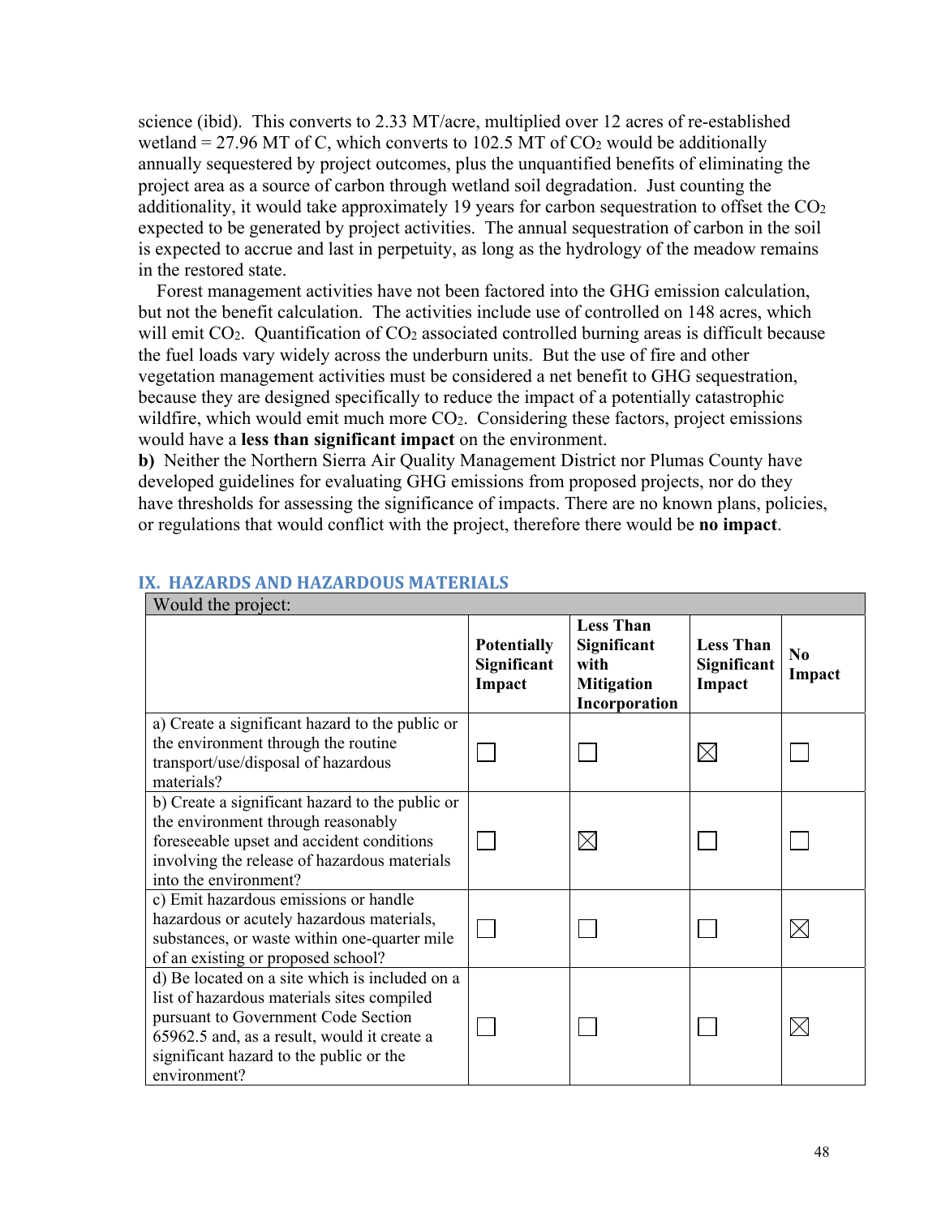science (ibid). This converts to 2.33 MT/acre, multiplied over 12 acres of re-established wetland = 27.96 MT of C, which converts to 102.5 MT of $CO_2$ would be additionally annually sequestered by project outcomes, plus the unquantified benefits of eliminating the project area as a source of carbon through wetland soil degradation. Just counting the additionality, it would take approximately 19 years for carbon sequestration to offset the $CO_2$ expected to be generated by project activities. The annual sequestration of carbon in the soil is expected to accrue and last in perpetuity, as long as the hydrology of the meadow remains in the restored state.

Forest management activities have not been factored into the GHG emission calculation, but not the benefit calculation. The activities include use of controlled on 148 acres, which will emit $CO_2$. Quantification of $CO_2$ associated controlled burning areas is difficult because the fuel loads vary widely across the underburn units. But the use of fire and other vegetation management activities must be considered a net benefit to GHG sequestration, because they are designed specifically to reduce the impact of a potentially catastrophic wildfire, which would emit much more $CO_2$. Considering these factors, project emissions would have a **less than significant impact** on the environment.

**b)** Neither the Northern Sierra Air Quality Management District nor Plumas County have developed guidelines for evaluating GHG emissions from proposed projects, nor do they have thresholds for assessing the significance of impacts. There are no known plans, policies, or regulations that would conflict with the project, therefore there would be **no impact**.

## IX. HAZARDS AND HAZARDOUS MATERIALS

| Would the project: | Potentially Significant Impact | Less Than Significant with Mitigation Incorporation | Less Than Significant Impact | No Impact |
|---|---|---|---|---|
| a) Create a significant hazard to the public or the environment through the routine transport/use/disposal of hazardous materials? | ☐ | ☐ | ☒ | ☐ |
| b) Create a significant hazard to the public or the environment through reasonably foreseeable upset and accident conditions involving the release of hazardous materials into the environment? | ☐ | ☒ | ☐ | ☐ |
| c) Emit hazardous emissions or handle hazardous or acutely hazardous materials, substances, or waste within one-quarter mile of an existing or proposed school? | ☐ | ☐ | ☐ | ☒ |
| d) Be located on a site which is included on a list of hazardous materials sites compiled pursuant to Government Code Section 65962.5 and, as a result, would it create a significant hazard to the public or the environment? | ☐ | ☐ | ☐ | ☒ |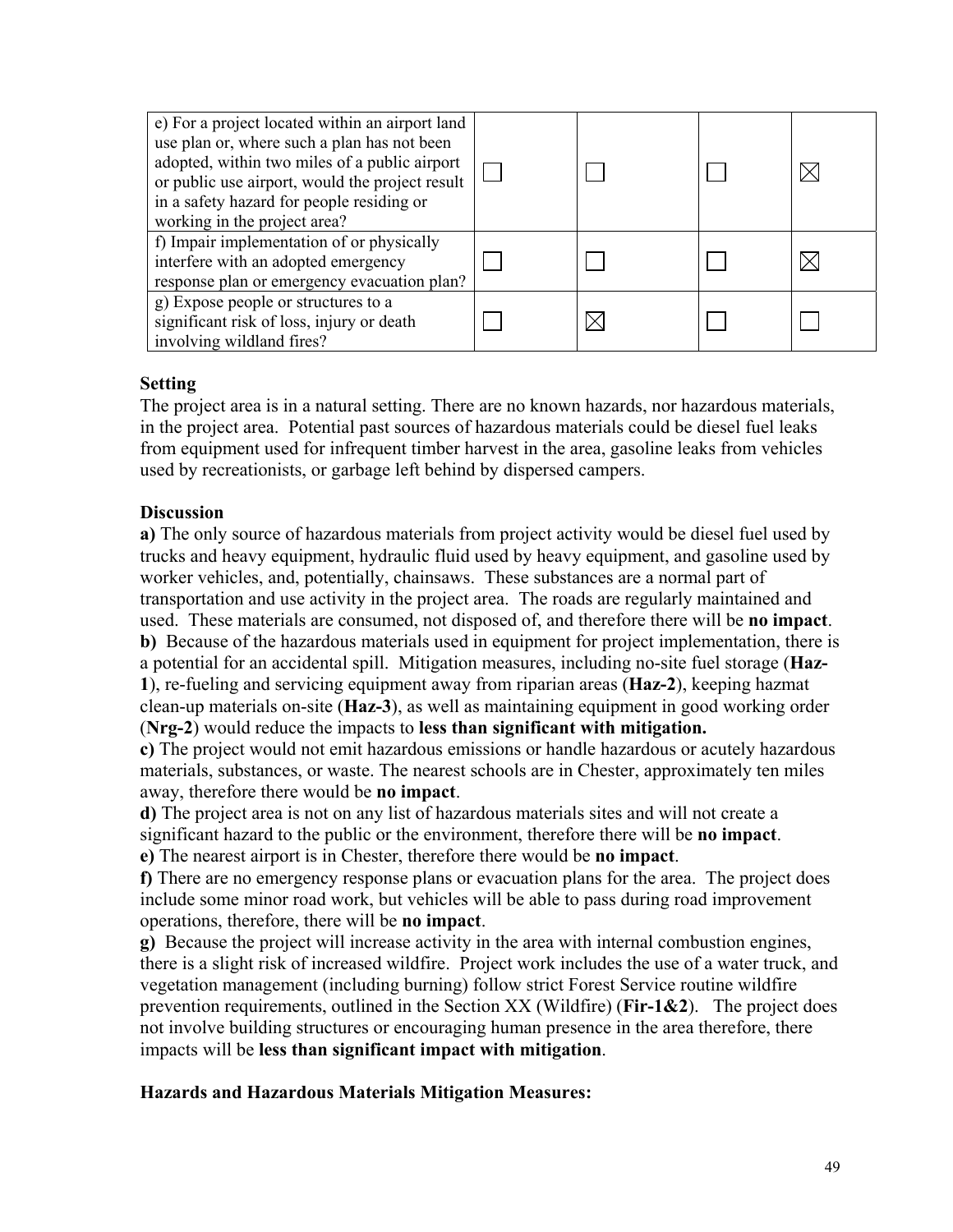| | | | | |
|---|---|---|---|---|
| e) For a project located within an airport land use plan or, where such a plan has not been adopted, within two miles of a public airport or public use airport, would the project result in a safety hazard for people residing or working in the project area? | ☐ | ☐ | ☐ | ☒ |
| f) Impair implementation of or physically interfere with an adopted emergency response plan or emergency evacuation plan? | ☐ | ☐ | ☐ | ☒ |
| g) Expose people or structures to a significant risk of loss, injury or death involving wildland fires? | ☐ | ☒ | ☐ | ☐ |

**Setting**

The project area is in a natural setting. There are no known hazards, nor hazardous materials, in the project area. Potential past sources of hazardous materials could be diesel fuel leaks from equipment used for infrequent timber harvest in the area, gasoline leaks from vehicles used by recreationists, or garbage left behind by dispersed campers.

**Discussion**

**a)** The only source of hazardous materials from project activity would be diesel fuel used by trucks and heavy equipment, hydraulic fluid used by heavy equipment, and gasoline used by worker vehicles, and, potentially, chainsaws. These substances are a normal part of transportation and use activity in the project area. The roads are regularly maintained and used. These materials are consumed, not disposed of, and therefore there will be **no impact**.

**b)** Because of the hazardous materials used in equipment for project implementation, there is a potential for an accidental spill. Mitigation measures, including no-site fuel storage (**Haz-1**), re-fueling and servicing equipment away from riparian areas (**Haz-2**), keeping hazmat clean-up materials on-site (**Haz-3**), as well as maintaining equipment in good working order (**Nrg-2**) would reduce the impacts to **less than significant with mitigation.**

**c)** The project would not emit hazardous emissions or handle hazardous or acutely hazardous materials, substances, or waste. The nearest schools are in Chester, approximately ten miles away, therefore there would be **no impact**.

**d)** The project area is not on any list of hazardous materials sites and will not create a significant hazard to the public or the environment, therefore there will be **no impact**.

**e)** The nearest airport is in Chester, therefore there would be **no impact**.

**f)** There are no emergency response plans or evacuation plans for the area. The project does include some minor road work, but vehicles will be able to pass during road improvement operations, therefore, there will be **no impact**.

**g)** Because the project will increase activity in the area with internal combustion engines, there is a slight risk of increased wildfire. Project work includes the use of a water truck, and vegetation management (including burning) follow strict Forest Service routine wildfire prevention requirements, outlined in the Section XX (Wildfire) (**Fir-1&2**). The project does not involve building structures or encouraging human presence in the area therefore, there impacts will be **less than significant impact with mitigation**.

**Hazards and Hazardous Materials Mitigation Measures:**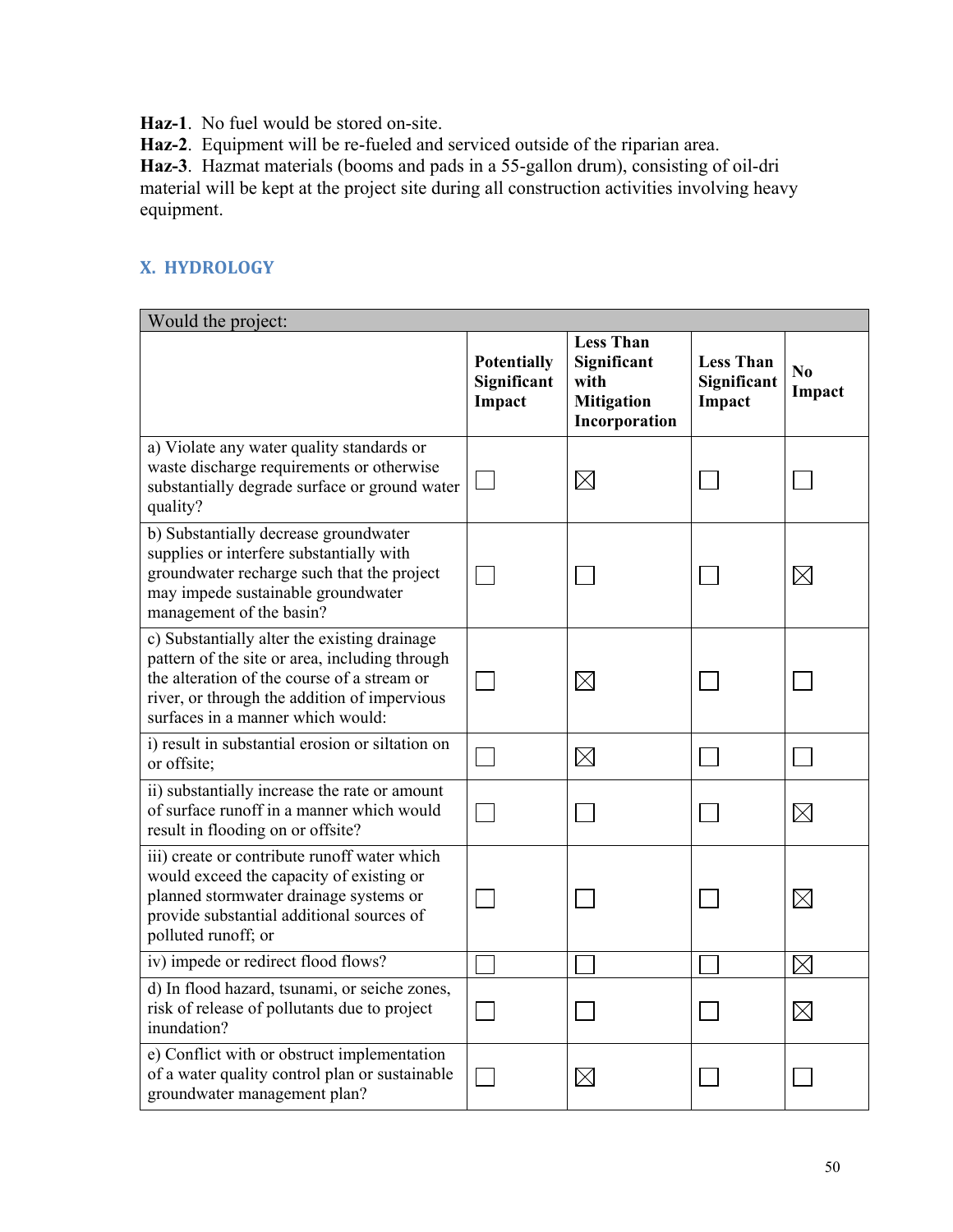**Haz-1**. No fuel would be stored on-site.
**Haz-2**. Equipment will be re-fueled and serviced outside of the riparian area.
**Haz-3**. Hazmat materials (booms and pads in a 55-gallon drum), consisting of oil-dri material will be kept at the project site during all construction activities involving heavy equipment.

## X. HYDROLOGY

| Would the project: | | | | |
|---|---|---|---|---|
| | **Potentially Significant Impact** | **Less Than Significant with Mitigation Incorporation** | **Less Than Significant Impact** | **No Impact** |
| a) Violate any water quality standards or waste discharge requirements or otherwise substantially degrade surface or ground water quality? | ☐ | ☒ | ☐ | ☐ |
| b) Substantially decrease groundwater supplies or interfere substantially with groundwater recharge such that the project may impede sustainable groundwater management of the basin? | ☐ | ☐ | ☐ | ☒ |
| c) Substantially alter the existing drainage pattern of the site or area, including through the alteration of the course of a stream or river, or through the addition of impervious surfaces in a manner which would: | ☐ | ☒ | ☐ | ☐ |
| i) result in substantial erosion or siltation on or offsite; | ☐ | ☒ | ☐ | ☐ |
| ii) substantially increase the rate or amount of surface runoff in a manner which would result in flooding on or offsite? | ☐ | ☐ | ☐ | ☒ |
| iii) create or contribute runoff water which would exceed the capacity of existing or planned stormwater drainage systems or provide substantial additional sources of polluted runoff; or | ☐ | ☐ | ☐ | ☒ |
| iv) impede or redirect flood flows? | ☐ | ☐ | ☐ | ☒ |
| d) In flood hazard, tsunami, or seiche zones, risk of release of pollutants due to project inundation? | ☐ | ☐ | ☐ | ☒ |
| e) Conflict with or obstruct implementation of a water quality control plan or sustainable groundwater management plan? | ☐ | ☒ | ☐ | ☐ |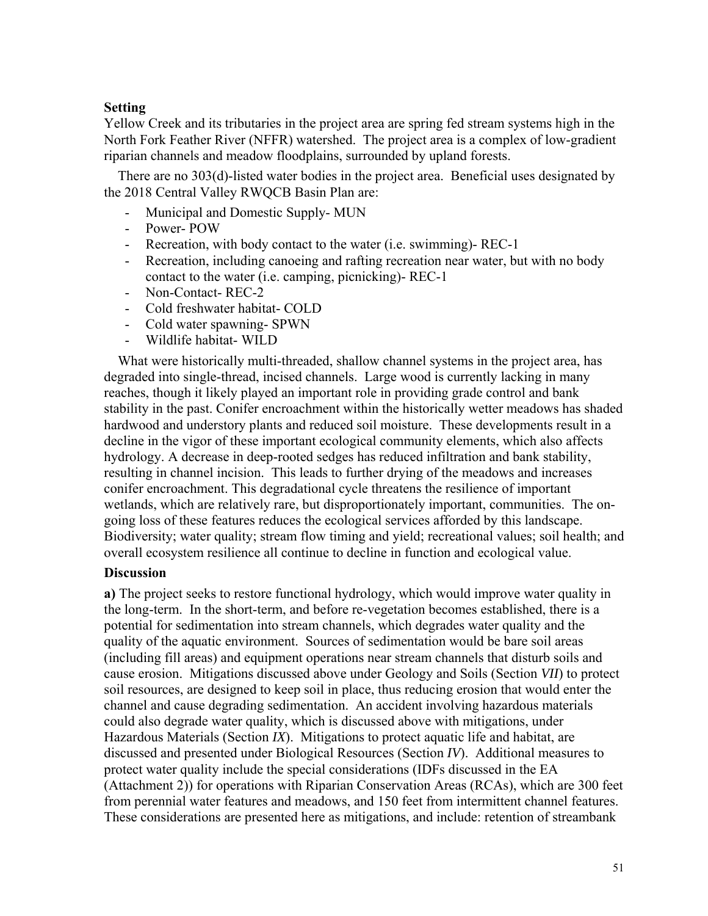**Setting**

Yellow Creek and its tributaries in the project area are spring fed stream systems high in the North Fork Feather River (NFFR) watershed. The project area is a complex of low-gradient riparian channels and meadow floodplains, surrounded by upland forests.

There are no 303(d)-listed water bodies in the project area. Beneficial uses designated by the 2018 Central Valley RWQCB Basin Plan are:

- Municipal and Domestic Supply- MUN
- Power- POW
- Recreation, with body contact to the water (i.e. swimming)- REC-1
- Recreation, including canoeing and rafting recreation near water, but with no body contact to the water (i.e. camping, picnicking)- REC-1
- Non-Contact- REC-2
- Cold freshwater habitat- COLD
- Cold water spawning- SPWN
- Wildlife habitat- WILD

What were historically multi-threaded, shallow channel systems in the project area, has degraded into single-thread, incised channels. Large wood is currently lacking in many reaches, though it likely played an important role in providing grade control and bank stability in the past. Conifer encroachment within the historically wetter meadows has shaded hardwood and understory plants and reduced soil moisture. These developments result in a decline in the vigor of these important ecological community elements, which also affects hydrology. A decrease in deep-rooted sedges has reduced infiltration and bank stability, resulting in channel incision. This leads to further drying of the meadows and increases conifer encroachment. This degradational cycle threatens the resilience of important wetlands, which are relatively rare, but disproportionately important, communities. The on-going loss of these features reduces the ecological services afforded by this landscape. Biodiversity; water quality; stream flow timing and yield; recreational values; soil health; and overall ecosystem resilience all continue to decline in function and ecological value.

**Discussion**

**a)** The project seeks to restore functional hydrology, which would improve water quality in the long-term. In the short-term, and before re-vegetation becomes established, there is a potential for sedimentation into stream channels, which degrades water quality and the quality of the aquatic environment. Sources of sedimentation would be bare soil areas (including fill areas) and equipment operations near stream channels that disturb soils and cause erosion. Mitigations discussed above under Geology and Soils (Section *VII*) to protect soil resources, are designed to keep soil in place, thus reducing erosion that would enter the channel and cause degrading sedimentation. An accident involving hazardous materials could also degrade water quality, which is discussed above with mitigations, under Hazardous Materials (Section *IX*). Mitigations to protect aquatic life and habitat, are discussed and presented under Biological Resources (Section *IV*). Additional measures to protect water quality include the special considerations (IDFs discussed in the EA (Attachment 2)) for operations with Riparian Conservation Areas (RCAs), which are 300 feet from perennial water features and meadows, and 150 feet from intermittent channel features. These considerations are presented here as mitigations, and include: retention of streambank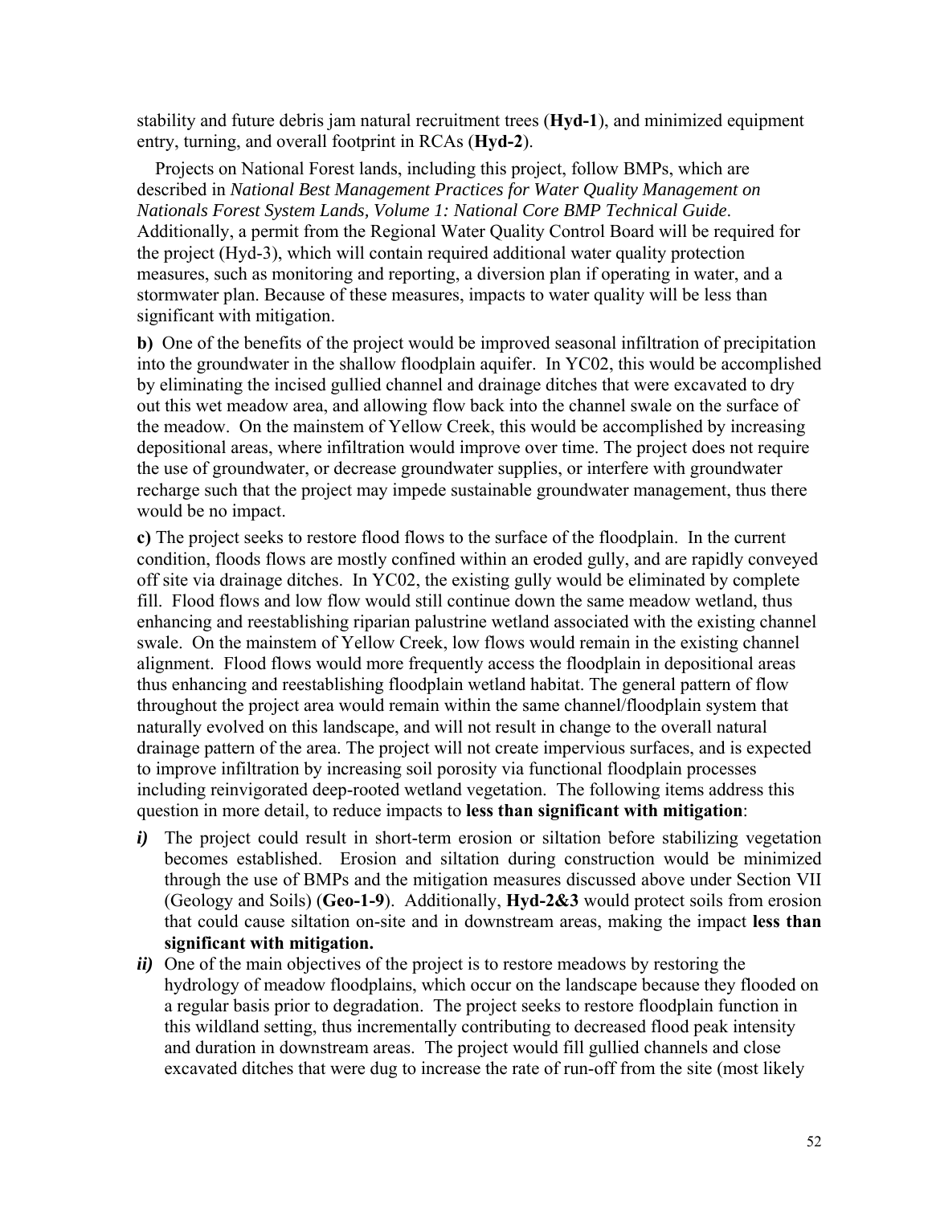stability and future debris jam natural recruitment trees (**Hyd-1**), and minimized equipment entry, turning, and overall footprint in RCAs (**Hyd-2**).

Projects on National Forest lands, including this project, follow BMPs, which are described in *National Best Management Practices for Water Quality Management on Nationals Forest System Lands, Volume 1: National Core BMP Technical Guide*. Additionally, a permit from the Regional Water Quality Control Board will be required for the project (Hyd-3), which will contain required additional water quality protection measures, such as monitoring and reporting, a diversion plan if operating in water, and a stormwater plan. Because of these measures, impacts to water quality will be less than significant with mitigation.

**b)** One of the benefits of the project would be improved seasonal infiltration of precipitation into the groundwater in the shallow floodplain aquifer. In YC02, this would be accomplished by eliminating the incised gullied channel and drainage ditches that were excavated to dry out this wet meadow area, and allowing flow back into the channel swale on the surface of the meadow. On the mainstem of Yellow Creek, this would be accomplished by increasing depositional areas, where infiltration would improve over time. The project does not require the use of groundwater, or decrease groundwater supplies, or interfere with groundwater recharge such that the project may impede sustainable groundwater management, thus there would be no impact.

**c)** The project seeks to restore flood flows to the surface of the floodplain. In the current condition, floods flows are mostly confined within an eroded gully, and are rapidly conveyed off site via drainage ditches. In YC02, the existing gully would be eliminated by complete fill. Flood flows and low flow would still continue down the same meadow wetland, thus enhancing and reestablishing riparian palustrine wetland associated with the existing channel swale. On the mainstem of Yellow Creek, low flows would remain in the existing channel alignment. Flood flows would more frequently access the floodplain in depositional areas thus enhancing and reestablishing floodplain wetland habitat. The general pattern of flow throughout the project area would remain within the same channel/floodplain system that naturally evolved on this landscape, and will not result in change to the overall natural drainage pattern of the area. The project will not create impervious surfaces, and is expected to improve infiltration by increasing soil porosity via functional floodplain processes including reinvigorated deep-rooted wetland vegetation. The following items address this question in more detail, to reduce impacts to **less than significant with mitigation**:

***i)*** The project could result in short-term erosion or siltation before stabilizing vegetation becomes established. Erosion and siltation during construction would be minimized through the use of BMPs and the mitigation measures discussed above under Section VII (Geology and Soils) (**Geo-1-9**). Additionally, **Hyd-2&3** would protect soils from erosion that could cause siltation on-site and in downstream areas, making the impact **less than significant with mitigation.**

***ii)*** One of the main objectives of the project is to restore meadows by restoring the hydrology of meadow floodplains, which occur on the landscape because they flooded on a regular basis prior to degradation. The project seeks to restore floodplain function in this wildland setting, thus incrementally contributing to decreased flood peak intensity and duration in downstream areas. The project would fill gullied channels and close excavated ditches that were dug to increase the rate of run-off from the site (most likely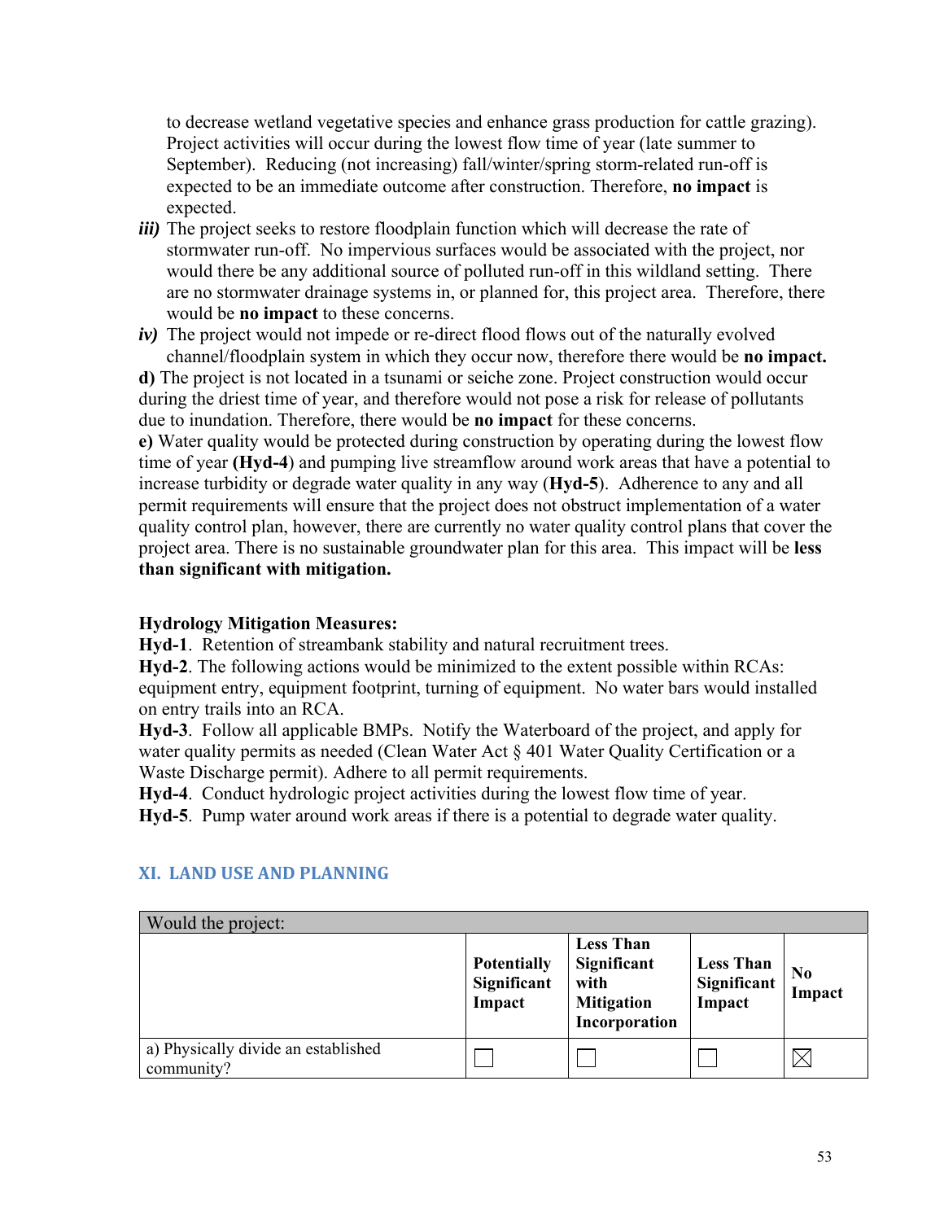to decrease wetland vegetative species and enhance grass production for cattle grazing). Project activities will occur during the lowest flow time of year (late summer to September). Reducing (not increasing) fall/winter/spring storm-related run-off is expected to be an immediate outcome after construction. Therefore, **no impact** is expected.

***iii)*** The project seeks to restore floodplain function which will decrease the rate of stormwater run-off. No impervious surfaces would be associated with the project, nor would there be any additional source of polluted run-off in this wildland setting. There are no stormwater drainage systems in, or planned for, this project area. Therefore, there would be **no impact** to these concerns.

***iv)*** The project would not impede or re-direct flood flows out of the naturally evolved channel/floodplain system in which they occur now, therefore there would be **no impact.**

**d)** The project is not located in a tsunami or seiche zone. Project construction would occur during the driest time of year, and therefore would not pose a risk for release of pollutants due to inundation. Therefore, there would be **no impact** for these concerns.

**e)** Water quality would be protected during construction by operating during the lowest flow time of year **(Hyd-4)** and pumping live streamflow around work areas that have a potential to increase turbidity or degrade water quality in any way (**Hyd-5**). Adherence to any and all permit requirements will ensure that the project does not obstruct implementation of a water quality control plan, however, there are currently no water quality control plans that cover the project area. There is no sustainable groundwater plan for this area. This impact will be **less than significant with mitigation.**

**Hydrology Mitigation Measures:**

**Hyd-1**. Retention of streambank stability and natural recruitment trees.

**Hyd-2**. The following actions would be minimized to the extent possible within RCAs: equipment entry, equipment footprint, turning of equipment. No water bars would installed on entry trails into an RCA.

**Hyd-3**. Follow all applicable BMPs. Notify the Waterboard of the project, and apply for water quality permits as needed (Clean Water Act § 401 Water Quality Certification or a Waste Discharge permit). Adhere to all permit requirements.

**Hyd-4**. Conduct hydrologic project activities during the lowest flow time of year.

**Hyd-5**. Pump water around work areas if there is a potential to degrade water quality.

## XI. LAND USE AND PLANNING

| Would the project: | | | | |
|---|---|---|---|---|
| | **Potentially Significant Impact** | **Less Than Significant with Mitigation Incorporation** | **Less Than Significant Impact** | **No Impact** |
| a) Physically divide an established community? | ☐ | ☐ | ☐ | ☒ |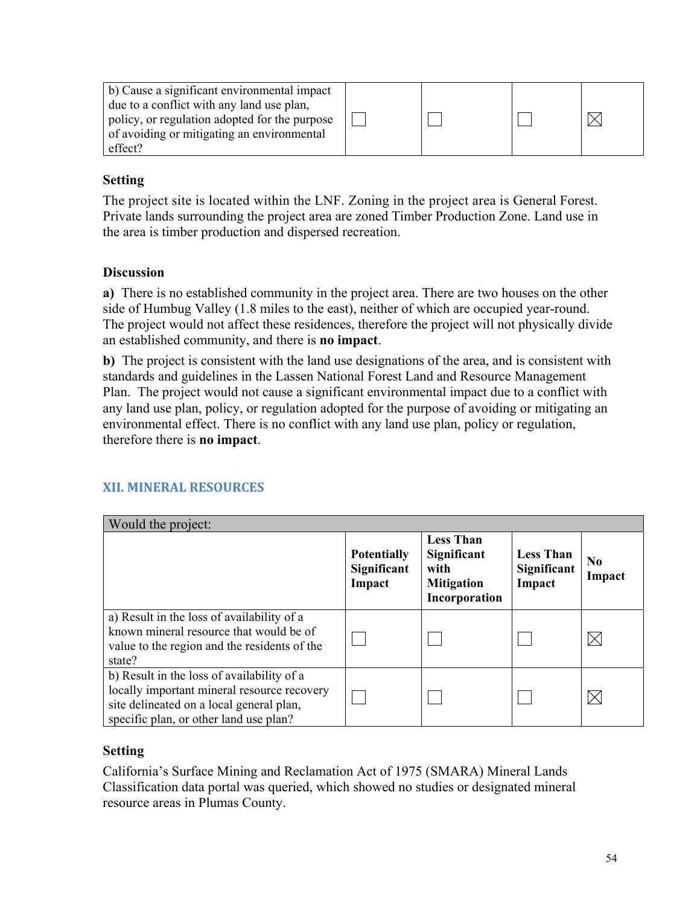| | Potentially Significant Impact | Less Than Significant with Mitigation Incorporation | Less Than Significant Impact | No Impact |
|---|---|---|---|---|
| b) Cause a significant environmental impact due to a conflict with any land use plan, policy, or regulation adopted for the purpose of avoiding or mitigating an environmental effect? | ☐ | ☐ | ☐ | ☒ |

**Setting**

The project site is located within the LNF. Zoning in the project area is General Forest. Private lands surrounding the project area are zoned Timber Production Zone. Land use in the area is timber production and dispersed recreation.

**Discussion**

**a)** There is no established community in the project area. There are two houses on the other side of Humbug Valley (1.8 miles to the east), neither of which are occupied year-round. The project would not affect these residences, therefore the project will not physically divide an established community, and there is **no impact**.

**b)** The project is consistent with the land use designations of the area, and is consistent with standards and guidelines in the Lassen National Forest Land and Resource Management Plan. The project would not cause a significant environmental impact due to a conflict with any land use plan, policy, or regulation adopted for the purpose of avoiding or mitigating an environmental effect. There is no conflict with any land use plan, policy or regulation, therefore there is **no impact**.

## XII. MINERAL RESOURCES

| Would the project: | Potentially Significant Impact | Less Than Significant with Mitigation Incorporation | Less Than Significant Impact | No Impact |
|---|---|---|---|---|
| a) Result in the loss of availability of a known mineral resource that would be of value to the region and the residents of the state? | ☐ | ☐ | ☐ | ☒ |
| b) Result in the loss of availability of a locally important mineral resource recovery site delineated on a local general plan, specific plan, or other land use plan? | ☐ | ☐ | ☐ | ☒ |

**Setting**

California's Surface Mining and Reclamation Act of 1975 (SMARA) Mineral Lands Classification data portal was queried, which showed no studies or designated mineral resource areas in Plumas County.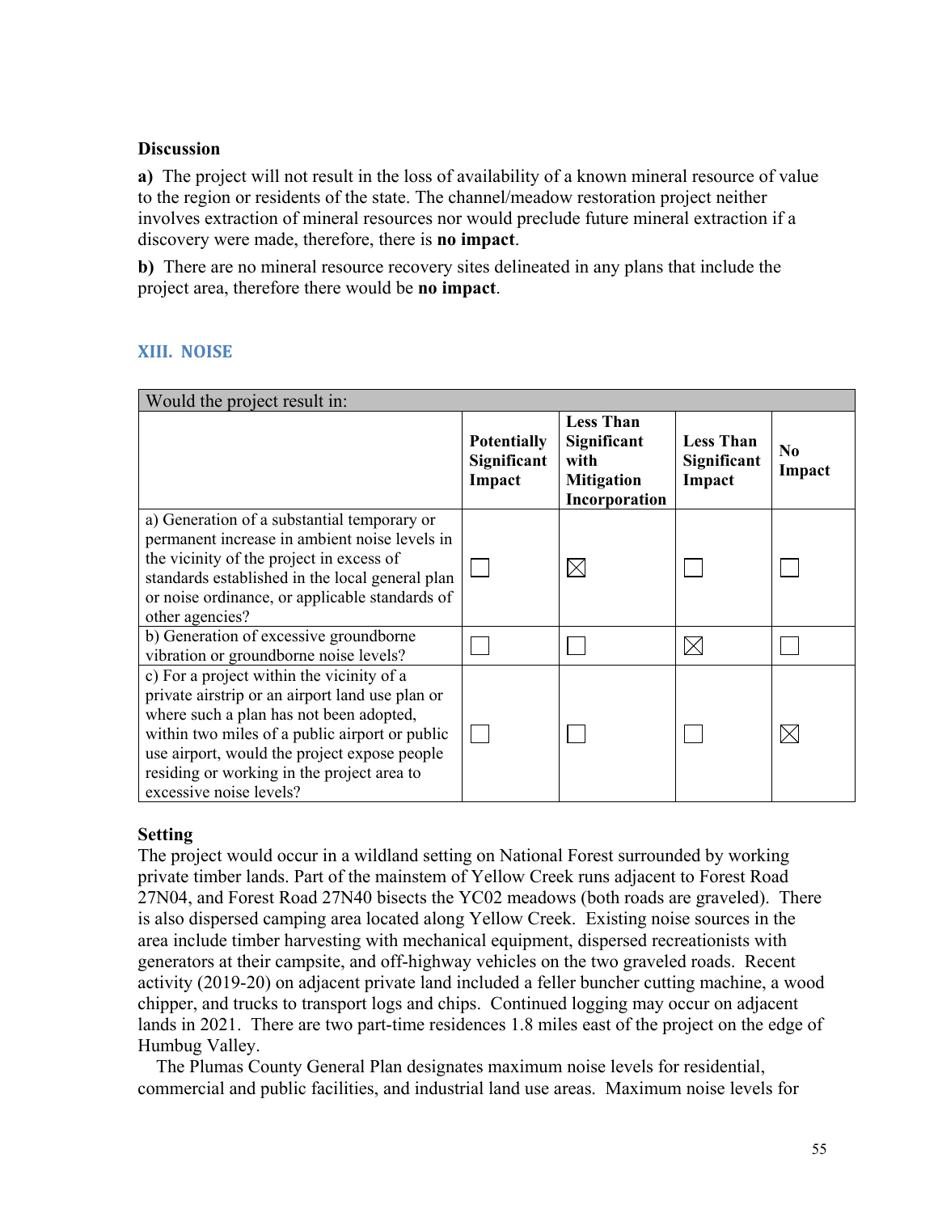**Discussion**

**a)** The project will not result in the loss of availability of a known mineral resource of value to the region or residents of the state. The channel/meadow restoration project neither involves extraction of mineral resources nor would preclude future mineral extraction if a discovery were made, therefore, there is **no impact**.

**b)** There are no mineral resource recovery sites delineated in any plans that include the project area, therefore there would be **no impact**.

## XIII. NOISE

| Would the project result in: | | | | |
|---|---|---|---|---|
| | **Potentially Significant Impact** | **Less Than Significant with Mitigation Incorporation** | **Less Than Significant Impact** | **No Impact** |
| a) Generation of a substantial temporary or permanent increase in ambient noise levels in the vicinity of the project in excess of standards established in the local general plan or noise ordinance, or applicable standards of other agencies? | ☐ | ☒ | ☐ | ☐ |
| b) Generation of excessive groundborne vibration or groundborne noise levels? | ☐ | ☐ | ☒ | ☐ |
| c) For a project within the vicinity of a private airstrip or an airport land use plan or where such a plan has not been adopted, within two miles of a public airport or public use airport, would the project expose people residing or working in the project area to excessive noise levels? | ☐ | ☐ | ☐ | ☒ |

**Setting**

The project would occur in a wildland setting on National Forest surrounded by working private timber lands. Part of the mainstem of Yellow Creek runs adjacent to Forest Road 27N04, and Forest Road 27N40 bisects the YC02 meadows (both roads are graveled). There is also dispersed camping area located along Yellow Creek. Existing noise sources in the area include timber harvesting with mechanical equipment, dispersed recreationists with generators at their campsite, and off-highway vehicles on the two graveled roads. Recent activity (2019-20) on adjacent private land included a feller buncher cutting machine, a wood chipper, and trucks to transport logs and chips. Continued logging may occur on adjacent lands in 2021. There are two part-time residences 1.8 miles east of the project on the edge of Humbug Valley.

The Plumas County General Plan designates maximum noise levels for residential, commercial and public facilities, and industrial land use areas. Maximum noise levels for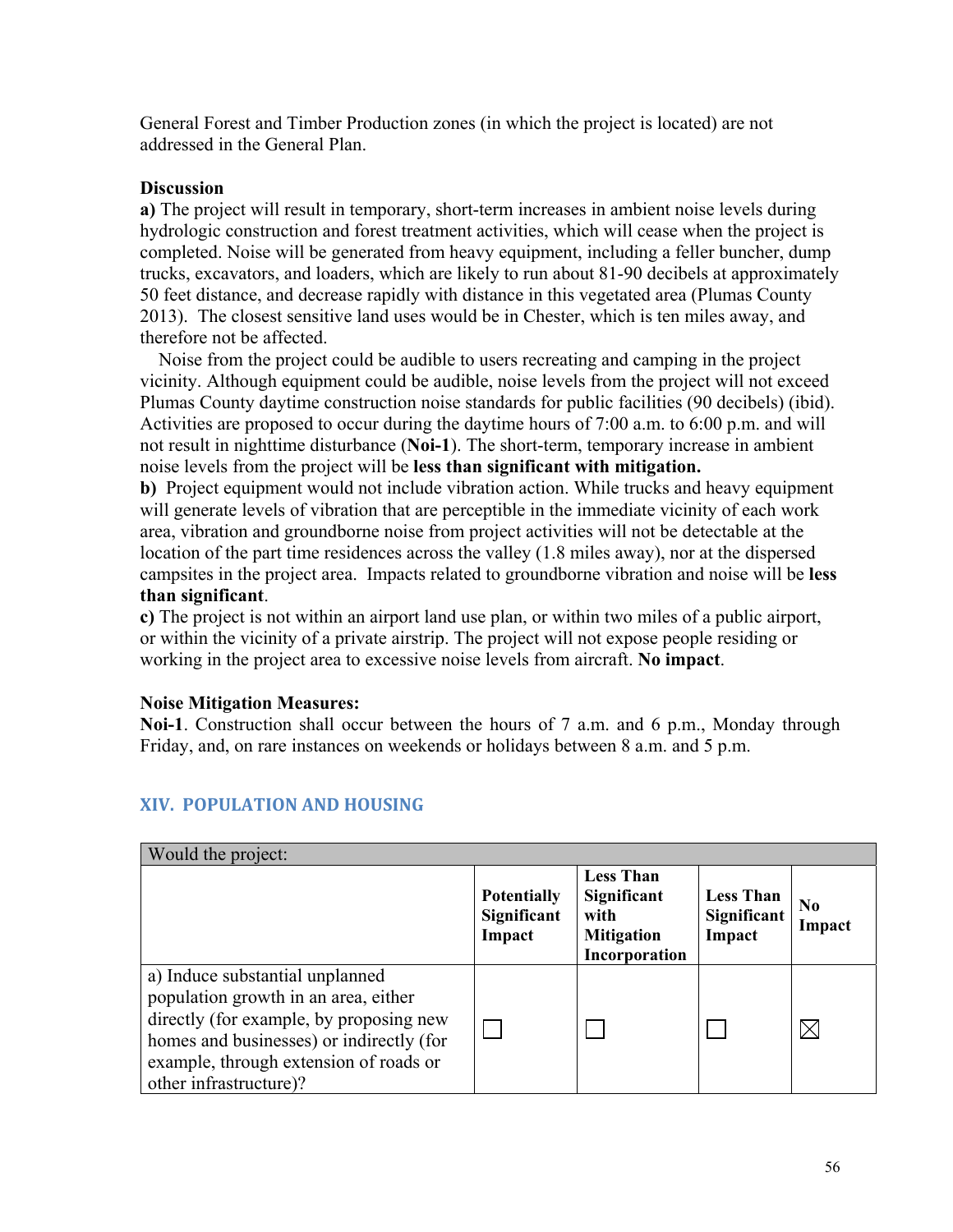General Forest and Timber Production zones (in which the project is located) are not addressed in the General Plan.

**Discussion**

**a)** The project will result in temporary, short-term increases in ambient noise levels during hydrologic construction and forest treatment activities, which will cease when the project is completed. Noise will be generated from heavy equipment, including a feller buncher, dump trucks, excavators, and loaders, which are likely to run about 81-90 decibels at approximately 50 feet distance, and decrease rapidly with distance in this vegetated area (Plumas County 2013). The closest sensitive land uses would be in Chester, which is ten miles away, and therefore not be affected.

Noise from the project could be audible to users recreating and camping in the project vicinity. Although equipment could be audible, noise levels from the project will not exceed Plumas County daytime construction noise standards for public facilities (90 decibels) (ibid). Activities are proposed to occur during the daytime hours of 7:00 a.m. to 6:00 p.m. and will not result in nighttime disturbance (**Noi-1**). The short-term, temporary increase in ambient noise levels from the project will be **less than significant with mitigation.**

**b)** Project equipment would not include vibration action. While trucks and heavy equipment will generate levels of vibration that are perceptible in the immediate vicinity of each work area, vibration and groundborne noise from project activities will not be detectable at the location of the part time residences across the valley (1.8 miles away), nor at the dispersed campsites in the project area. Impacts related to groundborne vibration and noise will be **less than significant**.

**c)** The project is not within an airport land use plan, or within two miles of a public airport, or within the vicinity of a private airstrip. The project will not expose people residing or working in the project area to excessive noise levels from aircraft. **No impact**.

**Noise Mitigation Measures:**

**Noi-1**. Construction shall occur between the hours of 7 a.m. and 6 p.m., Monday through Friday, and, on rare instances on weekends or holidays between 8 a.m. and 5 p.m.

## XIV. POPULATION AND HOUSING

| Would the project: | | | | |
|---|---|---|---|---|
| | **Potentially Significant Impact** | **Less Than Significant with Mitigation Incorporation** | **Less Than Significant Impact** | **No Impact** |
| a) Induce substantial unplanned population growth in an area, either directly (for example, by proposing new homes and businesses) or indirectly (for example, through extension of roads or other infrastructure)? | ☐ | ☐ | ☐ | ☒ |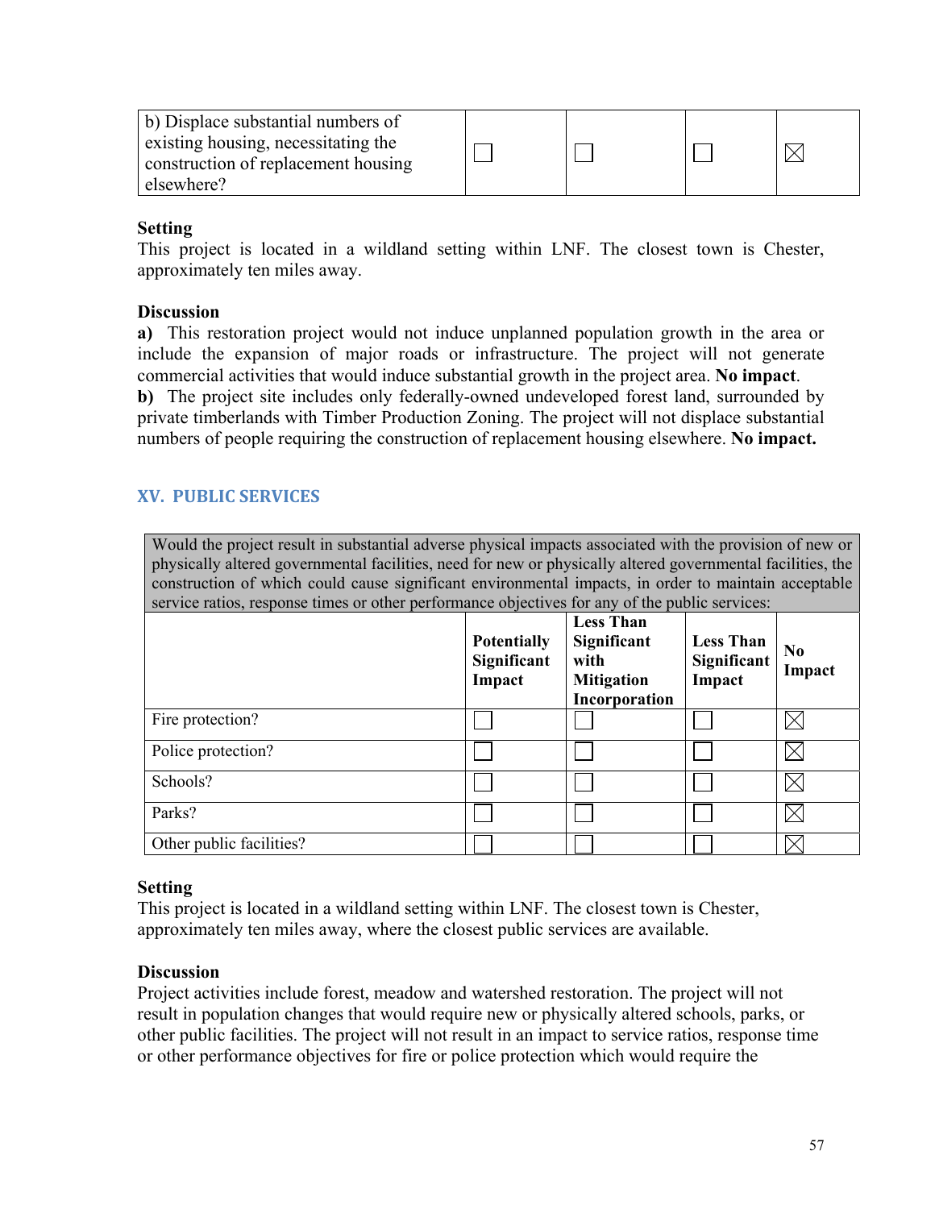| | Potentially Significant Impact | Less Than Significant with Mitigation Incorporation | Less Than Significant Impact | No Impact |
|---|---|---|---|---|
| b) Displace substantial numbers of existing housing, necessitating the construction of replacement housing elsewhere? | ☐ | ☐ | ☐ | ☒ |

**Setting**
This project is located in a wildland setting within LNF. The closest town is Chester, approximately ten miles away.

**Discussion**
**a)** This restoration project would not induce unplanned population growth in the area or include the expansion of major roads or infrastructure. The project will not generate commercial activities that would induce substantial growth in the project area. **No impact**.
**b)** The project site includes only federally-owned undeveloped forest land, surrounded by private timberlands with Timber Production Zoning. The project will not displace substantial numbers of people requiring the construction of replacement housing elsewhere. **No impact.**

## XV. PUBLIC SERVICES

Would the project result in substantial adverse physical impacts associated with the provision of new or physically altered governmental facilities, need for new or physically altered governmental facilities, the construction of which could cause significant environmental impacts, in order to maintain acceptable service ratios, response times or other performance objectives for any of the public services:

| | **Potentially Significant Impact** | **Less Than Significant with Mitigation Incorporation** | **Less Than Significant Impact** | **No Impact** |
|---|---|---|---|---|
| Fire protection? | ☐ | ☐ | ☐ | ☒ |
| Police protection? | ☐ | ☐ | ☐ | ☒ |
| Schools? | ☐ | ☐ | ☐ | ☒ |
| Parks? | ☐ | ☐ | ☐ | ☒ |
| Other public facilities? | ☐ | ☐ | ☐ | ☒ |

**Setting**
This project is located in a wildland setting within LNF. The closest town is Chester, approximately ten miles away, where the closest public services are available.

**Discussion**
Project activities include forest, meadow and watershed restoration. The project will not result in population changes that would require new or physically altered schools, parks, or other public facilities. The project will not result in an impact to service ratios, response time or other performance objectives for fire or police protection which would require the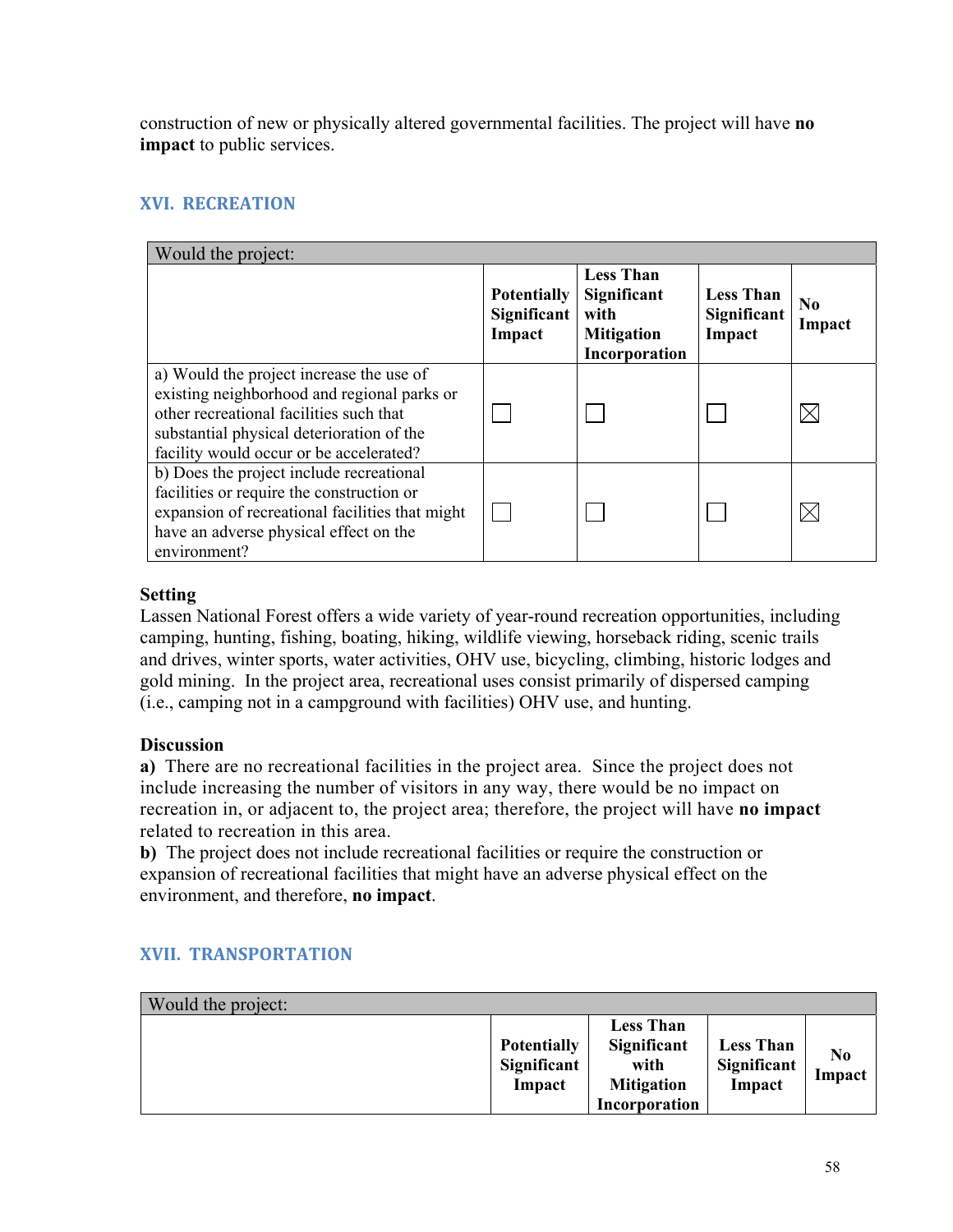construction of new or physically altered governmental facilities. The project will have **no impact** to public services.

## XVI. RECREATION

| Would the project: | | | | |
|---|---|---|---|---|
| | **Potentially Significant Impact** | **Less Than Significant with Mitigation Incorporation** | **Less Than Significant Impact** | **No Impact** |
| a) Would the project increase the use of existing neighborhood and regional parks or other recreational facilities such that substantial physical deterioration of the facility would occur or be accelerated? | ☐ | ☐ | ☐ | ☒ |
| b) Does the project include recreational facilities or require the construction or expansion of recreational facilities that might have an adverse physical effect on the environment? | ☐ | ☐ | ☐ | ☒ |

**Setting**

Lassen National Forest offers a wide variety of year-round recreation opportunities, including camping, hunting, fishing, boating, hiking, wildlife viewing, horseback riding, scenic trails and drives, winter sports, water activities, OHV use, bicycling, climbing, historic lodges and gold mining. In the project area, recreational uses consist primarily of dispersed camping (i.e., camping not in a campground with facilities) OHV use, and hunting.

**Discussion**

**a)** There are no recreational facilities in the project area. Since the project does not include increasing the number of visitors in any way, there would be no impact on recreation in, or adjacent to, the project area; therefore, the project will have **no impact** related to recreation in this area.

**b)** The project does not include recreational facilities or require the construction or expansion of recreational facilities that might have an adverse physical effect on the environment, and therefore, **no impact**.

## XVII. TRANSPORTATION

| Would the project: | | | | |
|---|---|---|---|---|
| | **Potentially Significant Impact** | **Less Than Significant with Mitigation Incorporation** | **Less Than Significant Impact** | **No Impact** |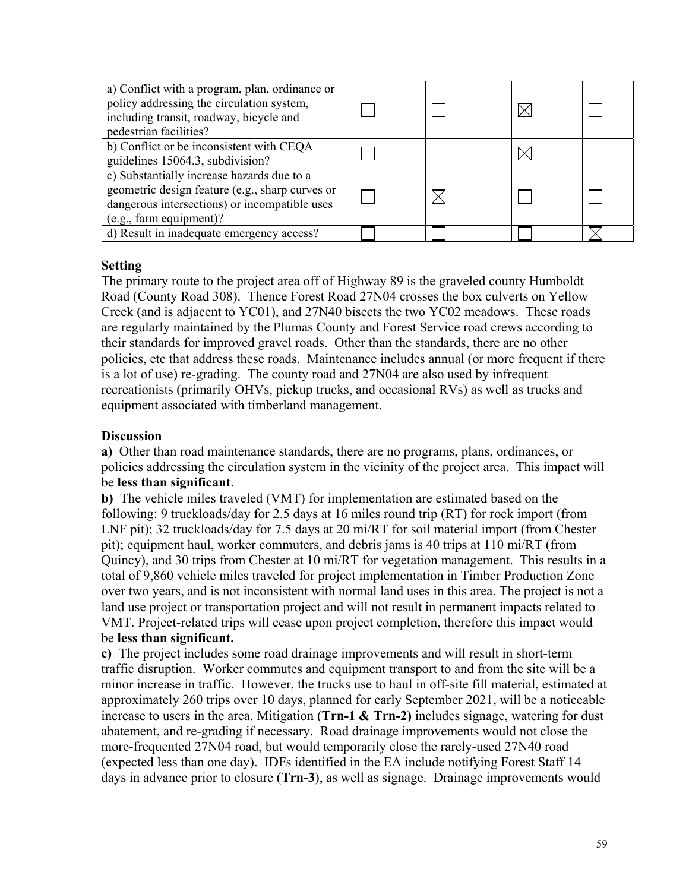| | | | | |
|---|---|---|---|---|
| a) Conflict with a program, plan, ordinance or policy addressing the circulation system, including transit, roadway, bicycle and pedestrian facilities? | ☐ | ☐ | ☒ | ☐ |
| b) Conflict or be inconsistent with CEQA guidelines 15064.3, subdivision? | ☐ | ☐ | ☒ | ☐ |
| c) Substantially increase hazards due to a geometric design feature (e.g., sharp curves or dangerous intersections) or incompatible uses (e.g., farm equipment)? | ☐ | ☒ | ☐ | ☐ |
| d) Result in inadequate emergency access? | ☐ | ☐ | ☐ | ☒ |

**Setting**

The primary route to the project area off of Highway 89 is the graveled county Humboldt Road (County Road 308). Thence Forest Road 27N04 crosses the box culverts on Yellow Creek (and is adjacent to YC01), and 27N40 bisects the two YC02 meadows. These roads are regularly maintained by the Plumas County and Forest Service road crews according to their standards for improved gravel roads. Other than the standards, there are no other policies, etc that address these roads. Maintenance includes annual (or more frequent if there is a lot of use) re-grading. The county road and 27N04 are also used by infrequent recreationists (primarily OHVs, pickup trucks, and occasional RVs) as well as trucks and equipment associated with timberland management.

**Discussion**

**a)** Other than road maintenance standards, there are no programs, plans, ordinances, or policies addressing the circulation system in the vicinity of the project area. This impact will be **less than significant**.

**b)** The vehicle miles traveled (VMT) for implementation are estimated based on the following: 9 truckloads/day for 2.5 days at 16 miles round trip (RT) for rock import (from LNF pit); 32 truckloads/day for 7.5 days at 20 mi/RT for soil material import (from Chester pit); equipment haul, worker commuters, and debris jams is 40 trips at 110 mi/RT (from Quincy), and 30 trips from Chester at 10 mi/RT for vegetation management. This results in a total of 9,860 vehicle miles traveled for project implementation in Timber Production Zone over two years, and is not inconsistent with normal land uses in this area. The project is not a land use project or transportation project and will not result in permanent impacts related to VMT. Project-related trips will cease upon project completion, therefore this impact would be **less than significant.**

**c)** The project includes some road drainage improvements and will result in short-term traffic disruption. Worker commutes and equipment transport to and from the site will be a minor increase in traffic. However, the trucks use to haul in off-site fill material, estimated at approximately 260 trips over 10 days, planned for early September 2021, will be a noticeable increase to users in the area. Mitigation (**Trn-1 & Trn-2)** includes signage, watering for dust abatement, and re-grading if necessary. Road drainage improvements would not close the more-frequented 27N04 road, but would temporarily close the rarely-used 27N40 road (expected less than one day). IDFs identified in the EA include notifying Forest Staff 14 days in advance prior to closure (**Trn-3**), as well as signage. Drainage improvements would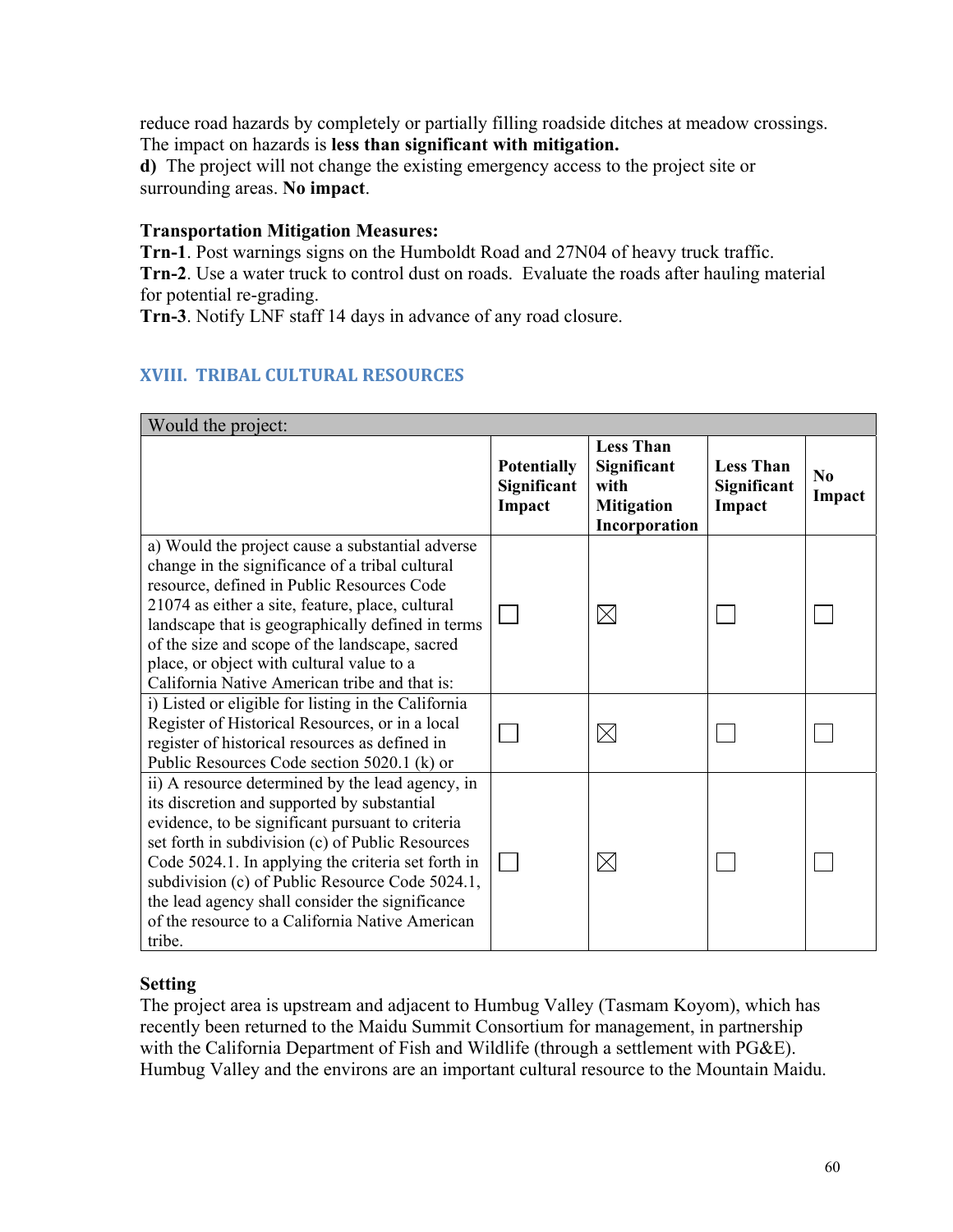reduce road hazards by completely or partially filling roadside ditches at meadow crossings. The impact on hazards is **less than significant with mitigation.**

**d)** The project will not change the existing emergency access to the project site or surrounding areas. **No impact**.

**Transportation Mitigation Measures:**

**Trn-1**. Post warnings signs on the Humboldt Road and 27N04 of heavy truck traffic.

**Trn-2**. Use a water truck to control dust on roads. Evaluate the roads after hauling material for potential re-grading.

**Trn-3**. Notify LNF staff 14 days in advance of any road closure.

## XVIII. TRIBAL CULTURAL RESOURCES

| Would the project: | | | | |
|---|---|---|---|---|
| | **Potentially Significant Impact** | **Less Than Significant with Mitigation Incorporation** | **Less Than Significant Impact** | **No Impact** |
| a) Would the project cause a substantial adverse change in the significance of a tribal cultural resource, defined in Public Resources Code 21074 as either a site, feature, place, cultural landscape that is geographically defined in terms of the size and scope of the landscape, sacred place, or object with cultural value to a California Native American tribe and that is: | ☐ | ☒ | ☐ | ☐ |
| i) Listed or eligible for listing in the California Register of Historical Resources, or in a local register of historical resources as defined in Public Resources Code section 5020.1 (k) or | ☐ | ☒ | ☐ | ☐ |
| ii) A resource determined by the lead agency, in its discretion and supported by substantial evidence, to be significant pursuant to criteria set forth in subdivision (c) of Public Resources Code 5024.1. In applying the criteria set forth in subdivision (c) of Public Resource Code 5024.1, the lead agency shall consider the significance of the resource to a California Native American tribe. | ☐ | ☒ | ☐ | ☐ |

**Setting**

The project area is upstream and adjacent to Humbug Valley (Tasmam Koyom), which has recently been returned to the Maidu Summit Consortium for management, in partnership with the California Department of Fish and Wildlife (through a settlement with PG&E). Humbug Valley and the environs are an important cultural resource to the Mountain Maidu.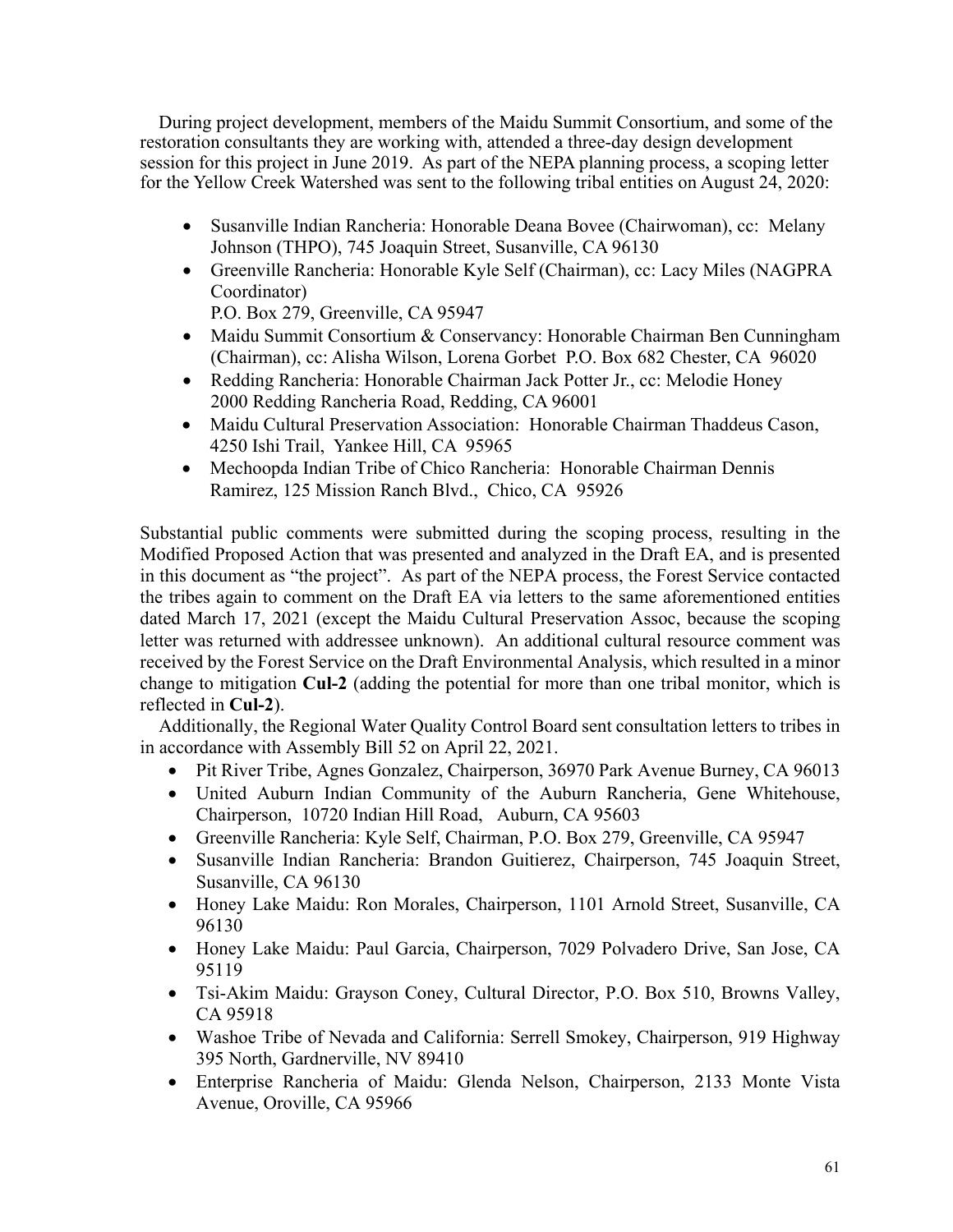During project development, members of the Maidu Summit Consortium, and some of the restoration consultants they are working with, attended a three-day design development session for this project in June 2019. As part of the NEPA planning process, a scoping letter for the Yellow Creek Watershed was sent to the following tribal entities on August 24, 2020:

- Susanville Indian Rancheria: Honorable Deana Bovee (Chairwoman), cc: Melany Johnson (THPO), 745 Joaquin Street, Susanville, CA 96130
- Greenville Rancheria: Honorable Kyle Self (Chairman), cc: Lacy Miles (NAGPRA Coordinator)
  P.O. Box 279, Greenville, CA 95947
- Maidu Summit Consortium & Conservancy: Honorable Chairman Ben Cunningham (Chairman), cc: Alisha Wilson, Lorena Gorbet P.O. Box 682 Chester, CA 96020
- Redding Rancheria: Honorable Chairman Jack Potter Jr., cc: Melodie Honey
  2000 Redding Rancheria Road, Redding, CA 96001
- Maidu Cultural Preservation Association: Honorable Chairman Thaddeus Cason, 4250 Ishi Trail, Yankee Hill, CA 95965
- Mechoopda Indian Tribe of Chico Rancheria: Honorable Chairman Dennis Ramirez, 125 Mission Ranch Blvd., Chico, CA 95926

Substantial public comments were submitted during the scoping process, resulting in the Modified Proposed Action that was presented and analyzed in the Draft EA, and is presented in this document as "the project". As part of the NEPA process, the Forest Service contacted the tribes again to comment on the Draft EA via letters to the same aforementioned entities dated March 17, 2021 (except the Maidu Cultural Preservation Assoc, because the scoping letter was returned with addressee unknown). An additional cultural resource comment was received by the Forest Service on the Draft Environmental Analysis, which resulted in a minor change to mitigation **Cul-2** (adding the potential for more than one tribal monitor, which is reflected in **Cul-2**).

Additionally, the Regional Water Quality Control Board sent consultation letters to tribes in in accordance with Assembly Bill 52 on April 22, 2021.

- Pit River Tribe, Agnes Gonzalez, Chairperson, 36970 Park Avenue Burney, CA 96013
- United Auburn Indian Community of the Auburn Rancheria, Gene Whitehouse, Chairperson, 10720 Indian Hill Road, Auburn, CA 95603
- Greenville Rancheria: Kyle Self, Chairman, P.O. Box 279, Greenville, CA 95947
- Susanville Indian Rancheria: Brandon Guitierez, Chairperson, 745 Joaquin Street, Susanville, CA 96130
- Honey Lake Maidu: Ron Morales, Chairperson, 1101 Arnold Street, Susanville, CA 96130
- Honey Lake Maidu: Paul Garcia, Chairperson, 7029 Polvadero Drive, San Jose, CA 95119
- Tsi-Akim Maidu: Grayson Coney, Cultural Director, P.O. Box 510, Browns Valley, CA 95918
- Washoe Tribe of Nevada and California: Serrell Smokey, Chairperson, 919 Highway 395 North, Gardnerville, NV 89410
- Enterprise Rancheria of Maidu: Glenda Nelson, Chairperson, 2133 Monte Vista Avenue, Oroville, CA 95966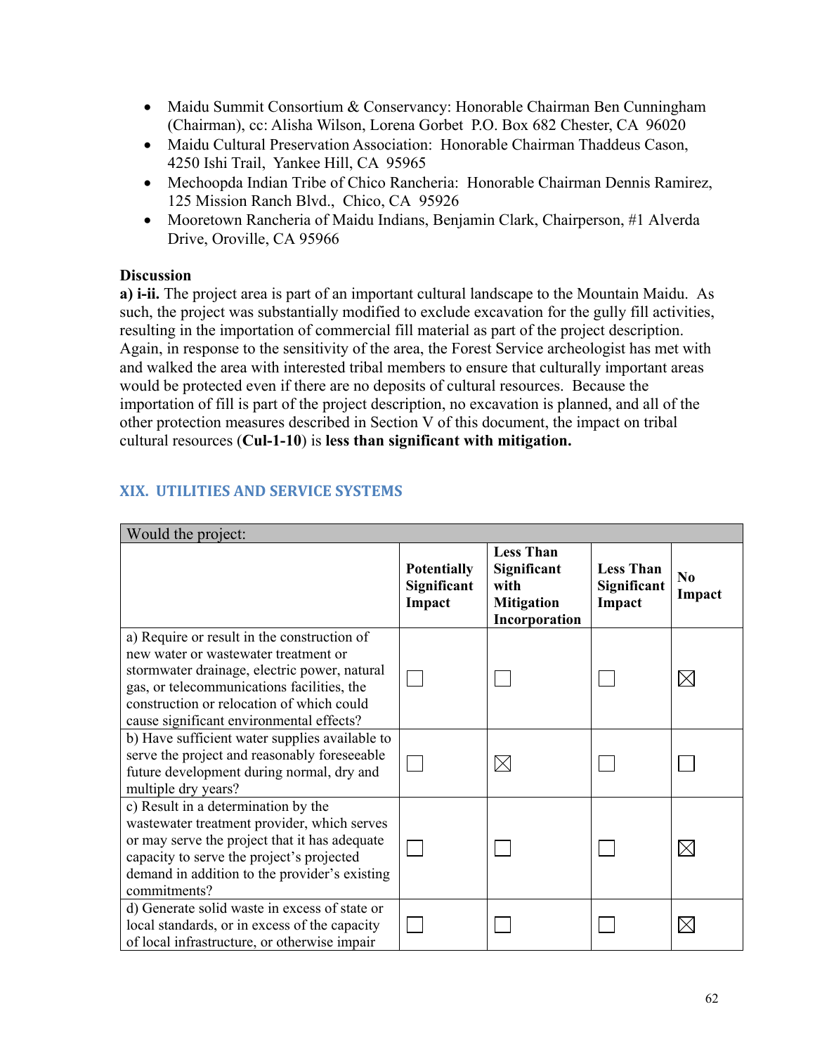- Maidu Summit Consortium & Conservancy: Honorable Chairman Ben Cunningham (Chairman), cc: Alisha Wilson, Lorena Gorbet P.O. Box 682 Chester, CA 96020
- Maidu Cultural Preservation Association: Honorable Chairman Thaddeus Cason, 4250 Ishi Trail, Yankee Hill, CA 95965
- Mechoopda Indian Tribe of Chico Rancheria: Honorable Chairman Dennis Ramirez, 125 Mission Ranch Blvd., Chico, CA 95926
- Mooretown Rancheria of Maidu Indians, Benjamin Clark, Chairperson, #1 Alverda Drive, Oroville, CA 95966

**Discussion**

**a) i-ii.** The project area is part of an important cultural landscape to the Mountain Maidu. As such, the project was substantially modified to exclude excavation for the gully fill activities, resulting in the importation of commercial fill material as part of the project description. Again, in response to the sensitivity of the area, the Forest Service archeologist has met with and walked the area with interested tribal members to ensure that culturally important areas would be protected even if there are no deposits of cultural resources. Because the importation of fill is part of the project description, no excavation is planned, and all of the other protection measures described in Section V of this document, the impact on tribal cultural resources (**Cul-1-10**) is **less than significant with mitigation.**

## XIX. UTILITIES AND SERVICE SYSTEMS

| Would the project: | | | | |
|---|---|---|---|---|
| | **Potentially Significant Impact** | **Less Than Significant with Mitigation Incorporation** | **Less Than Significant Impact** | **No Impact** |
| a) Require or result in the construction of new water or wastewater treatment or stormwater drainage, electric power, natural gas, or telecommunications facilities, the construction or relocation of which could cause significant environmental effects? | ☐ | ☐ | ☐ | ☒ |
| b) Have sufficient water supplies available to serve the project and reasonably foreseeable future development during normal, dry and multiple dry years? | ☐ | ☒ | ☐ | ☐ |
| c) Result in a determination by the wastewater treatment provider, which serves or may serve the project that it has adequate capacity to serve the project's projected demand in addition to the provider's existing commitments? | ☐ | ☐ | ☐ | ☒ |
| d) Generate solid waste in excess of state or local standards, or in excess of the capacity of local infrastructure, or otherwise impair | ☐ | ☐ | ☐ | ☒ |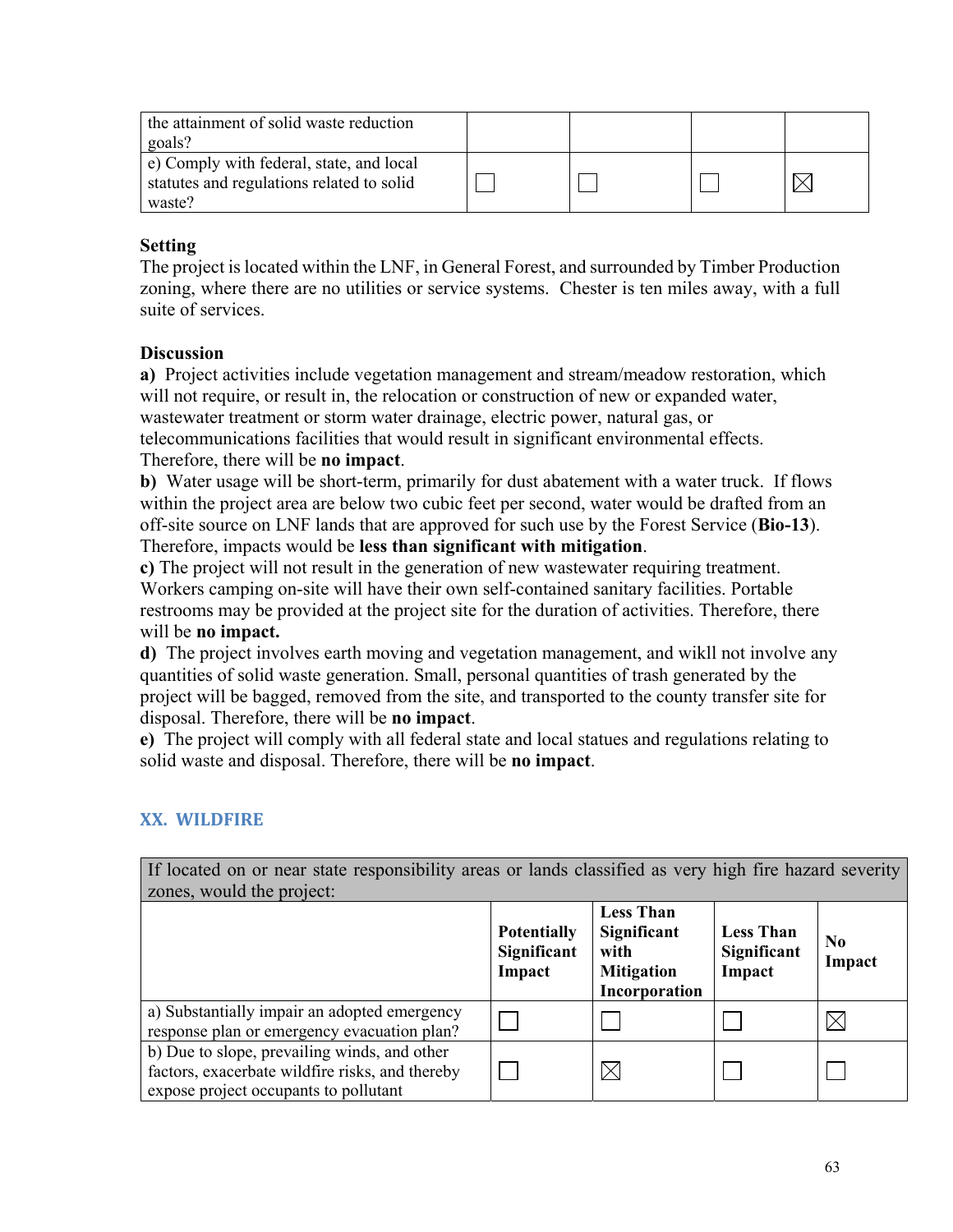| | | | | |
|---|---|---|---|---|
| the attainment of solid waste reduction goals? | | | | |
| e) Comply with federal, state, and local statutes and regulations related to solid waste? | ☐ | ☐ | ☐ | ☒ |

**Setting**
The project is located within the LNF, in General Forest, and surrounded by Timber Production zoning, where there are no utilities or service systems. Chester is ten miles away, with a full suite of services.

**Discussion**
**a)** Project activities include vegetation management and stream/meadow restoration, which will not require, or result in, the relocation or construction of new or expanded water, wastewater treatment or storm water drainage, electric power, natural gas, or telecommunications facilities that would result in significant environmental effects. Therefore, there will be **no impact**.
**b)** Water usage will be short-term, primarily for dust abatement with a water truck. If flows within the project area are below two cubic feet per second, water would be drafted from an off-site source on LNF lands that are approved for such use by the Forest Service (**Bio-13**). Therefore, impacts would be **less than significant with mitigation**.
**c)** The project will not result in the generation of new wastewater requiring treatment. Workers camping on-site will have their own self-contained sanitary facilities. Portable restrooms may be provided at the project site for the duration of activities. Therefore, there will be **no impact.**
**d)** The project involves earth moving and vegetation management, and wikll not involve any quantities of solid waste generation. Small, personal quantities of trash generated by the project will be bagged, removed from the site, and transported to the county transfer site for disposal. Therefore, there will be **no impact**.
**e)** The project will comply with all federal state and local statues and regulations relating to solid waste and disposal. Therefore, there will be **no impact**.

## XX. WILDFIRE

| If located on or near state responsibility areas or lands classified as very high fire hazard severity zones, would the project: | Potentially Significant Impact | Less Than Significant with Mitigation Incorporation | Less Than Significant Impact | No Impact |
|---|---|---|---|---|
| a) Substantially impair an adopted emergency response plan or emergency evacuation plan? | ☐ | ☐ | ☐ | ☒ |
| b) Due to slope, prevailing winds, and other factors, exacerbate wildfire risks, and thereby expose project occupants to pollutant | ☐ | ☒ | ☐ | ☐ |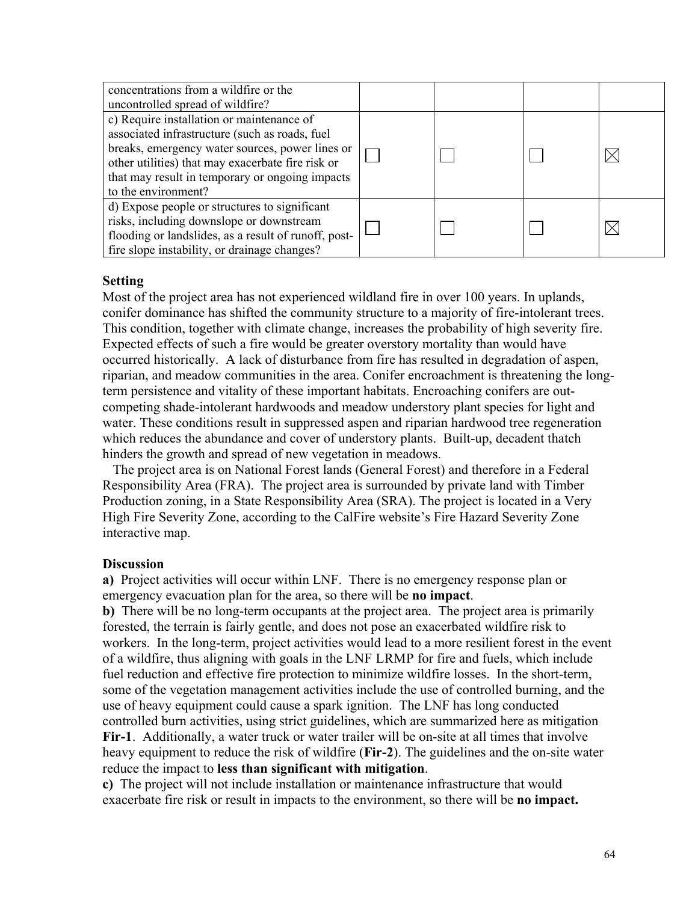| | | | | |
|---|---|---|---|---|
| concentrations from a wildfire or the uncontrolled spread of wildfire? | | | | |
| c) Require installation or maintenance of associated infrastructure (such as roads, fuel breaks, emergency water sources, power lines or other utilities) that may exacerbate fire risk or that may result in temporary or ongoing impacts to the environment? | ☐ | ☐ | ☐ | ☒ |
| d) Expose people or structures to significant risks, including downslope or downstream flooding or landslides, as a result of runoff, post-fire slope instability, or drainage changes? | ☐ | ☐ | ☐ | ☒ |

**Setting**

Most of the project area has not experienced wildland fire in over 100 years. In uplands, conifer dominance has shifted the community structure to a majority of fire-intolerant trees. This condition, together with climate change, increases the probability of high severity fire. Expected effects of such a fire would be greater overstory mortality than would have occurred historically. A lack of disturbance from fire has resulted in degradation of aspen, riparian, and meadow communities in the area. Conifer encroachment is threatening the long-term persistence and vitality of these important habitats. Encroaching conifers are out-competing shade-intolerant hardwoods and meadow understory plant species for light and water. These conditions result in suppressed aspen and riparian hardwood tree regeneration which reduces the abundance and cover of understory plants. Built-up, decadent thatch hinders the growth and spread of new vegetation in meadows.

The project area is on National Forest lands (General Forest) and therefore in a Federal Responsibility Area (FRA). The project area is surrounded by private land with Timber Production zoning, in a State Responsibility Area (SRA). The project is located in a Very High Fire Severity Zone, according to the CalFire website's Fire Hazard Severity Zone interactive map.

**Discussion**

**a)** Project activities will occur within LNF. There is no emergency response plan or emergency evacuation plan for the area, so there will be **no impact**.

**b)** There will be no long-term occupants at the project area. The project area is primarily forested, the terrain is fairly gentle, and does not pose an exacerbated wildfire risk to workers. In the long-term, project activities would lead to a more resilient forest in the event of a wildfire, thus aligning with goals in the LNF LRMP for fire and fuels, which include fuel reduction and effective fire protection to minimize wildfire losses. In the short-term, some of the vegetation management activities include the use of controlled burning, and the use of heavy equipment could cause a spark ignition. The LNF has long conducted controlled burn activities, using strict guidelines, which are summarized here as mitigation **Fir-1**. Additionally, a water truck or water trailer will be on-site at all times that involve heavy equipment to reduce the risk of wildfire (**Fir-2**). The guidelines and the on-site water reduce the impact to **less than significant with mitigation**.

**c)** The project will not include installation or maintenance infrastructure that would exacerbate fire risk or result in impacts to the environment, so there will be **no impact.**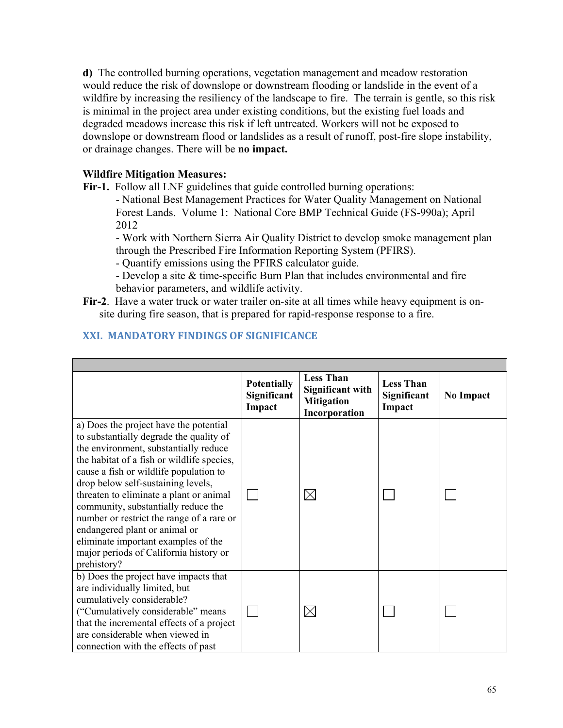**d)** The controlled burning operations, vegetation management and meadow restoration would reduce the risk of downslope or downstream flooding or landslide in the event of a wildfire by increasing the resiliency of the landscape to fire. The terrain is gentle, so this risk is minimal in the project area under existing conditions, but the existing fuel loads and degraded meadows increase this risk if left untreated. Workers will not be exposed to downslope or downstream flood or landslides as a result of runoff, post-fire slope instability, or drainage changes. There will be **no impact.**

**Wildfire Mitigation Measures:**

**Fir-1.** Follow all LNF guidelines that guide controlled burning operations:

- National Best Management Practices for Water Quality Management on National Forest Lands. Volume 1: National Core BMP Technical Guide (FS-990a); April 2012
- Work with Northern Sierra Air Quality District to develop smoke management plan through the Prescribed Fire Information Reporting System (PFIRS).
- Quantify emissions using the PFIRS calculator guide.
- Develop a site & time-specific Burn Plan that includes environmental and fire behavior parameters, and wildlife activity.

**Fir-2**. Have a water truck or water trailer on-site at all times while heavy equipment is on-site during fire season, that is prepared for rapid-response response to a fire.

## XXI. MANDATORY FINDINGS OF SIGNIFICANCE

| | Potentially Significant Impact | Less Than Significant with Mitigation Incorporation | Less Than Significant Impact | No Impact |
|---|---|---|---|---|
| a) Does the project have the potential to substantially degrade the quality of the environment, substantially reduce the habitat of a fish or wildlife species, cause a fish or wildlife population to drop below self-sustaining levels, threaten to eliminate a plant or animal community, substantially reduce the number or restrict the range of a rare or endangered plant or animal or eliminate important examples of the major periods of California history or prehistory? | ☐ | ☒ | ☐ | ☐ |
| b) Does the project have impacts that are individually limited, but cumulatively considerable? ("Cumulatively considerable" means that the incremental effects of a project are considerable when viewed in connection with the effects of past | ☐ | ☒ | ☐ | ☐ |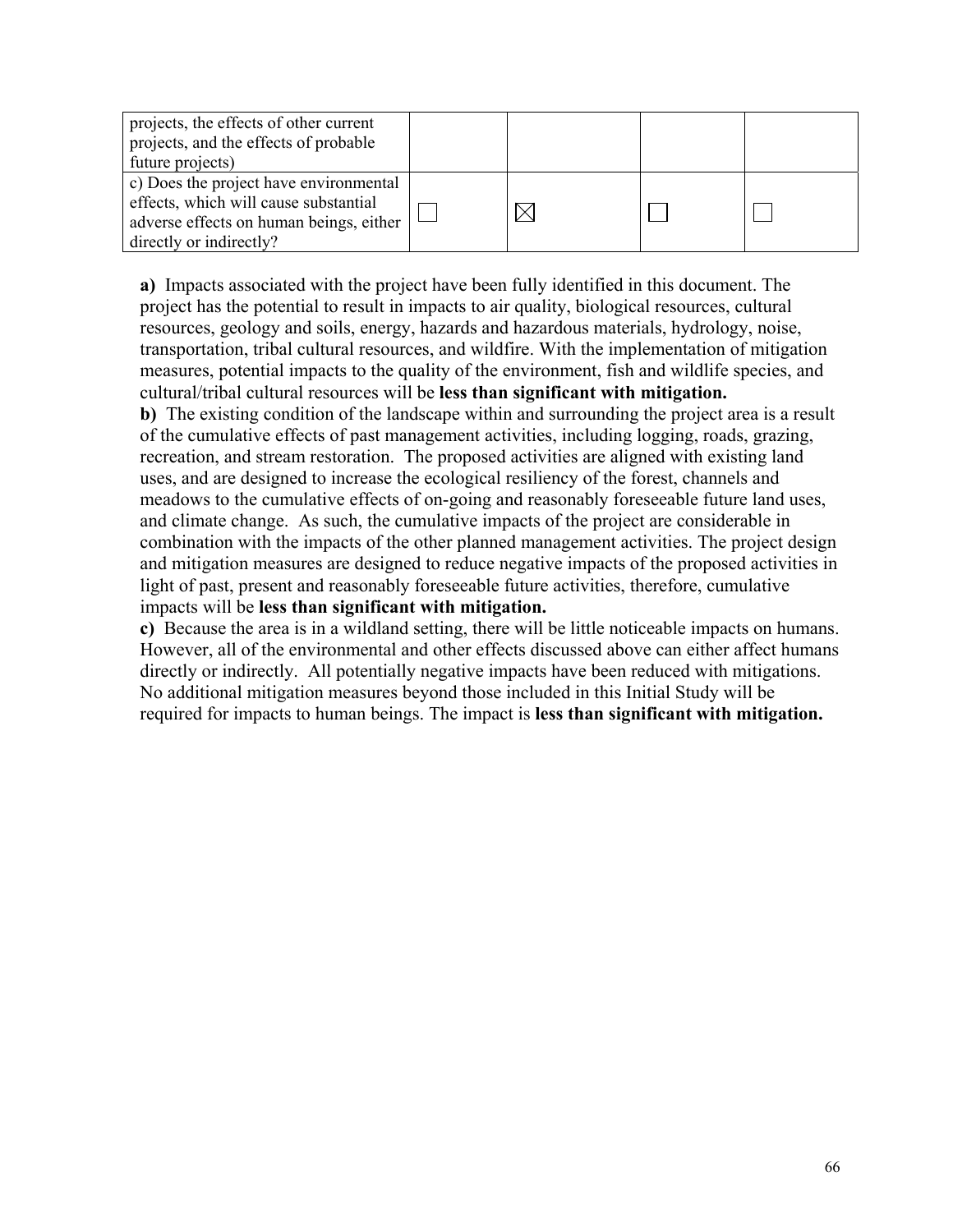| | | | | |
|---|---|---|---|---|
| projects, the effects of other current projects, and the effects of probable future projects) | | | | |
| c) Does the project have environmental effects, which will cause substantial adverse effects on human beings, either directly or indirectly? | ☐ | ☒ | ☐ | ☐ |

**a)** Impacts associated with the project have been fully identified in this document. The project has the potential to result in impacts to air quality, biological resources, cultural resources, geology and soils, energy, hazards and hazardous materials, hydrology, noise, transportation, tribal cultural resources, and wildfire. With the implementation of mitigation measures, potential impacts to the quality of the environment, fish and wildlife species, and cultural/tribal cultural resources will be **less than significant with mitigation.**

**b)** The existing condition of the landscape within and surrounding the project area is a result of the cumulative effects of past management activities, including logging, roads, grazing, recreation, and stream restoration. The proposed activities are aligned with existing land uses, and are designed to increase the ecological resiliency of the forest, channels and meadows to the cumulative effects of on-going and reasonably foreseeable future land uses, and climate change. As such, the cumulative impacts of the project are considerable in combination with the impacts of the other planned management activities. The project design and mitigation measures are designed to reduce negative impacts of the proposed activities in light of past, present and reasonably foreseeable future activities, therefore, cumulative impacts will be **less than significant with mitigation.**

**c)** Because the area is in a wildland setting, there will be little noticeable impacts on humans. However, all of the environmental and other effects discussed above can either affect humans directly or indirectly. All potentially negative impacts have been reduced with mitigations. No additional mitigation measures beyond those included in this Initial Study will be required for impacts to human beings. The impact is **less than significant with mitigation.**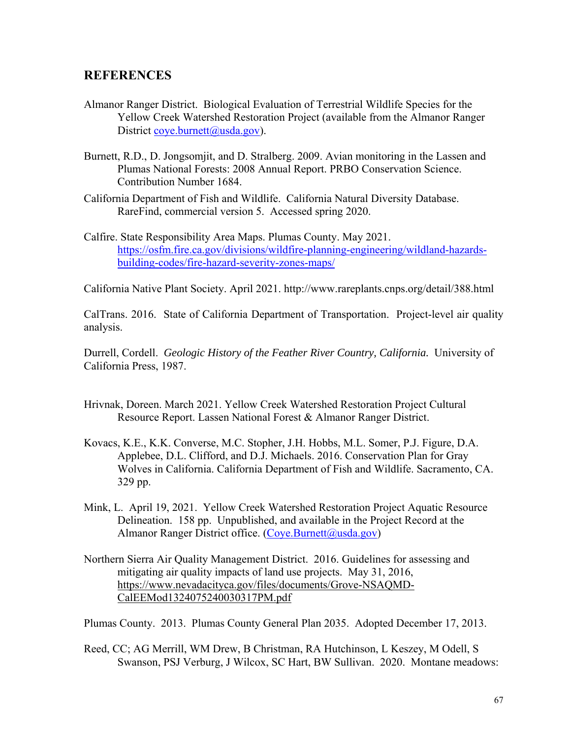## REFERENCES

Almanor Ranger District. Biological Evaluation of Terrestrial Wildlife Species for the Yellow Creek Watershed Restoration Project (available from the Almanor Ranger District coye.burnett@usda.gov).

Burnett, R.D., D. Jongsomjit, and D. Stralberg. 2009. Avian monitoring in the Lassen and Plumas National Forests: 2008 Annual Report. PRBO Conservation Science. Contribution Number 1684.

California Department of Fish and Wildlife. California Natural Diversity Database. RareFind, commercial version 5. Accessed spring 2020.

Calfire. State Responsibility Area Maps. Plumas County. May 2021. https://osfm.fire.ca.gov/divisions/wildfire-planning-engineering/wildland-hazards-building-codes/fire-hazard-severity-zones-maps/

California Native Plant Society. April 2021. http://www.rareplants.cnps.org/detail/388.html

CalTrans. 2016. State of California Department of Transportation. Project-level air quality analysis.

Durrell, Cordell. *Geologic History of the Feather River Country, California.* University of California Press, 1987.

Hrivnak, Doreen. March 2021. Yellow Creek Watershed Restoration Project Cultural Resource Report. Lassen National Forest & Almanor Ranger District.

Kovacs, K.E., K.K. Converse, M.C. Stopher, J.H. Hobbs, M.L. Somer, P.J. Figure, D.A. Applebee, D.L. Clifford, and D.J. Michaels. 2016. Conservation Plan for Gray Wolves in California. California Department of Fish and Wildlife. Sacramento, CA. 329 pp.

Mink, L. April 19, 2021. Yellow Creek Watershed Restoration Project Aquatic Resource Delineation. 158 pp. Unpublished, and available in the Project Record at the Almanor Ranger District office. (Coye.Burnett@usda.gov)

Northern Sierra Air Quality Management District. 2016. Guidelines for assessing and mitigating air quality impacts of land use projects. May 31, 2016, https://www.nevadacityca.gov/files/documents/Grove-NSAQMD-CalEEMod1324075240030317PM.pdf

Plumas County. 2013. Plumas County General Plan 2035. Adopted December 17, 2013.

Reed, CC; AG Merrill, WM Drew, B Christman, RA Hutchinson, L Keszey, M Odell, S Swanson, PSJ Verburg, J Wilcox, SC Hart, BW Sullivan. 2020. Montane meadows: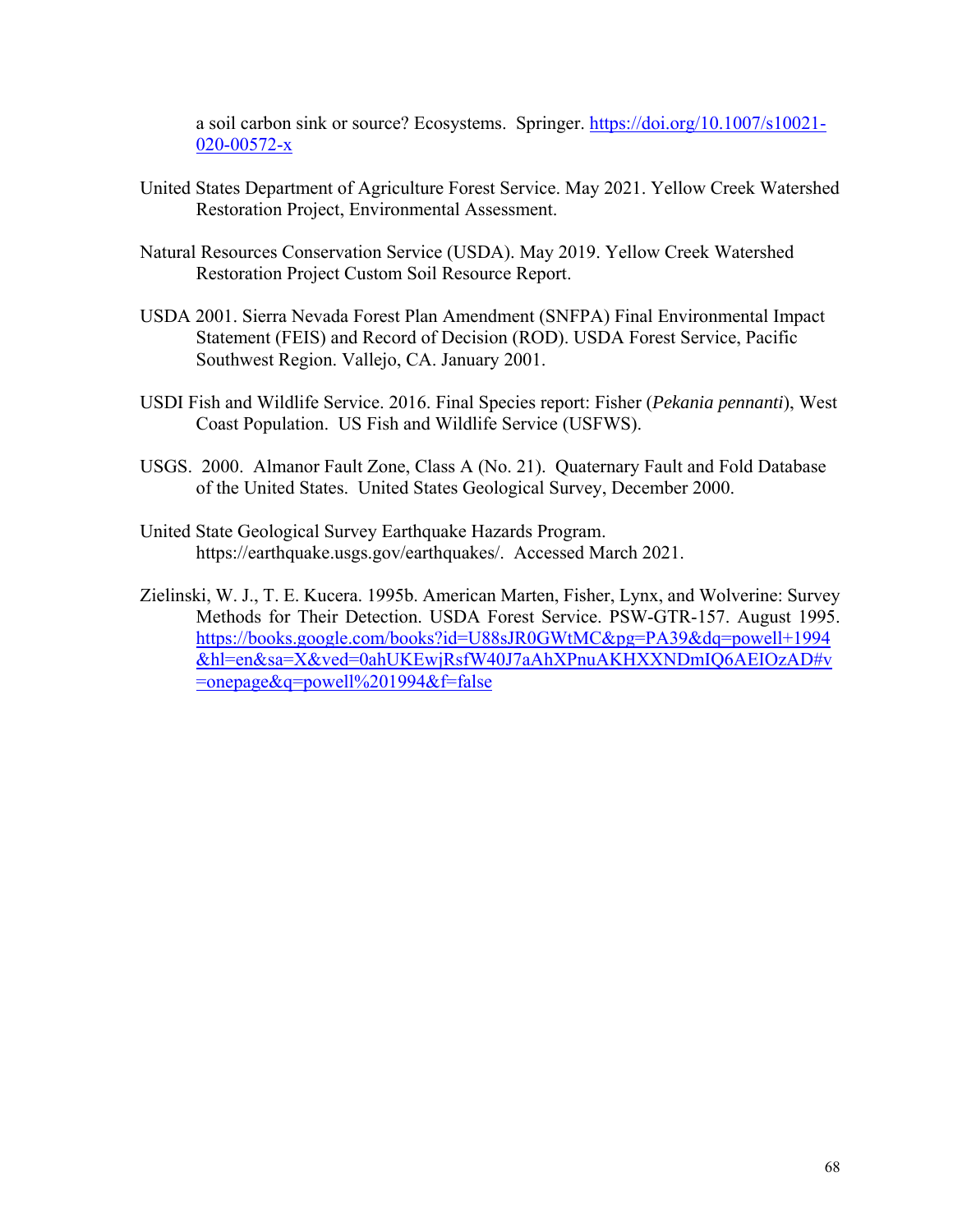a soil carbon sink or source? Ecosystems. Springer. https://doi.org/10.1007/s10021-020-00572-x

United States Department of Agriculture Forest Service. May 2021. Yellow Creek Watershed Restoration Project, Environmental Assessment.

Natural Resources Conservation Service (USDA). May 2019. Yellow Creek Watershed Restoration Project Custom Soil Resource Report.

USDA 2001. Sierra Nevada Forest Plan Amendment (SNFPA) Final Environmental Impact Statement (FEIS) and Record of Decision (ROD). USDA Forest Service, Pacific Southwest Region. Vallejo, CA. January 2001.

USDI Fish and Wildlife Service. 2016. Final Species report: Fisher (*Pekania pennanti*), West Coast Population. US Fish and Wildlife Service (USFWS).

USGS. 2000. Almanor Fault Zone, Class A (No. 21). Quaternary Fault and Fold Database of the United States. United States Geological Survey, December 2000.

United State Geological Survey Earthquake Hazards Program. https://earthquake.usgs.gov/earthquakes/. Accessed March 2021.

Zielinski, W. J., T. E. Kucera. 1995b. American Marten, Fisher, Lynx, and Wolverine: Survey Methods for Their Detection. USDA Forest Service. PSW-GTR-157. August 1995. https://books.google.com/books?id=U88sJR0GWtMC&pg=PA39&dq=powell+1994&hl=en&sa=X&ved=0ahUKEwjRsfW40J7aAhXPnuAKHXXNDmIQ6AEIOzAD#v=onepage&q=powell%201994&f=false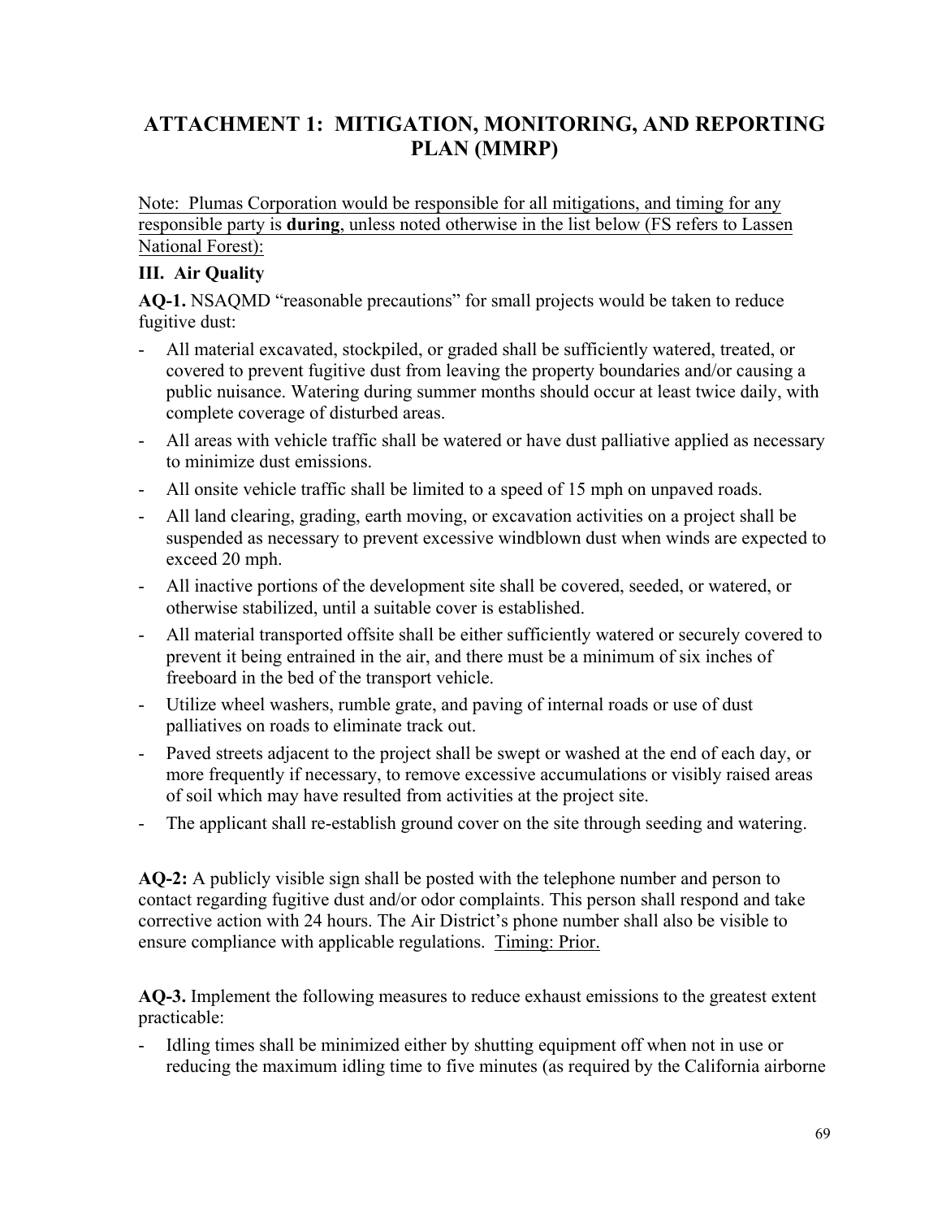# ATTACHMENT 1: MITIGATION, MONITORING, AND REPORTING PLAN (MMRP)

<u>Note: Plumas Corporation would be responsible for all mitigations, and timing for any responsible party is **during**, unless noted otherwise in the list below (FS refers to Lassen National Forest):</u>

### III. Air Quality

**AQ-1.** NSAQMD "reasonable precautions" for small projects would be taken to reduce fugitive dust:

- All material excavated, stockpiled, or graded shall be sufficiently watered, treated, or covered to prevent fugitive dust from leaving the property boundaries and/or causing a public nuisance. Watering during summer months should occur at least twice daily, with complete coverage of disturbed areas.
- All areas with vehicle traffic shall be watered or have dust palliative applied as necessary to minimize dust emissions.
- All onsite vehicle traffic shall be limited to a speed of 15 mph on unpaved roads.
- All land clearing, grading, earth moving, or excavation activities on a project shall be suspended as necessary to prevent excessive windblown dust when winds are expected to exceed 20 mph.
- All inactive portions of the development site shall be covered, seeded, or watered, or otherwise stabilized, until a suitable cover is established.
- All material transported offsite shall be either sufficiently watered or securely covered to prevent it being entrained in the air, and there must be a minimum of six inches of freeboard in the bed of the transport vehicle.
- Utilize wheel washers, rumble grate, and paving of internal roads or use of dust palliatives on roads to eliminate track out.
- Paved streets adjacent to the project shall be swept or washed at the end of each day, or more frequently if necessary, to remove excessive accumulations or visibly raised areas of soil which may have resulted from activities at the project site.
- The applicant shall re-establish ground cover on the site through seeding and watering.

**AQ-2:** A publicly visible sign shall be posted with the telephone number and person to contact regarding fugitive dust and/or odor complaints. This person shall respond and take corrective action with 24 hours. The Air District's phone number shall also be visible to ensure compliance with applicable regulations. <u>Timing: Prior.</u>

**AQ-3.** Implement the following measures to reduce exhaust emissions to the greatest extent practicable:

- Idling times shall be minimized either by shutting equipment off when not in use or reducing the maximum idling time to five minutes (as required by the California airborne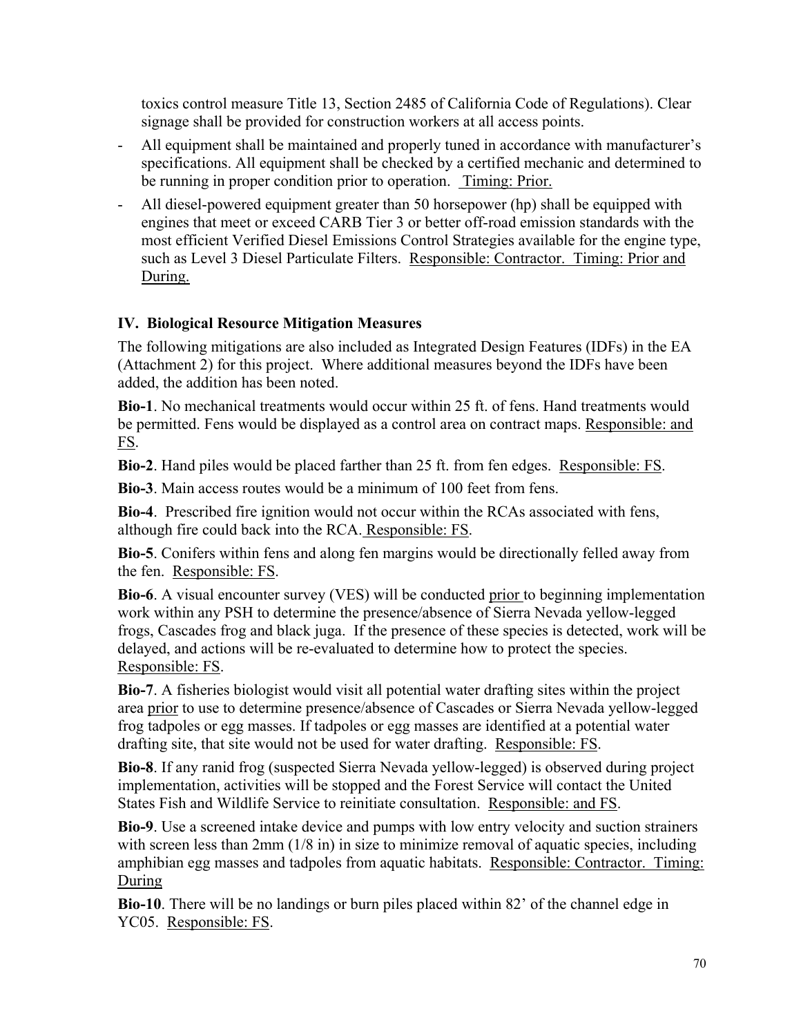toxics control measure Title 13, Section 2485 of California Code of Regulations). Clear signage shall be provided for construction workers at all access points.

- All equipment shall be maintained and properly tuned in accordance with manufacturer's specifications. All equipment shall be checked by a certified mechanic and determined to be running in proper condition prior to operation. Timing: Prior.
- All diesel-powered equipment greater than 50 horsepower (hp) shall be equipped with engines that meet or exceed CARB Tier 3 or better off-road emission standards with the most efficient Verified Diesel Emissions Control Strategies available for the engine type, such as Level 3 Diesel Particulate Filters. Responsible: Contractor. Timing: Prior and During.

## IV. Biological Resource Mitigation Measures

The following mitigations are also included as Integrated Design Features (IDFs) in the EA (Attachment 2) for this project. Where additional measures beyond the IDFs have been added, the addition has been noted.

**Bio-1**. No mechanical treatments would occur within 25 ft. of fens. Hand treatments would be permitted. Fens would be displayed as a control area on contract maps. Responsible: and FS.

**Bio-2**. Hand piles would be placed farther than 25 ft. from fen edges. Responsible: FS.

**Bio-3**. Main access routes would be a minimum of 100 feet from fens.

**Bio-4**. Prescribed fire ignition would not occur within the RCAs associated with fens, although fire could back into the RCA. Responsible: FS.

**Bio-5**. Conifers within fens and along fen margins would be directionally felled away from the fen. Responsible: FS.

**Bio-6**. A visual encounter survey (VES) will be conducted prior to beginning implementation work within any PSH to determine the presence/absence of Sierra Nevada yellow-legged frogs, Cascades frog and black juga. If the presence of these species is detected, work will be delayed, and actions will be re-evaluated to determine how to protect the species. Responsible: FS.

**Bio-7**. A fisheries biologist would visit all potential water drafting sites within the project area prior to use to determine presence/absence of Cascades or Sierra Nevada yellow-legged frog tadpoles or egg masses. If tadpoles or egg masses are identified at a potential water drafting site, that site would not be used for water drafting. Responsible: FS.

**Bio-8**. If any ranid frog (suspected Sierra Nevada yellow-legged) is observed during project implementation, activities will be stopped and the Forest Service will contact the United States Fish and Wildlife Service to reinitiate consultation. Responsible: and FS.

**Bio-9**. Use a screened intake device and pumps with low entry velocity and suction strainers with screen less than 2mm (1/8 in) in size to minimize removal of aquatic species, including amphibian egg masses and tadpoles from aquatic habitats. Responsible: Contractor. Timing: During

**Bio-10**. There will be no landings or burn piles placed within 82' of the channel edge in YC05. Responsible: FS.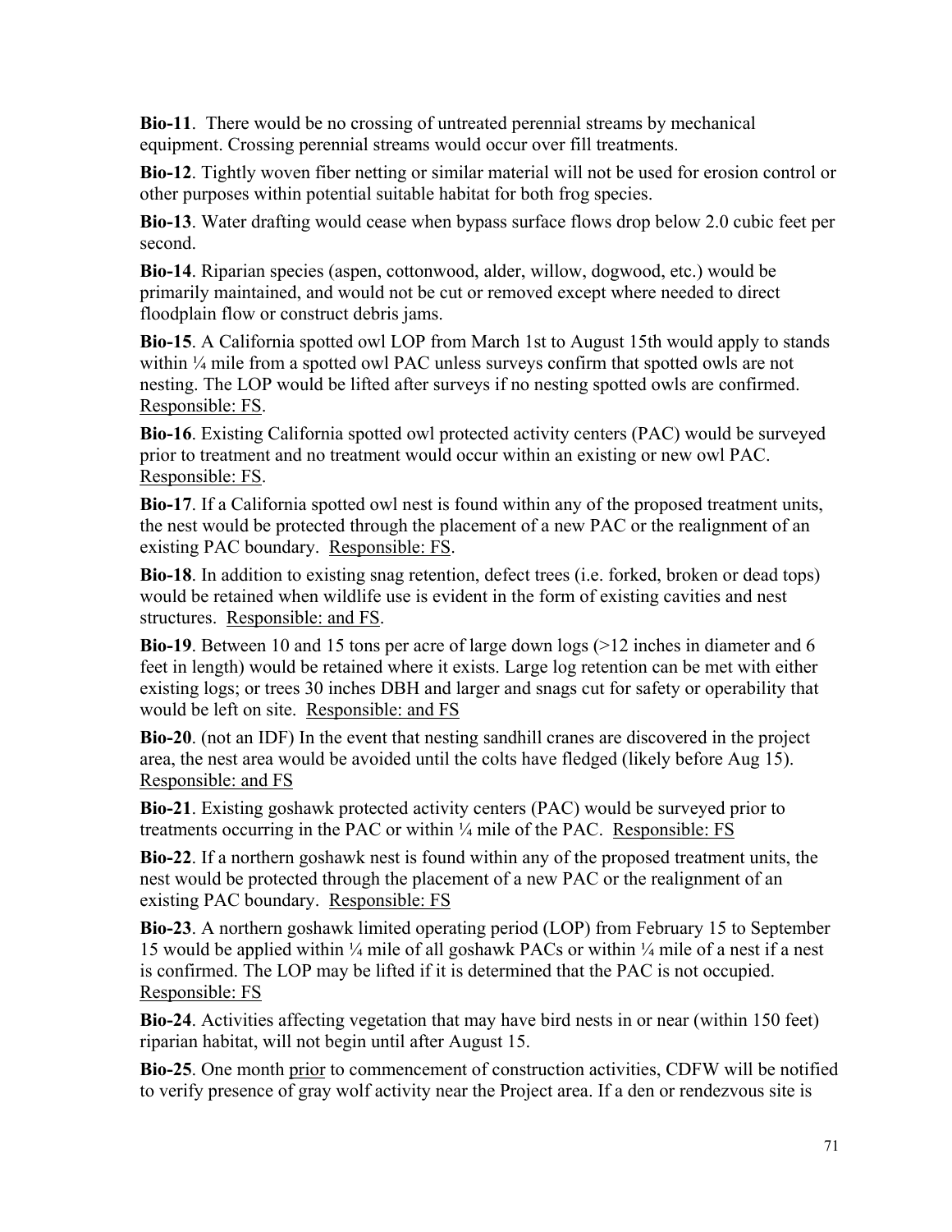**Bio-11**. There would be no crossing of untreated perennial streams by mechanical equipment. Crossing perennial streams would occur over fill treatments.

**Bio-12**. Tightly woven fiber netting or similar material will not be used for erosion control or other purposes within potential suitable habitat for both frog species.

**Bio-13**. Water drafting would cease when bypass surface flows drop below 2.0 cubic feet per second.

**Bio-14**. Riparian species (aspen, cottonwood, alder, willow, dogwood, etc.) would be primarily maintained, and would not be cut or removed except where needed to direct floodplain flow or construct debris jams.

**Bio-15**. A California spotted owl LOP from March 1st to August 15th would apply to stands within ¼ mile from a spotted owl PAC unless surveys confirm that spotted owls are not nesting. The LOP would be lifted after surveys if no nesting spotted owls are confirmed. Responsible: FS.

**Bio-16**. Existing California spotted owl protected activity centers (PAC) would be surveyed prior to treatment and no treatment would occur within an existing or new owl PAC. Responsible: FS.

**Bio-17**. If a California spotted owl nest is found within any of the proposed treatment units, the nest would be protected through the placement of a new PAC or the realignment of an existing PAC boundary. Responsible: FS.

**Bio-18**. In addition to existing snag retention, defect trees (i.e. forked, broken or dead tops) would be retained when wildlife use is evident in the form of existing cavities and nest structures. Responsible: and FS.

**Bio-19**. Between 10 and 15 tons per acre of large down logs (>12 inches in diameter and 6 feet in length) would be retained where it exists. Large log retention can be met with either existing logs; or trees 30 inches DBH and larger and snags cut for safety or operability that would be left on site. Responsible: and FS

**Bio-20**. (not an IDF) In the event that nesting sandhill cranes are discovered in the project area, the nest area would be avoided until the colts have fledged (likely before Aug 15). Responsible: and FS

**Bio-21**. Existing goshawk protected activity centers (PAC) would be surveyed prior to treatments occurring in the PAC or within ¼ mile of the PAC. Responsible: FS

**Bio-22**. If a northern goshawk nest is found within any of the proposed treatment units, the nest would be protected through the placement of a new PAC or the realignment of an existing PAC boundary. Responsible: FS

**Bio-23**. A northern goshawk limited operating period (LOP) from February 15 to September 15 would be applied within ¼ mile of all goshawk PACs or within ¼ mile of a nest if a nest is confirmed. The LOP may be lifted if it is determined that the PAC is not occupied. Responsible: FS

**Bio-24**. Activities affecting vegetation that may have bird nests in or near (within 150 feet) riparian habitat, will not begin until after August 15.

**Bio-25**. One month prior to commencement of construction activities, CDFW will be notified to verify presence of gray wolf activity near the Project area. If a den or rendezvous site is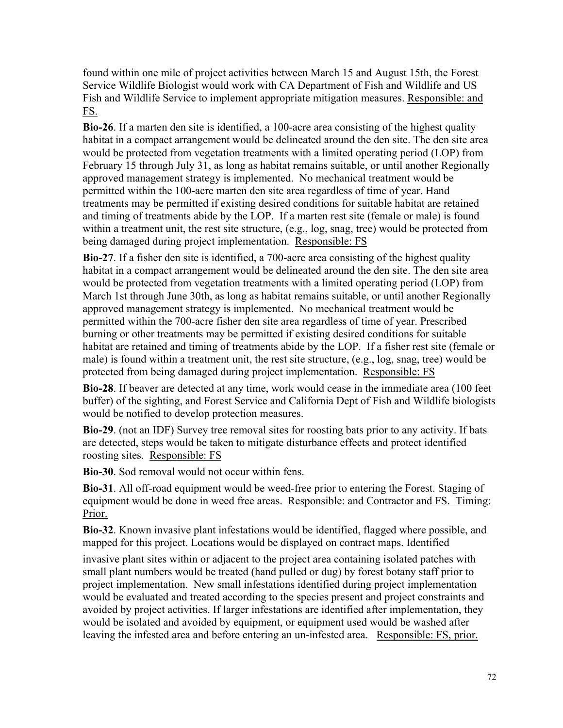found within one mile of project activities between March 15 and August 15th, the Forest Service Wildlife Biologist would work with CA Department of Fish and Wildlife and US Fish and Wildlife Service to implement appropriate mitigation measures. Responsible: and FS.

**Bio-26**. If a marten den site is identified, a 100-acre area consisting of the highest quality habitat in a compact arrangement would be delineated around the den site. The den site area would be protected from vegetation treatments with a limited operating period (LOP) from February 15 through July 31, as long as habitat remains suitable, or until another Regionally approved management strategy is implemented. No mechanical treatment would be permitted within the 100-acre marten den site area regardless of time of year. Hand treatments may be permitted if existing desired conditions for suitable habitat are retained and timing of treatments abide by the LOP. If a marten rest site (female or male) is found within a treatment unit, the rest site structure, (e.g., log, snag, tree) would be protected from being damaged during project implementation. Responsible: FS

**Bio-27**. If a fisher den site is identified, a 700-acre area consisting of the highest quality habitat in a compact arrangement would be delineated around the den site. The den site area would be protected from vegetation treatments with a limited operating period (LOP) from March 1st through June 30th, as long as habitat remains suitable, or until another Regionally approved management strategy is implemented. No mechanical treatment would be permitted within the 700-acre fisher den site area regardless of time of year. Prescribed burning or other treatments may be permitted if existing desired conditions for suitable habitat are retained and timing of treatments abide by the LOP. If a fisher rest site (female or male) is found within a treatment unit, the rest site structure, (e.g., log, snag, tree) would be protected from being damaged during project implementation. Responsible: FS

**Bio-28**. If beaver are detected at any time, work would cease in the immediate area (100 feet buffer) of the sighting, and Forest Service and California Dept of Fish and Wildlife biologists would be notified to develop protection measures.

**Bio-29**. (not an IDF) Survey tree removal sites for roosting bats prior to any activity. If bats are detected, steps would be taken to mitigate disturbance effects and protect identified roosting sites. Responsible: FS

**Bio-30**. Sod removal would not occur within fens.

**Bio-31**. All off-road equipment would be weed-free prior to entering the Forest. Staging of equipment would be done in weed free areas. Responsible: and Contractor and FS. Timing: Prior.

**Bio-32**. Known invasive plant infestations would be identified, flagged where possible, and mapped for this project. Locations would be displayed on contract maps. Identified invasive plant sites within or adjacent to the project area containing isolated patches with small plant numbers would be treated (hand pulled or dug) by forest botany staff prior to project implementation. New small infestations identified during project implementation would be evaluated and treated according to the species present and project constraints and avoided by project activities. If larger infestations are identified after implementation, they would be isolated and avoided by equipment, or equipment used would be washed after leaving the infested area and before entering an un-infested area. Responsible: FS, prior.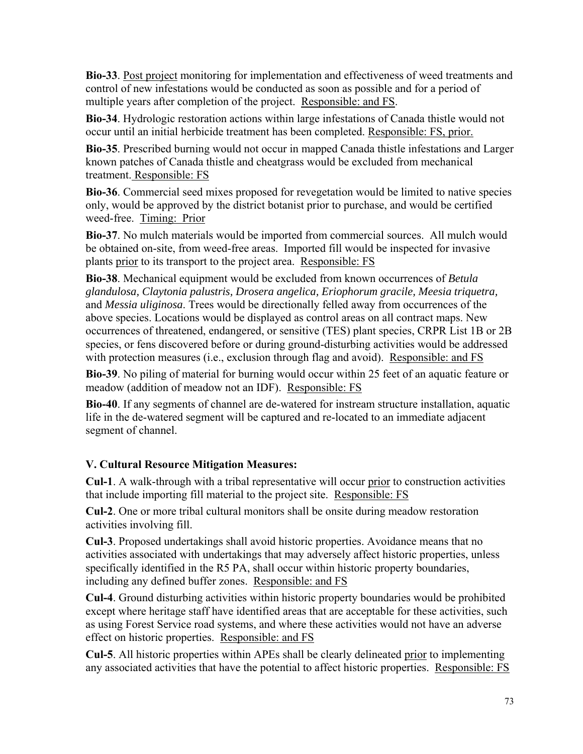**Bio-33**. Post project monitoring for implementation and effectiveness of weed treatments and control of new infestations would be conducted as soon as possible and for a period of multiple years after completion of the project. Responsible: and FS.

**Bio-34**. Hydrologic restoration actions within large infestations of Canada thistle would not occur until an initial herbicide treatment has been completed. Responsible: FS, prior.

**Bio-35**. Prescribed burning would not occur in mapped Canada thistle infestations and Larger known patches of Canada thistle and cheatgrass would be excluded from mechanical treatment. Responsible: FS

**Bio-36**. Commercial seed mixes proposed for revegetation would be limited to native species only, would be approved by the district botanist prior to purchase, and would be certified weed-free. Timing: Prior

**Bio-37**. No mulch materials would be imported from commercial sources. All mulch would be obtained on-site, from weed-free areas. Imported fill would be inspected for invasive plants prior to its transport to the project area. Responsible: FS

**Bio-38**. Mechanical equipment would be excluded from known occurrences of *Betula glandulosa, Claytonia palustris, Drosera angelica, Eriophorum gracile, Meesia triquetra,* and *Messia uliginosa*. Trees would be directionally felled away from occurrences of the above species. Locations would be displayed as control areas on all contract maps. New occurrences of threatened, endangered, or sensitive (TES) plant species, CRPR List 1B or 2B species, or fens discovered before or during ground-disturbing activities would be addressed with protection measures (i.e., exclusion through flag and avoid). Responsible: and FS

**Bio-39**. No piling of material for burning would occur within 25 feet of an aquatic feature or meadow (addition of meadow not an IDF). Responsible: FS

**Bio-40**. If any segments of channel are de-watered for instream structure installation, aquatic life in the de-watered segment will be captured and re-located to an immediate adjacent segment of channel.

### V. Cultural Resource Mitigation Measures:

**Cul-1**. A walk-through with a tribal representative will occur prior to construction activities that include importing fill material to the project site. Responsible: FS

**Cul-2**. One or more tribal cultural monitors shall be onsite during meadow restoration activities involving fill.

**Cul-3**. Proposed undertakings shall avoid historic properties. Avoidance means that no activities associated with undertakings that may adversely affect historic properties, unless specifically identified in the R5 PA, shall occur within historic property boundaries, including any defined buffer zones. Responsible: and FS

**Cul-4**. Ground disturbing activities within historic property boundaries would be prohibited except where heritage staff have identified areas that are acceptable for these activities, such as using Forest Service road systems, and where these activities would not have an adverse effect on historic properties. Responsible: and FS

**Cul-5**. All historic properties within APEs shall be clearly delineated prior to implementing any associated activities that have the potential to affect historic properties. Responsible: FS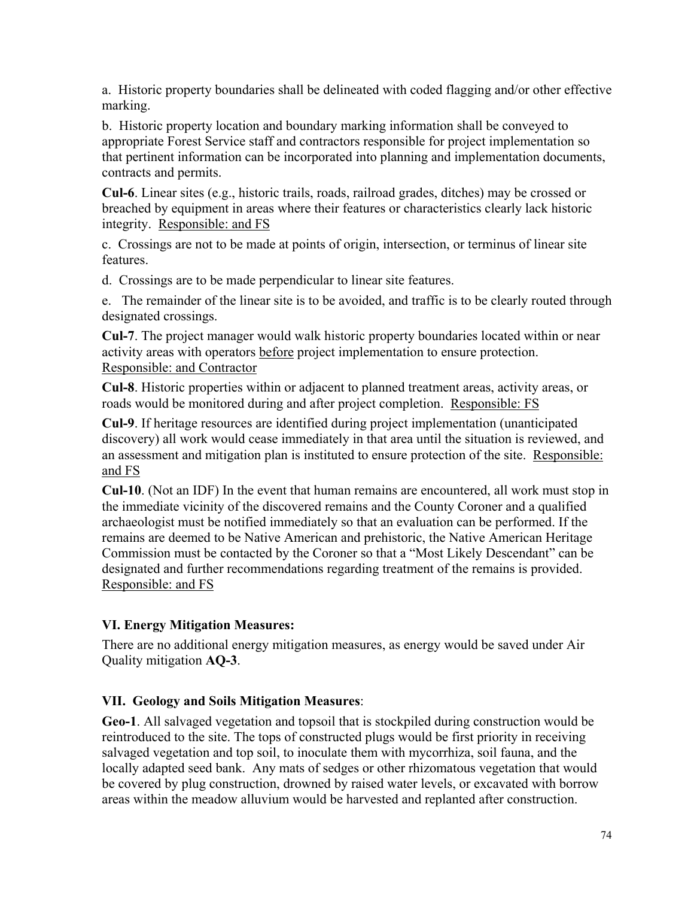a.  Historic property boundaries shall be delineated with coded flagging and/or other effective marking.

b.  Historic property location and boundary marking information shall be conveyed to appropriate Forest Service staff and contractors responsible for project implementation so that pertinent information can be incorporated into planning and implementation documents, contracts and permits.

**Cul-6**. Linear sites (e.g., historic trails, roads, railroad grades, ditches) may be crossed or breached by equipment in areas where their features or characteristics clearly lack historic integrity.  <u>Responsible: and FS</u>

c.  Crossings are not to be made at points of origin, intersection, or terminus of linear site features.

d.  Crossings are to be made perpendicular to linear site features.

e.   The remainder of the linear site is to be avoided, and traffic is to be clearly routed through designated crossings.

**Cul-7**. The project manager would walk historic property boundaries located within or near activity areas with operators <u>before</u> project implementation to ensure protection. <u>Responsible: and Contractor</u>

**Cul-8**. Historic properties within or adjacent to planned treatment areas, activity areas, or roads would be monitored during and after project completion.  <u>Responsible: FS</u>

**Cul-9**. If heritage resources are identified during project implementation (unanticipated discovery) all work would cease immediately in that area until the situation is reviewed, and an assessment and mitigation plan is instituted to ensure protection of the site.  <u>Responsible: and FS</u>

**Cul-10**. (Not an IDF) In the event that human remains are encountered, all work must stop in the immediate vicinity of the discovered remains and the County Coroner and a qualified archaeologist must be notified immediately so that an evaluation can be performed. If the remains are deemed to be Native American and prehistoric, the Native American Heritage Commission must be contacted by the Coroner so that a "Most Likely Descendant" can be designated and further recommendations regarding treatment of the remains is provided. <u>Responsible: and FS</u>

### VI. Energy Mitigation Measures:

There are no additional energy mitigation measures, as energy would be saved under Air Quality mitigation **AQ-3**.

### VII.  Geology and Soils Mitigation Measures:

**Geo-1**. All salvaged vegetation and topsoil that is stockpiled during construction would be reintroduced to the site. The tops of constructed plugs would be first priority in receiving salvaged vegetation and top soil, to inoculate them with mycorrhiza, soil fauna, and the locally adapted seed bank.  Any mats of sedges or other rhizomatous vegetation that would be covered by plug construction, drowned by raised water levels, or excavated with borrow areas within the meadow alluvium would be harvested and replanted after construction.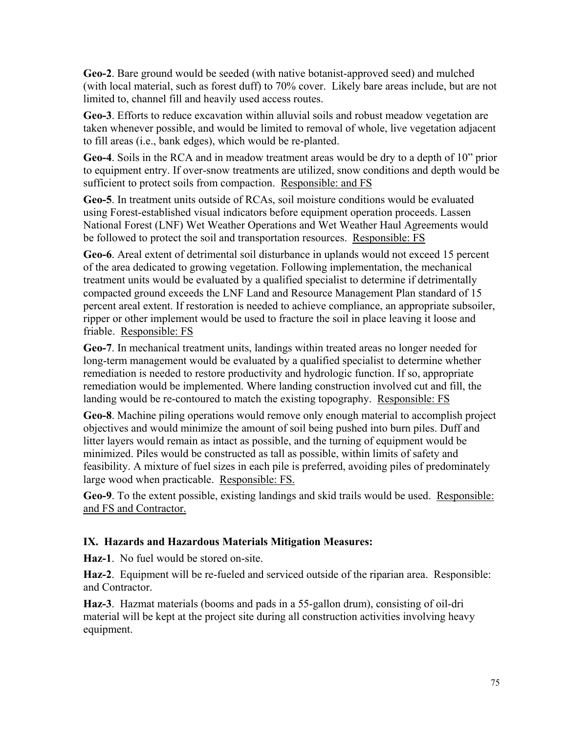**Geo-2**. Bare ground would be seeded (with native botanist-approved seed) and mulched (with local material, such as forest duff) to 70% cover. Likely bare areas include, but are not limited to, channel fill and heavily used access routes.

**Geo-3**. Efforts to reduce excavation within alluvial soils and robust meadow vegetation are taken whenever possible, and would be limited to removal of whole, live vegetation adjacent to fill areas (i.e., bank edges), which would be re-planted.

**Geo-4**. Soils in the RCA and in meadow treatment areas would be dry to a depth of 10" prior to equipment entry. If over-snow treatments are utilized, snow conditions and depth would be sufficient to protect soils from compaction. Responsible: and FS

**Geo-5**. In treatment units outside of RCAs, soil moisture conditions would be evaluated using Forest-established visual indicators before equipment operation proceeds. Lassen National Forest (LNF) Wet Weather Operations and Wet Weather Haul Agreements would be followed to protect the soil and transportation resources. Responsible: FS

**Geo-6**. Areal extent of detrimental soil disturbance in uplands would not exceed 15 percent of the area dedicated to growing vegetation. Following implementation, the mechanical treatment units would be evaluated by a qualified specialist to determine if detrimentally compacted ground exceeds the LNF Land and Resource Management Plan standard of 15 percent areal extent. If restoration is needed to achieve compliance, an appropriate subsoiler, ripper or other implement would be used to fracture the soil in place leaving it loose and friable. Responsible: FS

**Geo-7**. In mechanical treatment units, landings within treated areas no longer needed for long-term management would be evaluated by a qualified specialist to determine whether remediation is needed to restore productivity and hydrologic function. If so, appropriate remediation would be implemented. Where landing construction involved cut and fill, the landing would be re-contoured to match the existing topography. Responsible: FS

**Geo-8**. Machine piling operations would remove only enough material to accomplish project objectives and would minimize the amount of soil being pushed into burn piles. Duff and litter layers would remain as intact as possible, and the turning of equipment would be minimized. Piles would be constructed as tall as possible, within limits of safety and feasibility. A mixture of fuel sizes in each pile is preferred, avoiding piles of predominately large wood when practicable. Responsible: FS.

**Geo-9**. To the extent possible, existing landings and skid trails would be used. Responsible: and FS and Contractor.

## IX. Hazards and Hazardous Materials Mitigation Measures:

**Haz-1**. No fuel would be stored on-site.

**Haz-2**. Equipment will be re-fueled and serviced outside of the riparian area. Responsible: and Contractor.

**Haz-3**. Hazmat materials (booms and pads in a 55-gallon drum), consisting of oil-dri material will be kept at the project site during all construction activities involving heavy equipment.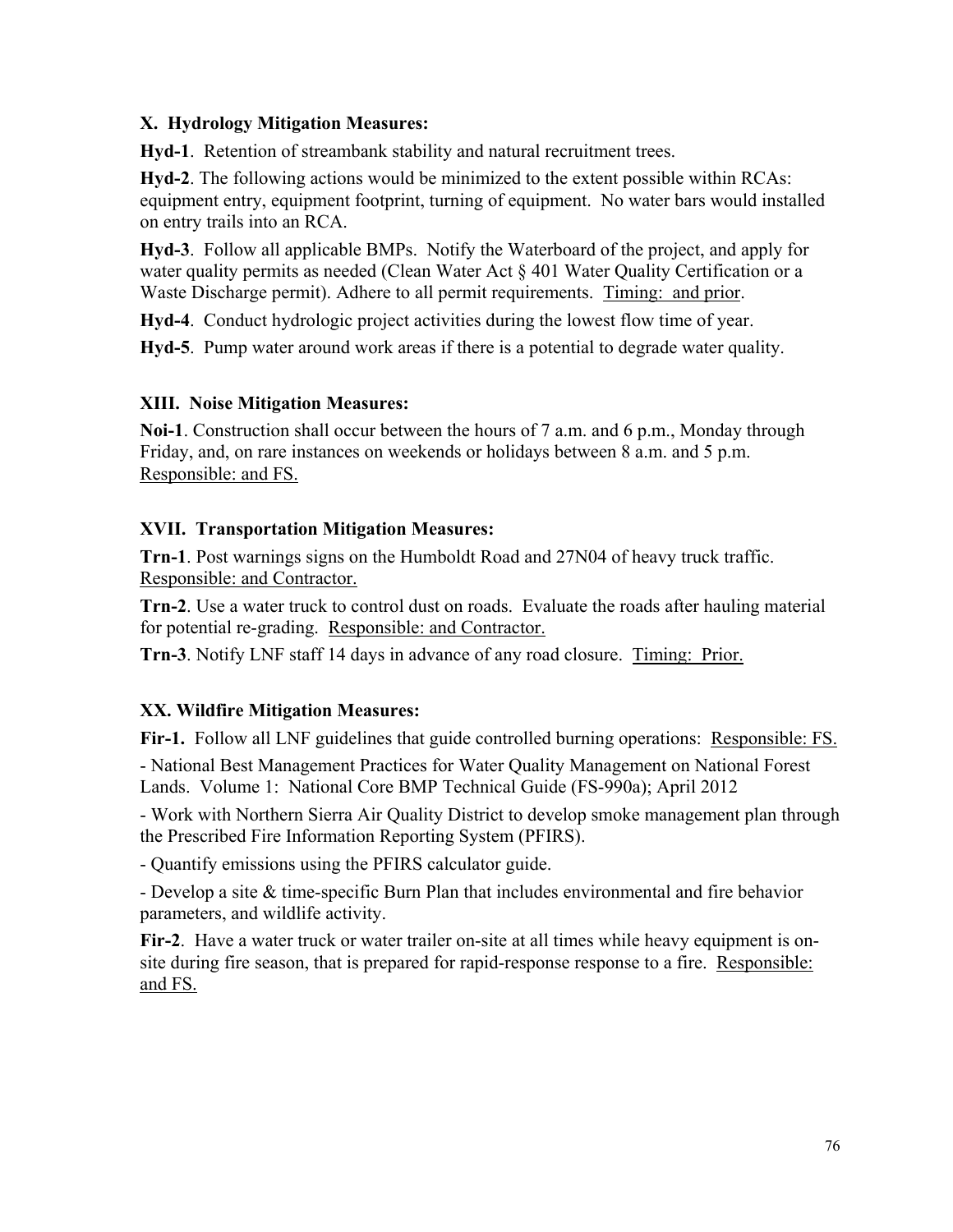### X. Hydrology Mitigation Measures:

**Hyd-1**. Retention of streambank stability and natural recruitment trees.

**Hyd-2**. The following actions would be minimized to the extent possible within RCAs: equipment entry, equipment footprint, turning of equipment. No water bars would installed on entry trails into an RCA.

**Hyd-3**. Follow all applicable BMPs. Notify the Waterboard of the project, and apply for water quality permits as needed (Clean Water Act § 401 Water Quality Certification or a Waste Discharge permit). Adhere to all permit requirements. Timing: and prior.

**Hyd-4**. Conduct hydrologic project activities during the lowest flow time of year.

**Hyd-5**. Pump water around work areas if there is a potential to degrade water quality.

### XIII. Noise Mitigation Measures:

**Noi-1**. Construction shall occur between the hours of 7 a.m. and 6 p.m., Monday through Friday, and, on rare instances on weekends or holidays between 8 a.m. and 5 p.m. Responsible: and FS.

### XVII. Transportation Mitigation Measures:

**Trn-1**. Post warnings signs on the Humboldt Road and 27N04 of heavy truck traffic. Responsible: and Contractor.

**Trn-2**. Use a water truck to control dust on roads. Evaluate the roads after hauling material for potential re-grading. Responsible: and Contractor.

**Trn-3**. Notify LNF staff 14 days in advance of any road closure. Timing: Prior.

### XX. Wildfire Mitigation Measures:

**Fir-1.** Follow all LNF guidelines that guide controlled burning operations: Responsible: FS.

- National Best Management Practices for Water Quality Management on National Forest Lands. Volume 1: National Core BMP Technical Guide (FS-990a); April 2012
- Work with Northern Sierra Air Quality District to develop smoke management plan through the Prescribed Fire Information Reporting System (PFIRS).
- Quantify emissions using the PFIRS calculator guide.
- Develop a site & time-specific Burn Plan that includes environmental and fire behavior parameters, and wildlife activity.

**Fir-2**. Have a water truck or water trailer on-site at all times while heavy equipment is on-site during fire season, that is prepared for rapid-response response to a fire. Responsible: and FS.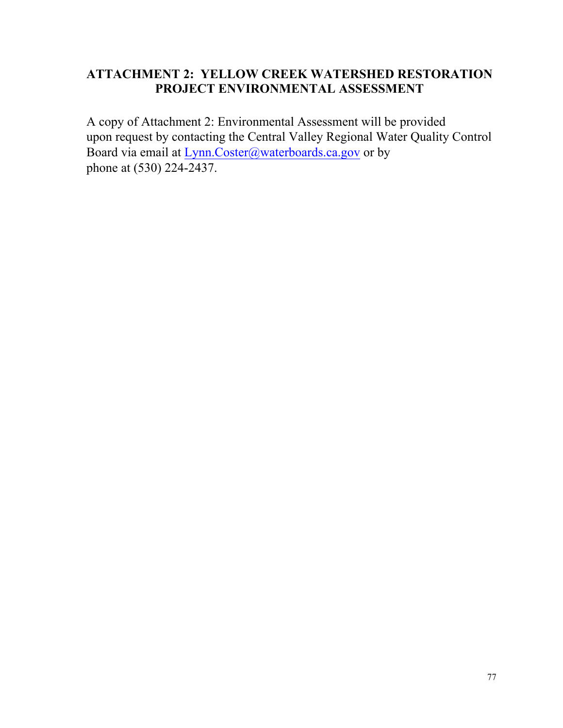## ATTACHMENT 2: YELLOW CREEK WATERSHED RESTORATION PROJECT ENVIRONMENTAL ASSESSMENT

A copy of Attachment 2: Environmental Assessment will be provided upon request by contacting the Central Valley Regional Water Quality Control Board via email at Lynn.Coster@waterboards.ca.gov or by phone at (530) 224-2437.